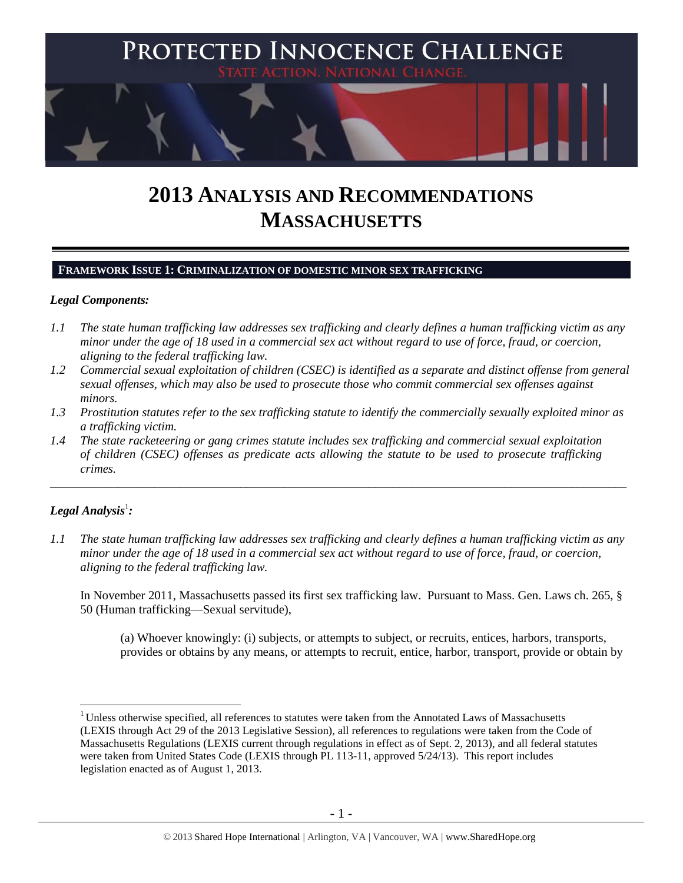# PROTECTED INNOCENCE CHALLENGE

STATE ACTION. NATIONAL CHANGE.

# 2013 ANALYSIS AND RECOMMENDATIONS MASSACHUSETTS

## FRAMEWORK ISSUE 1: CRIMINALIZATION OF DOMESTIC MINOR SEX TRAFFICKING

### *Legal Components:*

*1.1 The state human trafficking law addresses sex trafficking and clearly defines a human trafficking victim as any minor under the age of 18 used in a commercial sex act without regard to use of force, fraud, or coercion, aligning to the federal trafficking law.*

*1.2 Commercial sexual exploitation of children (CSEC) is identified as a separate and distinct offense from general sexual offenses, which may also be used to prosecute those who commit commercial sex offenses against minors.*

*1.3 Prostitution statutes refer to the sex trafficking statute to identify the commercially sexually exploited minor as a trafficking victim.*

*1.4 The state racketeering or gang crimes statute includes sex trafficking and commercial sexual exploitation of children (CSEC) offenses as predicate acts allowing the statute to be used to prosecute trafficking crimes.*

---

### *Legal Analysis*[1]*:*

*1.1 The state human trafficking law addresses sex trafficking and clearly defines a human trafficking victim as any minor under the age of 18 used in a commercial sex act without regard to use of force, fraud, or coercion, aligning to the federal trafficking law.*

In November 2011, Massachusetts passed its first sex trafficking law. Pursuant to Mass. Gen. Laws ch. 265, § 50 (Human trafficking—Sexual servitude),

> (a) Whoever knowingly: (i) subjects, or attempts to subject, or recruits, entices, harbors, transports, provides or obtains by any means, or attempts to recruit, entice, harbor, transport, provide or obtain by

---

[1] Unless otherwise specified, all references to statutes were taken from the Annotated Laws of Massachusetts (LEXIS through Act 29 of the 2013 Legislative Session), all references to regulations were taken from the Code of Massachusetts Regulations (LEXIS current through regulations in effect as of Sept. 2, 2013), and all federal statutes were taken from United States Code (LEXIS through PL 113-11, approved 5/24/13). This report includes legislation enacted as of August 1, 2013.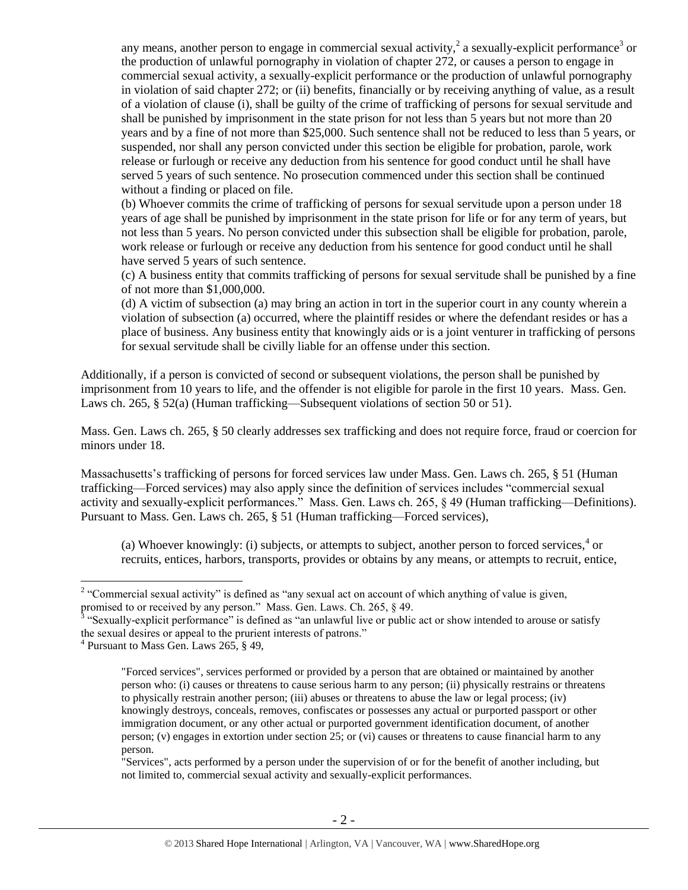any means, another person to engage in commercial sexual activity,[2] a sexually-explicit performance[3] or the production of unlawful pornography in violation of chapter 272, or causes a person to engage in commercial sexual activity, a sexually-explicit performance or the production of unlawful pornography in violation of said chapter 272; or (ii) benefits, financially or by receiving anything of value, as a result of a violation of clause (i), shall be guilty of the crime of trafficking of persons for sexual servitude and shall be punished by imprisonment in the state prison for not less than 5 years but not more than 20 years and by a fine of not more than $25,000. Such sentence shall not be reduced to less than 5 years, or suspended, nor shall any person convicted under this section be eligible for probation, parole, work release or furlough or receive any deduction from his sentence for good conduct until he shall have served 5 years of such sentence. No prosecution commenced under this section shall be continued without a finding or placed on file.

> (b) Whoever commits the crime of trafficking of persons for sexual servitude upon a person under 18 years of age shall be punished by imprisonment in the state prison for life or for any term of years, but not less than 5 years. No person convicted under this subsection shall be eligible for probation, parole, work release or furlough or receive any deduction from his sentence for good conduct until he shall have served 5 years of such sentence.
>
> (c) A business entity that commits trafficking of persons for sexual servitude shall be punished by a fine of not more than $1,000,000.
>
> (d) A victim of subsection (a) may bring an action in tort in the superior court in any county wherein a violation of subsection (a) occurred, where the plaintiff resides or where the defendant resides or has a place of business. Any business entity that knowingly aids or is a joint venturer in trafficking of persons for sexual servitude shall be civilly liable for an offense under this section.

Additionally, if a person is convicted of second or subsequent violations, the person shall be punished by imprisonment from 10 years to life, and the offender is not eligible for parole in the first 10 years. Mass. Gen. Laws ch. 265, § 52(a) (Human trafficking—Subsequent violations of section 50 or 51).

Mass. Gen. Laws ch. 265, § 50 clearly addresses sex trafficking and does not require force, fraud or coercion for minors under 18.

Massachusetts's trafficking of persons for forced services law under Mass. Gen. Laws ch. 265, § 51 (Human trafficking—Forced services) may also apply since the definition of services includes "commercial sexual activity and sexually-explicit performances." Mass. Gen. Laws ch. 265, § 49 (Human trafficking—Definitions). Pursuant to Mass. Gen. Laws ch. 265, § 51 (Human trafficking—Forced services),

> (a) Whoever knowingly: (i) subjects, or attempts to subject, another person to forced services,[4] or recruits, entices, harbors, transports, provides or obtains by any means, or attempts to recruit, entice,

---

[2] "Commercial sexual activity" is defined as "any sexual act on account of which anything of value is given, promised to or received by any person." Mass. Gen. Laws. Ch. 265, § 49.

[3] "Sexually-explicit performance" is defined as "an unlawful live or public act or show intended to arouse or satisfy the sexual desires or appeal to the prurient interests of patrons."

[4] Pursuant to Mass Gen. Laws 265, § 49,

> "Forced services", services performed or provided by a person that are obtained or maintained by another person who: (i) causes or threatens to cause serious harm to any person; (ii) physically restrains or threatens to physically restrain another person; (iii) abuses or threatens to abuse the law or legal process; (iv) knowingly destroys, conceals, removes, confiscates or possesses any actual or purported passport or other immigration document, or any other actual or purported government identification document, of another person; (v) engages in extortion under section 25; or (vi) causes or threatens to cause financial harm to any person.
>
> "Services", acts performed by a person under the supervision of or for the benefit of another including, but not limited to, commercial sexual activity and sexually-explicit performances.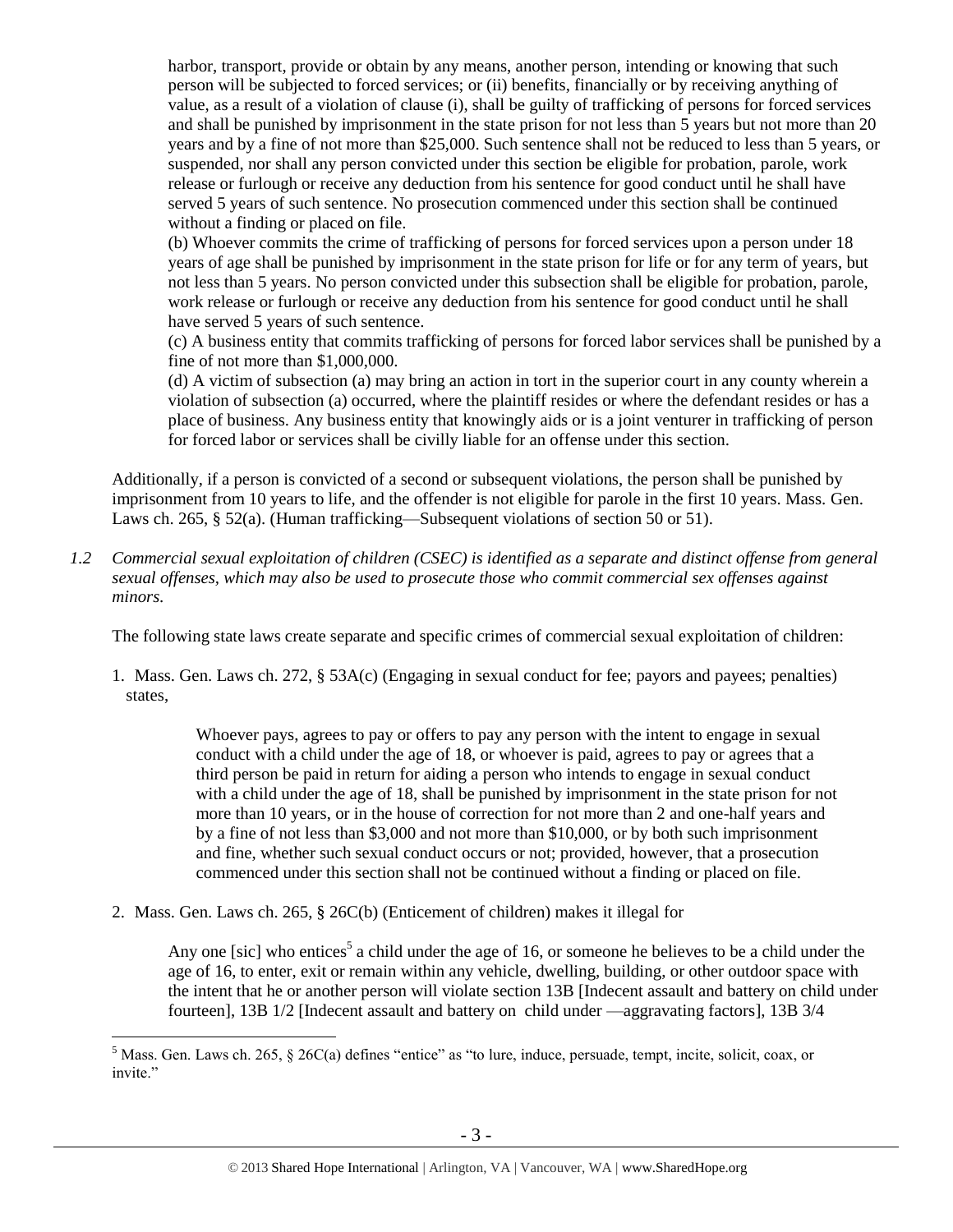> harbor, transport, provide or obtain by any means, another person, intending or knowing that such person will be subjected to forced services; or (ii) benefits, financially or by receiving anything of value, as a result of a violation of clause (i), shall be guilty of trafficking of persons for forced services and shall be punished by imprisonment in the state prison for not less than 5 years but not more than 20 years and by a fine of not more than $25,000. Such sentence shall not be reduced to less than 5 years, or suspended, nor shall any person convicted under this section be eligible for probation, parole, work release or furlough or receive any deduction from his sentence for good conduct until he shall have served 5 years of such sentence. No prosecution commenced under this section shall be continued without a finding or placed on file.
>
> (b) Whoever commits the crime of trafficking of persons for forced services upon a person under 18 years of age shall be punished by imprisonment in the state prison for life or for any term of years, but not less than 5 years. No person convicted under this subsection shall be eligible for probation, parole, work release or furlough or receive any deduction from his sentence for good conduct until he shall have served 5 years of such sentence.
>
> (c) A business entity that commits trafficking of persons for forced labor services shall be punished by a fine of not more than $1,000,000.
>
> (d) A victim of subsection (a) may bring an action in tort in the superior court in any county wherein a violation of subsection (a) occurred, where the plaintiff resides or where the defendant resides or has a place of business. Any business entity that knowingly aids or is a joint venturer in trafficking of person for forced labor or services shall be civilly liable for an offense under this section.

Additionally, if a person is convicted of a second or subsequent violations, the person shall be punished by imprisonment from 10 years to life, and the offender is not eligible for parole in the first 10 years. Mass. Gen. Laws ch. 265, § 52(a). (Human trafficking—Subsequent violations of section 50 or 51).

*1.2 Commercial sexual exploitation of children (CSEC) is identified as a separate and distinct offense from general sexual offenses, which may also be used to prosecute those who commit commercial sex offenses against minors.*

The following state laws create separate and specific crimes of commercial sexual exploitation of children:

1. Mass. Gen. Laws ch. 272, § 53A(c) (Engaging in sexual conduct for fee; payors and payees; penalties) states,

> Whoever pays, agrees to pay or offers to pay any person with the intent to engage in sexual conduct with a child under the age of 18, or whoever is paid, agrees to pay or agrees that a third person be paid in return for aiding a person who intends to engage in sexual conduct with a child under the age of 18, shall be punished by imprisonment in the state prison for not more than 10 years, or in the house of correction for not more than 2 and one-half years and by a fine of not less than $3,000 and not more than $10,000, or by both such imprisonment and fine, whether such sexual conduct occurs or not; provided, however, that a prosecution commenced under this section shall not be continued without a finding or placed on file.

2. Mass. Gen. Laws ch. 265, § 26C(b) (Enticement of children) makes it illegal for

> Any one [sic] who entices[5] a child under the age of 16, or someone he believes to be a child under the age of 16, to enter, exit or remain within any vehicle, dwelling, building, or other outdoor space with the intent that he or another person will violate section 13B [Indecent assault and battery on child under fourteen], 13B 1/2 [Indecent assault and battery on child under —aggravating factors], 13B 3/4

[5] Mass. Gen. Laws ch. 265, § 26C(a) defines "entice" as "to lure, induce, persuade, tempt, incite, solicit, coax, or invite."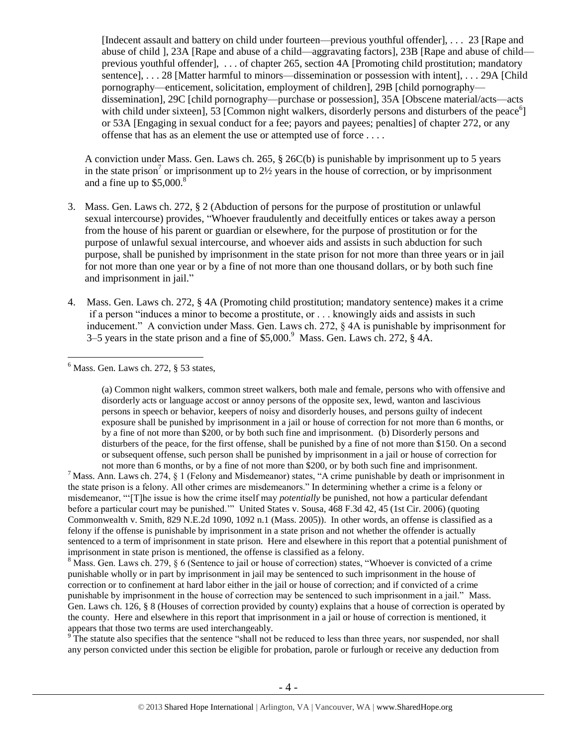[Indecent assault and battery on child under fourteen—previous youthful offender], . . . 23 [Rape and abuse of child ], 23A [Rape and abuse of a child—aggravating factors], 23B [Rape and abuse of child—previous youthful offender], . . . of chapter 265, section 4A [Promoting child prostitution; mandatory sentence], . . . 28 [Matter harmful to minors—dissemination or possession with intent], . . . 29A [Child pornography—enticement, solicitation, employment of children], 29B [child pornography—dissemination], 29C [child pornography—purchase or possession], 35A [Obscene material/acts—acts with child under sixteen], 53 [Common night walkers, disorderly persons and disturbers of the peace[6]] or 53A [Engaging in sexual conduct for a fee; payors and payees; penalties] of chapter 272, or any offense that has as an element the use or attempted use of force . . . .

A conviction under Mass. Gen. Laws ch. 265, § 26C(b) is punishable by imprisonment up to 5 years in the state prison[7] or imprisonment up to 2½ years in the house of correction, or by imprisonment and a fine up to $5,000.[8]

3. Mass. Gen. Laws ch. 272, § 2 (Abduction of persons for the purpose of prostitution or unlawful sexual intercourse) provides, "Whoever fraudulently and deceitfully entices or takes away a person from the house of his parent or guardian or elsewhere, for the purpose of prostitution or for the purpose of unlawful sexual intercourse, and whoever aids and assists in such abduction for such purpose, shall be punished by imprisonment in the state prison for not more than three years or in jail for not more than one year or by a fine of not more than one thousand dollars, or by both such fine and imprisonment in jail."

4. Mass. Gen. Laws ch. 272, § 4A (Promoting child prostitution; mandatory sentence) makes it a crime if a person "induces a minor to become a prostitute, or . . . knowingly aids and assists in such inducement." A conviction under Mass. Gen. Laws ch. 272, § 4A is punishable by imprisonment for 3–5 years in the state prison and a fine of $5,000.[9] Mass. Gen. Laws ch. 272, § 4A.

[6] Mass. Gen. Laws ch. 272, § 53 states,

> (a) Common night walkers, common street walkers, both male and female, persons who with offensive and disorderly acts or language accost or annoy persons of the opposite sex, lewd, wanton and lascivious persons in speech or behavior, keepers of noisy and disorderly houses, and persons guilty of indecent exposure shall be punished by imprisonment in a jail or house of correction for not more than 6 months, or by a fine of not more than $200, or by both such fine and imprisonment. (b) Disorderly persons and disturbers of the peace, for the first offense, shall be punished by a fine of not more than $150. On a second or subsequent offense, such person shall be punished by imprisonment in a jail or house of correction for not more than 6 months, or by a fine of not more than $200, or by both such fine and imprisonment.

[7] Mass. Ann. Laws ch. 274, § 1 (Felony and Misdemeanor) states, "A crime punishable by death or imprisonment in the state prison is a felony. All other crimes are misdemeanors." In determining whether a crime is a felony or misdemeanor, "'[T]he issue is how the crime itself may *potentially* be punished, not how a particular defendant before a particular court may be punished.'" United States v. Sousa, 468 F.3d 42, 45 (1st Cir. 2006) (quoting Commonwealth v. Smith, 829 N.E.2d 1090, 1092 n.1 (Mass. 2005)). In other words, an offense is classified as a felony if the offense is punishable by imprisonment in a state prison and not whether the offender is actually sentenced to a term of imprisonment in state prison. Here and elsewhere in this report that a potential punishment of imprisonment in state prison is mentioned, the offense is classified as a felony.

[8] Mass. Gen. Laws ch. 279, § 6 (Sentence to jail or house of correction) states, "Whoever is convicted of a crime punishable wholly or in part by imprisonment in jail may be sentenced to such imprisonment in the house of correction or to confinement at hard labor either in the jail or house of correction; and if convicted of a crime punishable by imprisonment in the house of correction may be sentenced to such imprisonment in a jail." Mass. Gen. Laws ch. 126, § 8 (Houses of correction provided by county) explains that a house of correction is operated by the county. Here and elsewhere in this report that imprisonment in a jail or house of correction is mentioned, it appears that those two terms are used interchangeably.

[9] The statute also specifies that the sentence "shall not be reduced to less than three years, nor suspended, nor shall any person convicted under this section be eligible for probation, parole or furlough or receive any deduction from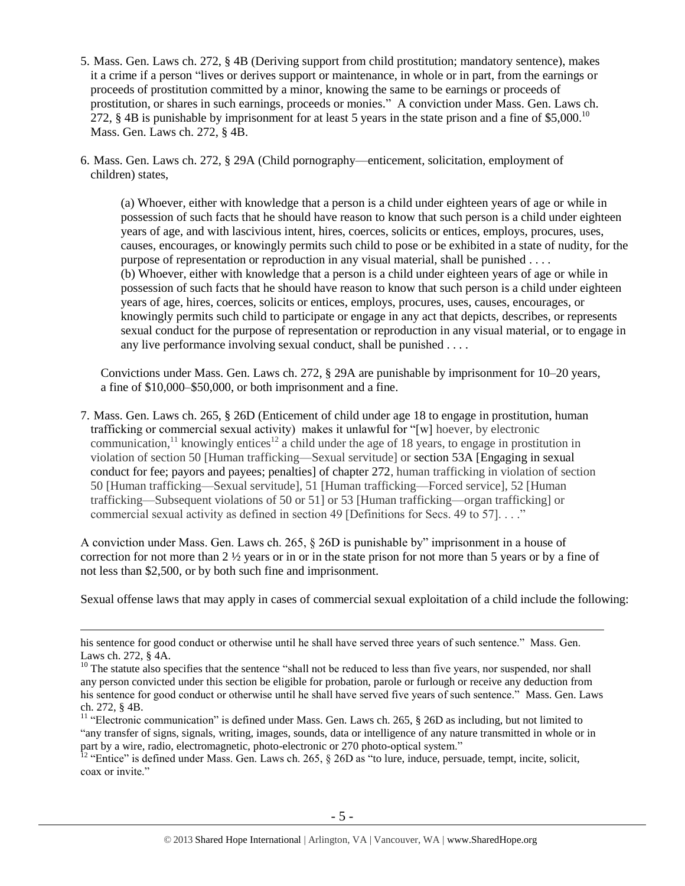5. Mass. Gen. Laws ch. 272, § 4B (Deriving support from child prostitution; mandatory sentence), makes it a crime if a person "lives or derives support or maintenance, in whole or in part, from the earnings or proceeds of prostitution committed by a minor, knowing the same to be earnings or proceeds of prostitution, or shares in such earnings, proceeds or monies." A conviction under Mass. Gen. Laws ch. 272, § 4B is punishable by imprisonment for at least 5 years in the state prison and a fine of $5,000.[10] Mass. Gen. Laws ch. 272, § 4B.

6. Mass. Gen. Laws ch. 272, § 29A (Child pornography—enticement, solicitation, employment of children) states,

> (a) Whoever, either with knowledge that a person is a child under eighteen years of age or while in possession of such facts that he should have reason to know that such person is a child under eighteen years of age, and with lascivious intent, hires, coerces, solicits or entices, employs, procures, uses, causes, encourages, or knowingly permits such child to pose or be exhibited in a state of nudity, for the purpose of representation or reproduction in any visual material, shall be punished . . . .
> (b) Whoever, either with knowledge that a person is a child under eighteen years of age or while in possession of such facts that he should have reason to know that such person is a child under eighteen years of age, hires, coerces, solicits or entices, employs, procures, uses, causes, encourages, or knowingly permits such child to participate or engage in any act that depicts, describes, or represents sexual conduct for the purpose of representation or reproduction in any visual material, or to engage in any live performance involving sexual conduct, shall be punished . . . .

Convictions under Mass. Gen. Laws ch. 272, § 29A are punishable by imprisonment for 10–20 years, a fine of $10,000–$50,000, or both imprisonment and a fine.

7. Mass. Gen. Laws ch. 265, § 26D (Enticement of child under age 18 to engage in prostitution, human trafficking or commercial sexual activity) makes it unlawful for "[w] hoever, by electronic communication,[11] knowingly entices[12] a child under the age of 18 years, to engage in prostitution in violation of section 50 [Human trafficking—Sexual servitude] or section 53A [Engaging in sexual conduct for fee; payors and payees; penalties] of chapter 272, human trafficking in violation of section 50 [Human trafficking—Sexual servitude], 51 [Human trafficking—Forced service], 52 [Human trafficking—Subsequent violations of 50 or 51] or 53 [Human trafficking—organ trafficking] or commercial sexual activity as defined in section 49 [Definitions for Secs. 49 to 57]. . . ."

A conviction under Mass. Gen. Laws ch. 265, § 26D is punishable by" imprisonment in a house of correction for not more than 2 ½ years or in or in the state prison for not more than 5 years or by a fine of not less than $2,500, or by both such fine and imprisonment.

Sexual offense laws that may apply in cases of commercial sexual exploitation of a child include the following:

---

his sentence for good conduct or otherwise until he shall have served three years of such sentence." Mass. Gen. Laws ch. 272, § 4A.

[10] The statute also specifies that the sentence "shall not be reduced to less than five years, nor suspended, nor shall any person convicted under this section be eligible for probation, parole or furlough or receive any deduction from his sentence for good conduct or otherwise until he shall have served five years of such sentence." Mass. Gen. Laws ch. 272, § 4B.

[11] "Electronic communication" is defined under Mass. Gen. Laws ch. 265, § 26D as including, but not limited to "any transfer of signs, signals, writing, images, sounds, data or intelligence of any nature transmitted in whole or in part by a wire, radio, electromagnetic, photo-electronic or 270 photo-optical system."

[12] "Entice" is defined under Mass. Gen. Laws ch. 265, § 26D as "to lure, induce, persuade, tempt, incite, solicit, coax or invite."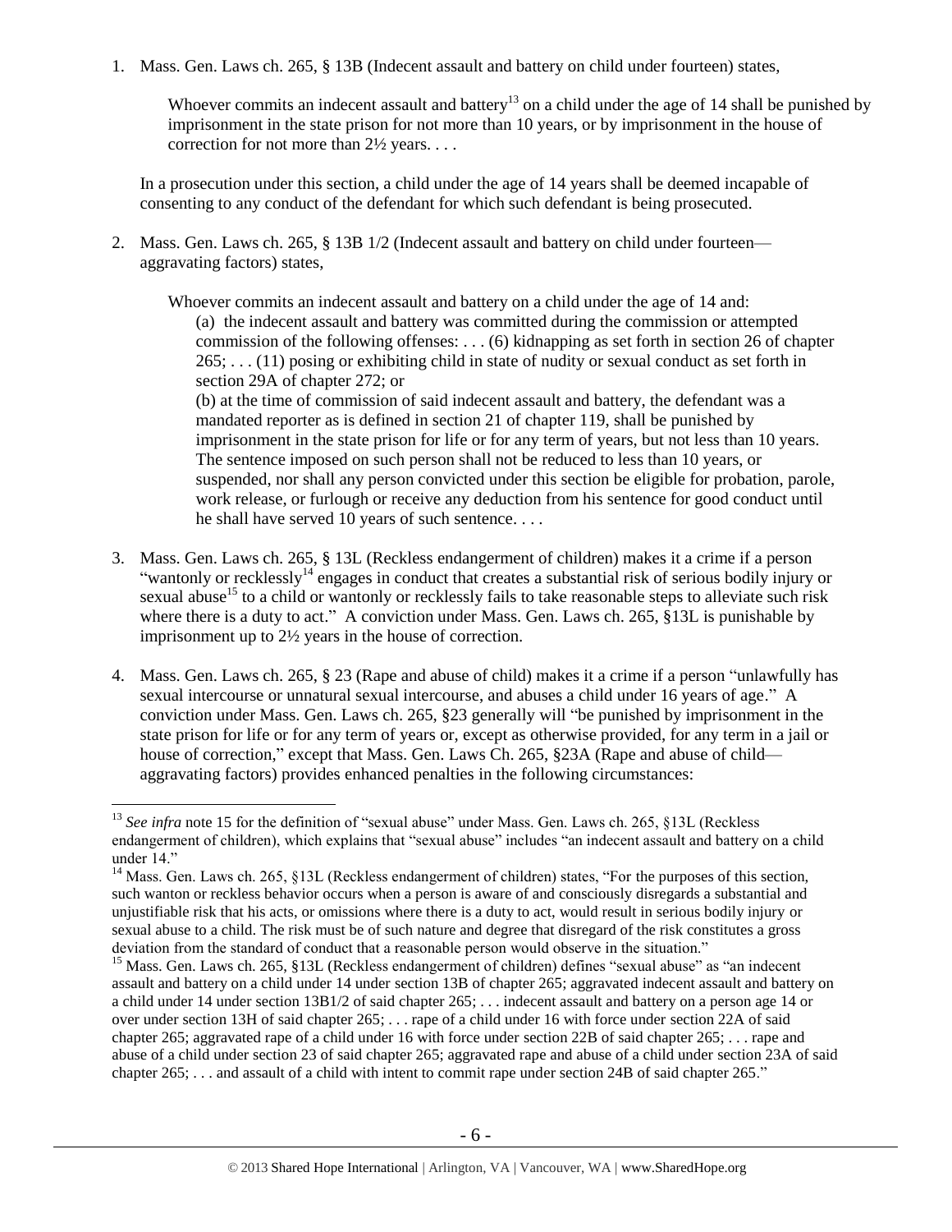1. Mass. Gen. Laws ch. 265, § 13B (Indecent assault and battery on child under fourteen) states,

   > Whoever commits an indecent assault and battery[13] on a child under the age of 14 shall be punished by imprisonment in the state prison for not more than 10 years, or by imprisonment in the house of correction for not more than 2½ years. . . .

   In a prosecution under this section, a child under the age of 14 years shall be deemed incapable of consenting to any conduct of the defendant for which such defendant is being prosecuted.

2. Mass. Gen. Laws ch. 265, § 13B 1/2 (Indecent assault and battery on child under fourteen—aggravating factors) states,

   > Whoever commits an indecent assault and battery on a child under the age of 14 and:
   >
   > (a) the indecent assault and battery was committed during the commission or attempted commission of the following offenses: . . . (6) kidnapping as set forth in section 26 of chapter 265; . . . (11) posing or exhibiting child in state of nudity or sexual conduct as set forth in section 29A of chapter 272; or
   >
   > (b) at the time of commission of said indecent assault and battery, the defendant was a mandated reporter as is defined in section 21 of chapter 119, shall be punished by imprisonment in the state prison for life or for any term of years, but not less than 10 years. The sentence imposed on such person shall not be reduced to less than 10 years, or suspended, nor shall any person convicted under this section be eligible for probation, parole, work release, or furlough or receive any deduction from his sentence for good conduct until he shall have served 10 years of such sentence. . . .

3. Mass. Gen. Laws ch. 265, § 13L (Reckless endangerment of children) makes it a crime if a person "wantonly or recklessly[14] engages in conduct that creates a substantial risk of serious bodily injury or sexual abuse[15] to a child or wantonly or recklessly fails to take reasonable steps to alleviate such risk where there is a duty to act." A conviction under Mass. Gen. Laws ch. 265, §13L is punishable by imprisonment up to 2½ years in the house of correction.

4. Mass. Gen. Laws ch. 265, § 23 (Rape and abuse of child) makes it a crime if a person "unlawfully has sexual intercourse or unnatural sexual intercourse, and abuses a child under 16 years of age." A conviction under Mass. Gen. Laws ch. 265, §23 generally will "be punished by imprisonment in the state prison for life or for any term of years or, except as otherwise provided, for any term in a jail or house of correction," except that Mass. Gen. Laws Ch. 265, §23A (Rape and abuse of child—aggravating factors) provides enhanced penalties in the following circumstances:

---

[13] *See infra* note 15 for the definition of "sexual abuse" under Mass. Gen. Laws ch. 265, §13L (Reckless endangerment of children), which explains that "sexual abuse" includes "an indecent assault and battery on a child under 14."

[14] Mass. Gen. Laws ch. 265, §13L (Reckless endangerment of children) states, "For the purposes of this section, such wanton or reckless behavior occurs when a person is aware of and consciously disregards a substantial and unjustifiable risk that his acts, or omissions where there is a duty to act, would result in serious bodily injury or sexual abuse to a child. The risk must be of such nature and degree that disregard of the risk constitutes a gross deviation from the standard of conduct that a reasonable person would observe in the situation."

[15] Mass. Gen. Laws ch. 265, §13L (Reckless endangerment of children) defines "sexual abuse" as "an indecent assault and battery on a child under 14 under section 13B of chapter 265; aggravated indecent assault and battery on a child under 14 under section 13B1/2 of said chapter 265; . . . indecent assault and battery on a person age 14 or over under section 13H of said chapter 265; . . . rape of a child under 16 with force under section 22A of said chapter 265; aggravated rape of a child under 16 with force under section 22B of said chapter 265; . . . rape and abuse of a child under section 23 of said chapter 265; aggravated rape and abuse of a child under section 23A of said chapter 265; . . . and assault of a child with intent to commit rape under section 24B of said chapter 265."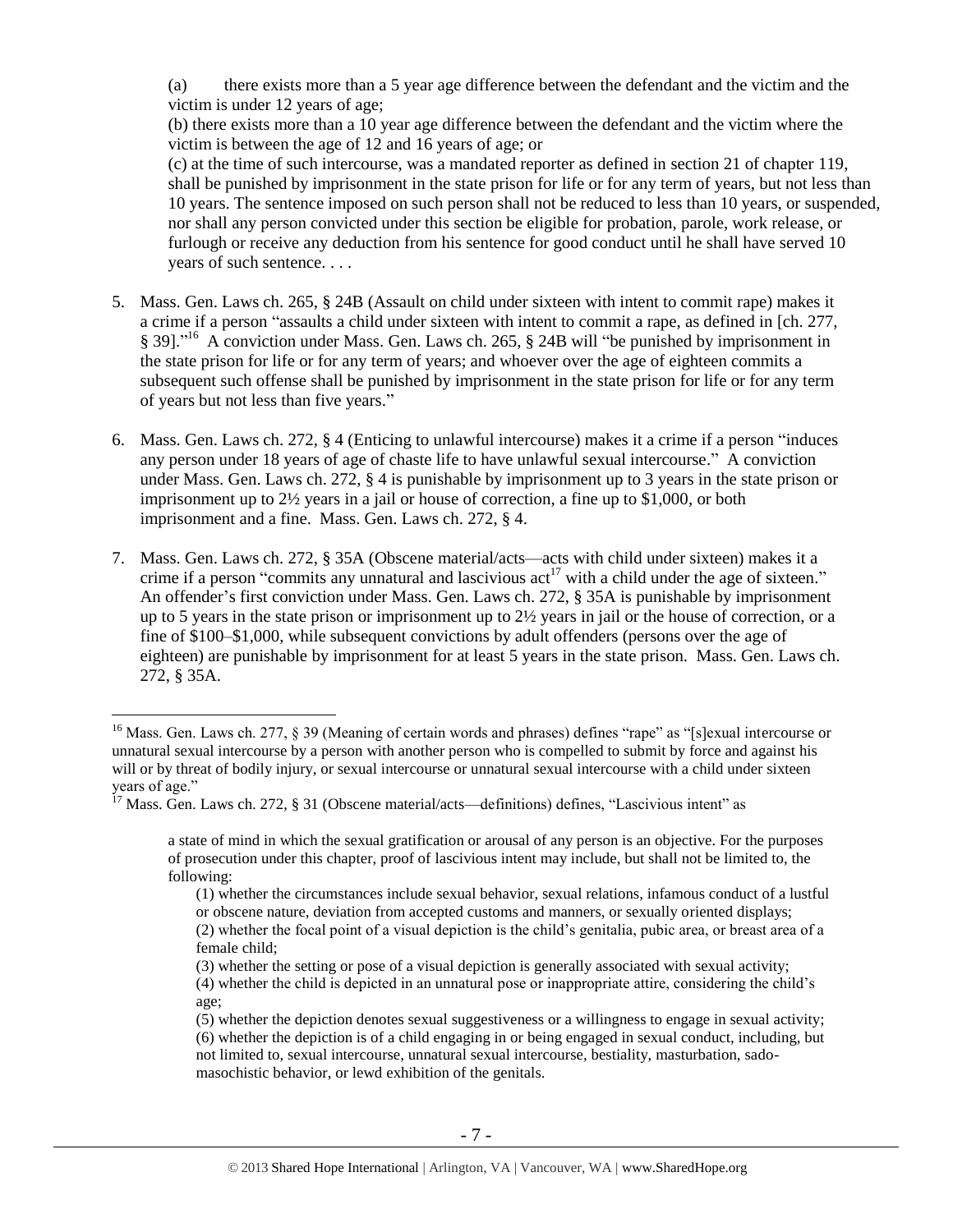(a) there exists more than a 5 year age difference between the defendant and the victim and the victim is under 12 years of age;

(b) there exists more than a 10 year age difference between the defendant and the victim where the victim is between the age of 12 and 16 years of age; or

(c) at the time of such intercourse, was a mandated reporter as defined in section 21 of chapter 119, shall be punished by imprisonment in the state prison for life or for any term of years, but not less than 10 years. The sentence imposed on such person shall not be reduced to less than 10 years, or suspended, nor shall any person convicted under this section be eligible for probation, parole, work release, or furlough or receive any deduction from his sentence for good conduct until he shall have served 10 years of such sentence. . . .

5. Mass. Gen. Laws ch. 265, § 24B (Assault on child under sixteen with intent to commit rape) makes it a crime if a person "assaults a child under sixteen with intent to commit a rape, as defined in [ch. 277, § 39]."[16] A conviction under Mass. Gen. Laws ch. 265, § 24B will "be punished by imprisonment in the state prison for life or for any term of years; and whoever over the age of eighteen commits a subsequent such offense shall be punished by imprisonment in the state prison for life or for any term of years but not less than five years."

6. Mass. Gen. Laws ch. 272, § 4 (Enticing to unlawful intercourse) makes it a crime if a person "induces any person under 18 years of age of chaste life to have unlawful sexual intercourse." A conviction under Mass. Gen. Laws ch. 272, § 4 is punishable by imprisonment up to 3 years in the state prison or imprisonment up to 2½ years in a jail or house of correction, a fine up to $1,000, or both imprisonment and a fine. Mass. Gen. Laws ch. 272, § 4.

7. Mass. Gen. Laws ch. 272, § 35A (Obscene material/acts—acts with child under sixteen) makes it a crime if a person "commits any unnatural and lascivious act[17] with a child under the age of sixteen." An offender's first conviction under Mass. Gen. Laws ch. 272, § 35A is punishable by imprisonment up to 5 years in the state prison or imprisonment up to 2½ years in jail or the house of correction, or a fine of $100–$1,000, while subsequent convictions by adult offenders (persons over the age of eighteen) are punishable by imprisonment for at least 5 years in the state prison. Mass. Gen. Laws ch. 272, § 35A.

---

[16] Mass. Gen. Laws ch. 277, § 39 (Meaning of certain words and phrases) defines "rape" as "[s]exual intercourse or unnatural sexual intercourse by a person with another person who is compelled to submit by force and against his will or by threat of bodily injury, or sexual intercourse or unnatural sexual intercourse with a child under sixteen years of age."

[17] Mass. Gen. Laws ch. 272, § 31 (Obscene material/acts—definitions) defines, "Lascivious intent" as

> a state of mind in which the sexual gratification or arousal of any person is an objective. For the purposes of prosecution under this chapter, proof of lascivious intent may include, but shall not be limited to, the following:
>
> (1) whether the circumstances include sexual behavior, sexual relations, infamous conduct of a lustful or obscene nature, deviation from accepted customs and manners, or sexually oriented displays;
> (2) whether the focal point of a visual depiction is the child's genitalia, pubic area, or breast area of a female child;
> (3) whether the setting or pose of a visual depiction is generally associated with sexual activity;
> (4) whether the child is depicted in an unnatural pose or inappropriate attire, considering the child's age;
> (5) whether the depiction denotes sexual suggestiveness or a willingness to engage in sexual activity;
> (6) whether the depiction is of a child engaging in or being engaged in sexual conduct, including, but not limited to, sexual intercourse, unnatural sexual intercourse, bestiality, masturbation, sado-masochistic behavior, or lewd exhibition of the genitals.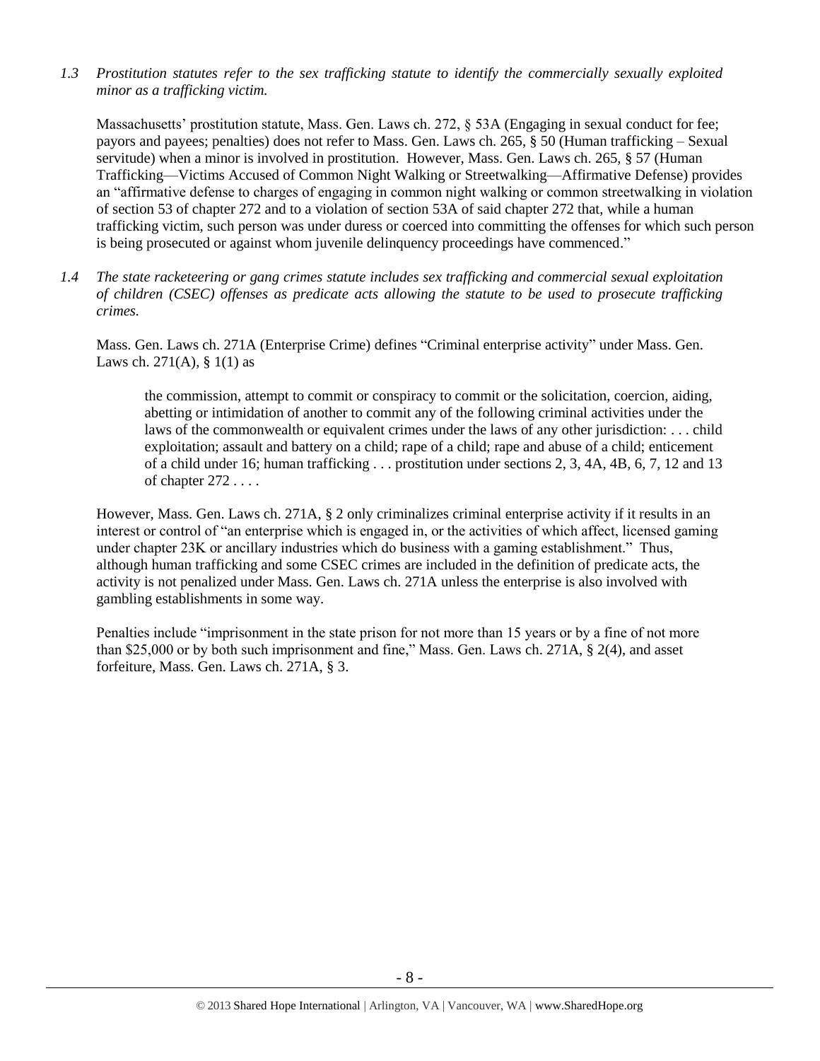*1.3 Prostitution statutes refer to the sex trafficking statute to identify the commercially sexually exploited minor as a trafficking victim.*

Massachusetts' prostitution statute, Mass. Gen. Laws ch. 272, § 53A (Engaging in sexual conduct for fee; payors and payees; penalties) does not refer to Mass. Gen. Laws ch. 265, § 50 (Human trafficking – Sexual servitude) when a minor is involved in prostitution. However, Mass. Gen. Laws ch. 265, § 57 (Human Trafficking—Victims Accused of Common Night Walking or Streetwalking—Affirmative Defense) provides an "affirmative defense to charges of engaging in common night walking or common streetwalking in violation of section 53 of chapter 272 and to a violation of section 53A of said chapter 272 that, while a human trafficking victim, such person was under duress or coerced into committing the offenses for which such person is being prosecuted or against whom juvenile delinquency proceedings have commenced."

*1.4 The state racketeering or gang crimes statute includes sex trafficking and commercial sexual exploitation of children (CSEC) offenses as predicate acts allowing the statute to be used to prosecute trafficking crimes.*

Mass. Gen. Laws ch. 271A (Enterprise Crime) defines "Criminal enterprise activity" under Mass. Gen. Laws ch. 271(A), § 1(1) as

> the commission, attempt to commit or conspiracy to commit or the solicitation, coercion, aiding, abetting or intimidation of another to commit any of the following criminal activities under the laws of the commonwealth or equivalent crimes under the laws of any other jurisdiction: . . . child exploitation; assault and battery on a child; rape of a child; rape and abuse of a child; enticement of a child under 16; human trafficking . . . prostitution under sections 2, 3, 4A, 4B, 6, 7, 12 and 13 of chapter 272 . . . .

However, Mass. Gen. Laws ch. 271A, § 2 only criminalizes criminal enterprise activity if it results in an interest or control of "an enterprise which is engaged in, or the activities of which affect, licensed gaming under chapter 23K or ancillary industries which do business with a gaming establishment." Thus, although human trafficking and some CSEC crimes are included in the definition of predicate acts, the activity is not penalized under Mass. Gen. Laws ch. 271A unless the enterprise is also involved with gambling establishments in some way.

Penalties include "imprisonment in the state prison for not more than 15 years or by a fine of not more than $25,000 or by both such imprisonment and fine," Mass. Gen. Laws ch. 271A, § 2(4), and asset forfeiture, Mass. Gen. Laws ch. 271A, § 3.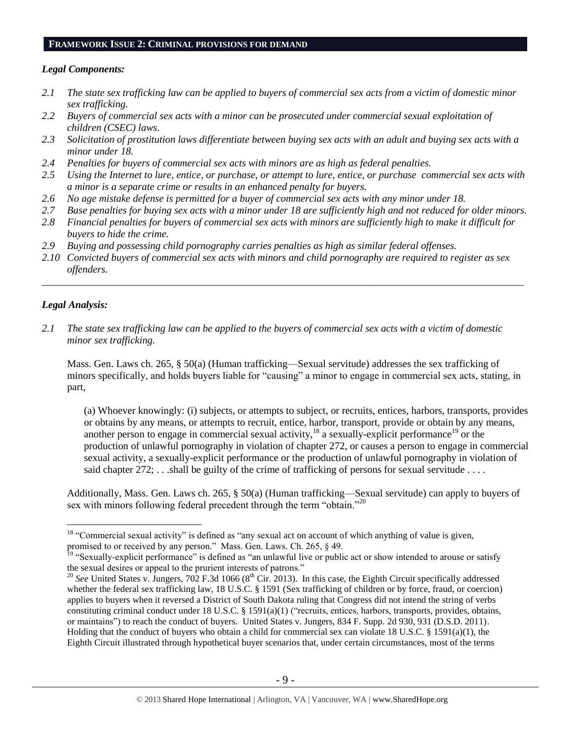## FRAMEWORK ISSUE 2: CRIMINAL PROVISIONS FOR DEMAND

### *Legal Components:*

*2.1 The state sex trafficking law can be applied to buyers of commercial sex acts from a victim of domestic minor sex trafficking.*

*2.2 Buyers of commercial sex acts with a minor can be prosecuted under commercial sexual exploitation of children (CSEC) laws.*

*2.3 Solicitation of prostitution laws differentiate between buying sex acts with an adult and buying sex acts with a minor under 18.*

*2.4 Penalties for buyers of commercial sex acts with minors are as high as federal penalties.*

*2.5 Using the Internet to lure, entice, or purchase, or attempt to lure, entice, or purchase commercial sex acts with a minor is a separate crime or results in an enhanced penalty for buyers.*

*2.6 No age mistake defense is permitted for a buyer of commercial sex acts with any minor under 18.*

*2.7 Base penalties for buying sex acts with a minor under 18 are sufficiently high and not reduced for older minors.*

*2.8 Financial penalties for buyers of commercial sex acts with minors are sufficiently high to make it difficult for buyers to hide the crime.*

*2.9 Buying and possessing child pornography carries penalties as high as similar federal offenses.*

*2.10 Convicted buyers of commercial sex acts with minors and child pornography are required to register as sex offenders.*

---

### *Legal Analysis:*

*2.1 The state sex trafficking law can be applied to the buyers of commercial sex acts with a victim of domestic minor sex trafficking.*

Mass. Gen. Laws ch. 265, § 50(a) (Human trafficking—Sexual servitude) addresses the sex trafficking of minors specifically, and holds buyers liable for "causing" a minor to engage in commercial sex acts, stating, in part,

> (a) Whoever knowingly: (i) subjects, or attempts to subject, or recruits, entices, harbors, transports, provides or obtains by any means, or attempts to recruit, entice, harbor, transport, provide or obtain by any means, another person to engage in commercial sexual activity,[18] a sexually-explicit performance[19] or the production of unlawful pornography in violation of chapter 272, or causes a person to engage in commercial sexual activity, a sexually-explicit performance or the production of unlawful pornography in violation of said chapter 272; . . .shall be guilty of the crime of trafficking of persons for sexual servitude . . . .

Additionally, Mass. Gen. Laws ch. 265, § 50(a) (Human trafficking—Sexual servitude) can apply to buyers of sex with minors following federal precedent through the term "obtain."[20]

---

[18] "Commercial sexual activity" is defined as "any sexual act on account of which anything of value is given, promised to or received by any person." Mass. Gen. Laws. Ch. 265, § 49.

[19] "Sexually-explicit performance" is defined as "an unlawful live or public act or show intended to arouse or satisfy the sexual desires or appeal to the prurient interests of patrons."

[20] *See* United States v. Jungers, 702 F.3d 1066 (8th Cir. 2013). In this case, the Eighth Circuit specifically addressed whether the federal sex trafficking law, 18 U.S.C. § 1591 (Sex trafficking of children or by force, fraud, or coercion) applies to buyers when it reversed a District of South Dakota ruling that Congress did not intend the string of verbs constituting criminal conduct under 18 U.S.C. § 1591(a)(1) ("recruits, entices, harbors, transports, provides, obtains, or maintains") to reach the conduct of buyers. United States v. Jungers, 834 F. Supp. 2d 930, 931 (D.S.D. 2011). Holding that the conduct of buyers who obtain a child for commercial sex can violate 18 U.S.C. § 1591(a)(1), the Eighth Circuit illustrated through hypothetical buyer scenarios that, under certain circumstances, most of the terms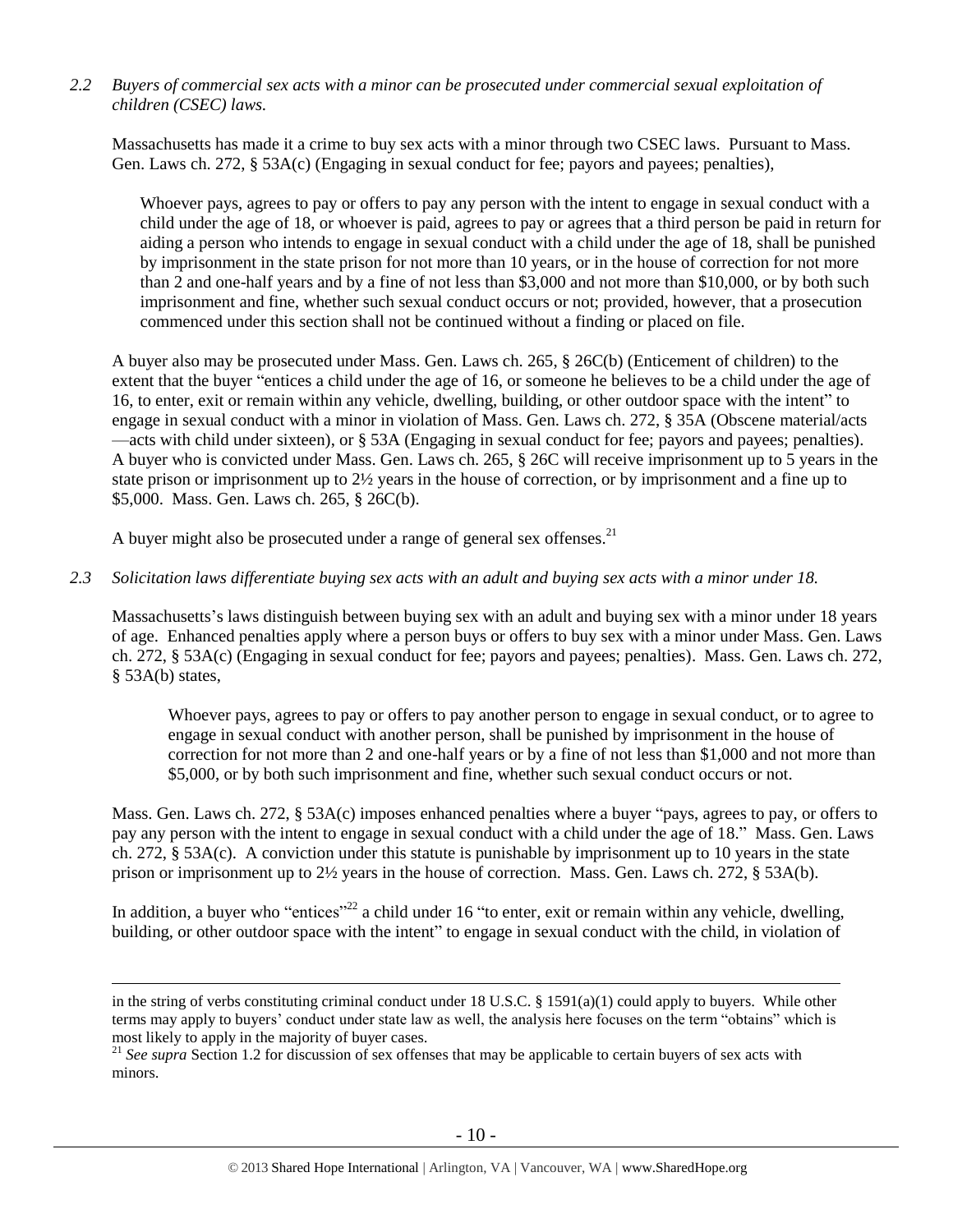*2.2 Buyers of commercial sex acts with a minor can be prosecuted under commercial sexual exploitation of children (CSEC) laws.*

Massachusetts has made it a crime to buy sex acts with a minor through two CSEC laws. Pursuant to Mass. Gen. Laws ch. 272, § 53A(c) (Engaging in sexual conduct for fee; payors and payees; penalties),

> Whoever pays, agrees to pay or offers to pay any person with the intent to engage in sexual conduct with a child under the age of 18, or whoever is paid, agrees to pay or agrees that a third person be paid in return for aiding a person who intends to engage in sexual conduct with a child under the age of 18, shall be punished by imprisonment in the state prison for not more than 10 years, or in the house of correction for not more than 2 and one-half years and by a fine of not less than $3,000 and not more than $10,000, or by both such imprisonment and fine, whether such sexual conduct occurs or not; provided, however, that a prosecution commenced under this section shall not be continued without a finding or placed on file.

A buyer also may be prosecuted under Mass. Gen. Laws ch. 265, § 26C(b) (Enticement of children) to the extent that the buyer "entices a child under the age of 16, or someone he believes to be a child under the age of 16, to enter, exit or remain within any vehicle, dwelling, building, or other outdoor space with the intent" to engage in sexual conduct with a minor in violation of Mass. Gen. Laws ch. 272, § 35A (Obscene material/acts —acts with child under sixteen), or § 53A (Engaging in sexual conduct for fee; payors and payees; penalties). A buyer who is convicted under Mass. Gen. Laws ch. 265, § 26C will receive imprisonment up to 5 years in the state prison or imprisonment up to 2½ years in the house of correction, or by imprisonment and a fine up to $5,000. Mass. Gen. Laws ch. 265, § 26C(b).

A buyer might also be prosecuted under a range of general sex offenses.[21]

*2.3 Solicitation laws differentiate buying sex acts with an adult and buying sex acts with a minor under 18.*

Massachusetts's laws distinguish between buying sex with an adult and buying sex with a minor under 18 years of age. Enhanced penalties apply where a person buys or offers to buy sex with a minor under Mass. Gen. Laws ch. 272, § 53A(c) (Engaging in sexual conduct for fee; payors and payees; penalties). Mass. Gen. Laws ch. 272, § 53A(b) states,

> Whoever pays, agrees to pay or offers to pay another person to engage in sexual conduct, or to agree to engage in sexual conduct with another person, shall be punished by imprisonment in the house of correction for not more than 2 and one-half years or by a fine of not less than $1,000 and not more than $5,000, or by both such imprisonment and fine, whether such sexual conduct occurs or not.

Mass. Gen. Laws ch. 272, § 53A(c) imposes enhanced penalties where a buyer "pays, agrees to pay, or offers to pay any person with the intent to engage in sexual conduct with a child under the age of 18." Mass. Gen. Laws ch. 272, § 53A(c). A conviction under this statute is punishable by imprisonment up to 10 years in the state prison or imprisonment up to 2½ years in the house of correction. Mass. Gen. Laws ch. 272, § 53A(b).

In addition, a buyer who "entices"[22] a child under 16 "to enter, exit or remain within any vehicle, dwelling, building, or other outdoor space with the intent" to engage in sexual conduct with the child, in violation of

---

in the string of verbs constituting criminal conduct under 18 U.S.C. § 1591(a)(1) could apply to buyers. While other terms may apply to buyers' conduct under state law as well, the analysis here focuses on the term "obtains" which is most likely to apply in the majority of buyer cases.

[21] *See supra* Section 1.2 for discussion of sex offenses that may be applicable to certain buyers of sex acts with minors.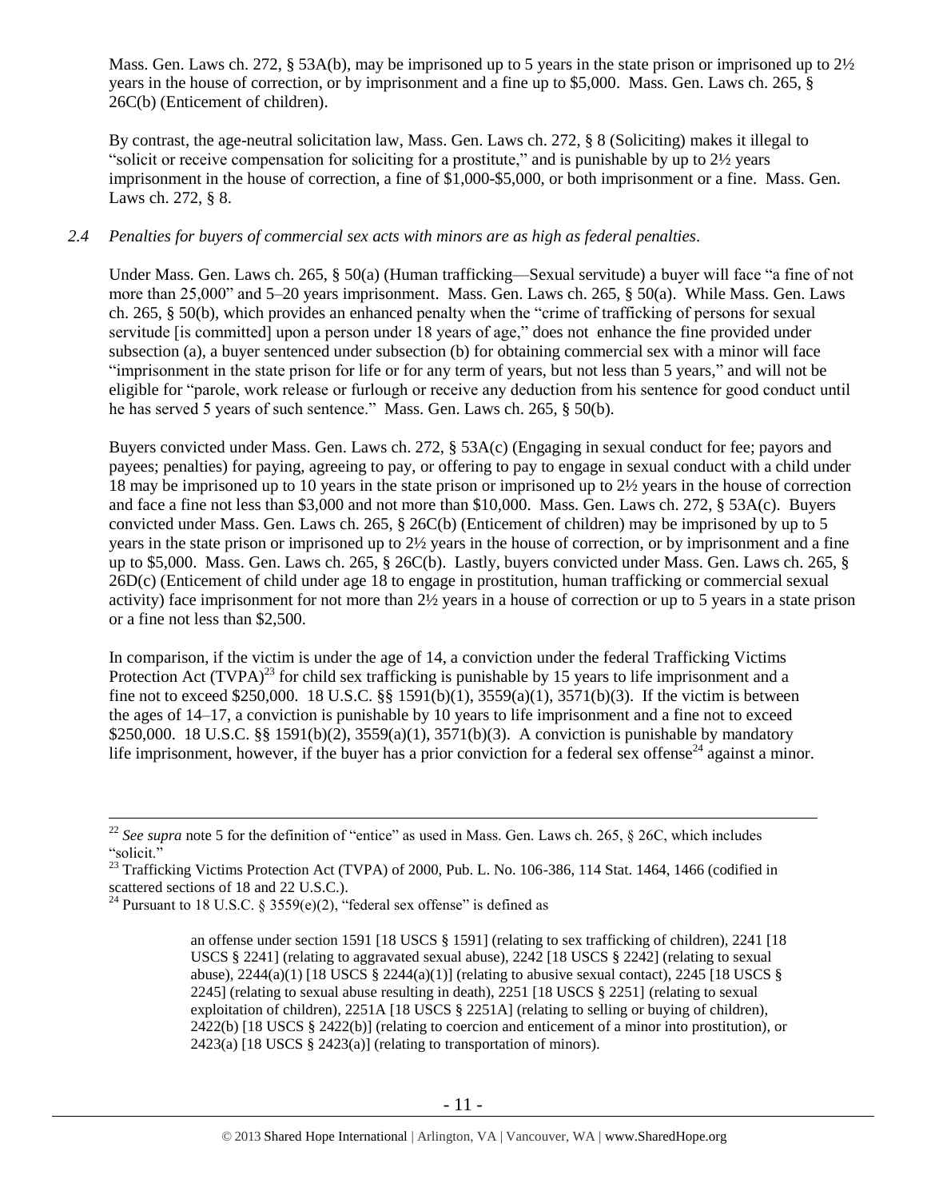Mass. Gen. Laws ch. 272, § 53A(b), may be imprisoned up to 5 years in the state prison or imprisoned up to 2½ years in the house of correction, or by imprisonment and a fine up to $5,000. Mass. Gen. Laws ch. 265, § 26C(b) (Enticement of children).

By contrast, the age-neutral solicitation law, Mass. Gen. Laws ch. 272, § 8 (Soliciting) makes it illegal to "solicit or receive compensation for soliciting for a prostitute," and is punishable by up to 2½ years imprisonment in the house of correction, a fine of $1,000-$5,000, or both imprisonment or a fine. Mass. Gen. Laws ch. 272, § 8.

*2.4 Penalties for buyers of commercial sex acts with minors are as high as federal penalties.*

Under Mass. Gen. Laws ch. 265, § 50(a) (Human trafficking—Sexual servitude) a buyer will face "a fine of not more than 25,000" and 5–20 years imprisonment. Mass. Gen. Laws ch. 265, § 50(a). While Mass. Gen. Laws ch. 265, § 50(b), which provides an enhanced penalty when the "crime of trafficking of persons for sexual servitude [is committed] upon a person under 18 years of age," does not enhance the fine provided under subsection (a), a buyer sentenced under subsection (b) for obtaining commercial sex with a minor will face "imprisonment in the state prison for life or for any term of years, but not less than 5 years," and will not be eligible for "parole, work release or furlough or receive any deduction from his sentence for good conduct until he has served 5 years of such sentence." Mass. Gen. Laws ch. 265, § 50(b).

Buyers convicted under Mass. Gen. Laws ch. 272, § 53A(c) (Engaging in sexual conduct for fee; payors and payees; penalties) for paying, agreeing to pay, or offering to pay to engage in sexual conduct with a child under 18 may be imprisoned up to 10 years in the state prison or imprisoned up to 2½ years in the house of correction and face a fine not less than $3,000 and not more than $10,000. Mass. Gen. Laws ch. 272, § 53A(c). Buyers convicted under Mass. Gen. Laws ch. 265, § 26C(b) (Enticement of children) may be imprisoned by up to 5 years in the state prison or imprisoned up to 2½ years in the house of correction, or by imprisonment and a fine up to $5,000. Mass. Gen. Laws ch. 265, § 26C(b). Lastly, buyers convicted under Mass. Gen. Laws ch. 265, § 26D(c) (Enticement of child under age 18 to engage in prostitution, human trafficking or commercial sexual activity) face imprisonment for not more than 2½ years in a house of correction or up to 5 years in a state prison or a fine not less than $2,500.

In comparison, if the victim is under the age of 14, a conviction under the federal Trafficking Victims Protection Act (TVPA)[23] for child sex trafficking is punishable by 15 years to life imprisonment and a fine not to exceed $250,000. 18 U.S.C. §§ 1591(b)(1), 3559(a)(1), 3571(b)(3). If the victim is between the ages of 14–17, a conviction is punishable by 10 years to life imprisonment and a fine not to exceed $250,000. 18 U.S.C. §§ 1591(b)(2), 3559(a)(1), 3571(b)(3). A conviction is punishable by mandatory life imprisonment, however, if the buyer has a prior conviction for a federal sex offense[24] against a minor.

---

[22] *See supra* note 5 for the definition of "entice" as used in Mass. Gen. Laws ch. 265, § 26C, which includes "solicit."

[23] Trafficking Victims Protection Act (TVPA) of 2000, Pub. L. No. 106-386, 114 Stat. 1464, 1466 (codified in scattered sections of 18 and 22 U.S.C.).

[24] Pursuant to 18 U.S.C. § 3559(e)(2), "federal sex offense" is defined as

> an offense under section 1591 [18 USCS § 1591] (relating to sex trafficking of children), 2241 [18 USCS § 2241] (relating to aggravated sexual abuse), 2242 [18 USCS § 2242] (relating to sexual abuse), 2244(a)(1) [18 USCS § 2244(a)(1)] (relating to abusive sexual contact), 2245 [18 USCS § 2245] (relating to sexual abuse resulting in death), 2251 [18 USCS § 2251] (relating to sexual exploitation of children), 2251A [18 USCS § 2251A] (relating to selling or buying of children), 2422(b) [18 USCS § 2422(b)] (relating to coercion and enticement of a minor into prostitution), or 2423(a) [18 USCS § 2423(a)] (relating to transportation of minors).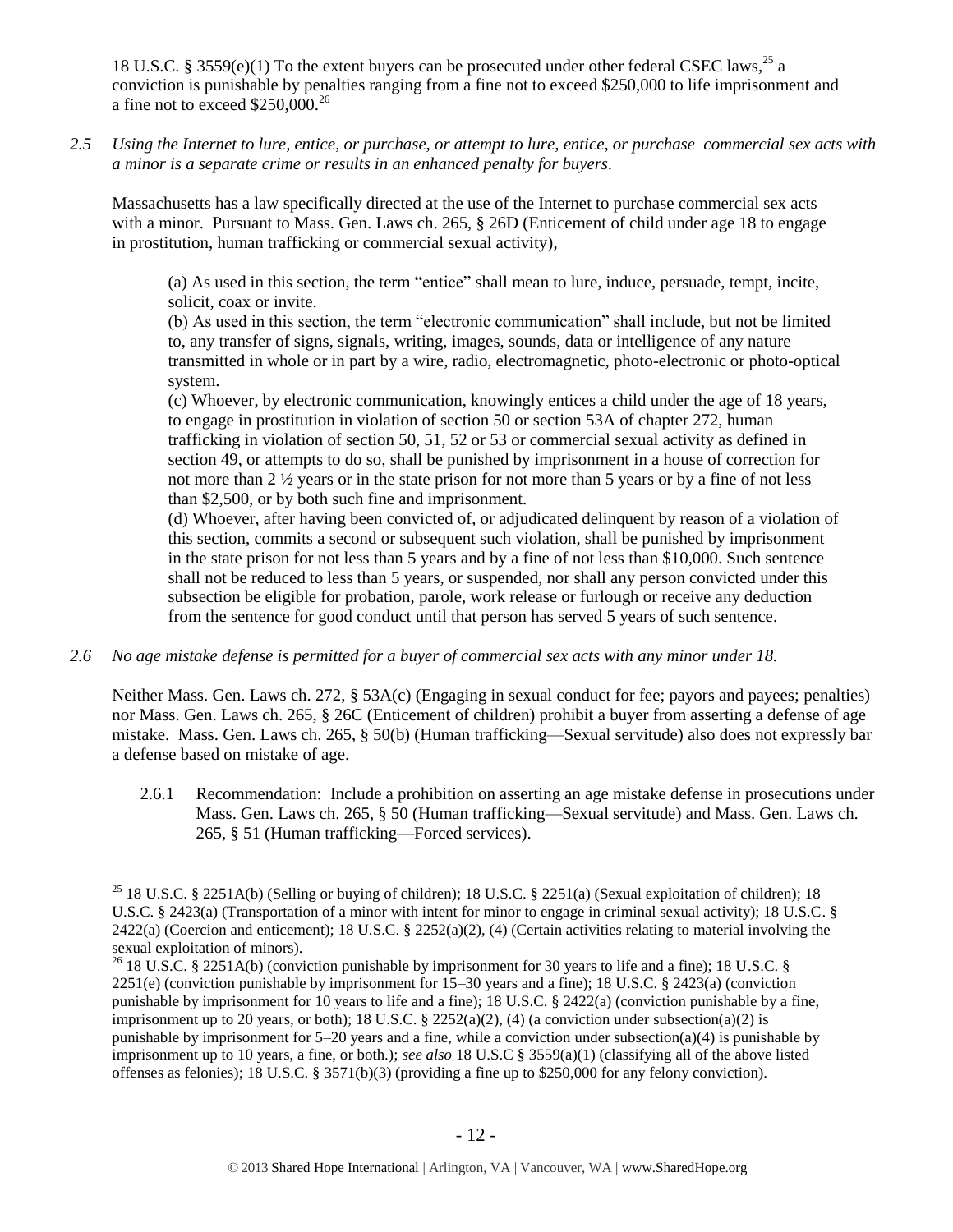18 U.S.C. § 3559(e)(1) To the extent buyers can be prosecuted under other federal CSEC laws,[25] a conviction is punishable by penalties ranging from a fine not to exceed $250,000 to life imprisonment and a fine not to exceed $250,000.[26]

*2.5 Using the Internet to lure, entice, or purchase, or attempt to lure, entice, or purchase commercial sex acts with a minor is a separate crime or results in an enhanced penalty for buyers.*

Massachusetts has a law specifically directed at the use of the Internet to purchase commercial sex acts with a minor. Pursuant to Mass. Gen. Laws ch. 265, § 26D (Enticement of child under age 18 to engage in prostitution, human trafficking or commercial sexual activity),

> (a) As used in this section, the term "entice" shall mean to lure, induce, persuade, tempt, incite, solicit, coax or invite.
>
> (b) As used in this section, the term "electronic communication" shall include, but not be limited to, any transfer of signs, signals, writing, images, sounds, data or intelligence of any nature transmitted in whole or in part by a wire, radio, electromagnetic, photo-electronic or photo-optical system.
>
> (c) Whoever, by electronic communication, knowingly entices a child under the age of 18 years, to engage in prostitution in violation of section 50 or section 53A of chapter 272, human trafficking in violation of section 50, 51, 52 or 53 or commercial sexual activity as defined in section 49, or attempts to do so, shall be punished by imprisonment in a house of correction for not more than 2 ½ years or in the state prison for not more than 5 years or by a fine of not less than $2,500, or by both such fine and imprisonment.
>
> (d) Whoever, after having been convicted of, or adjudicated delinquent by reason of a violation of this section, commits a second or subsequent such violation, shall be punished by imprisonment in the state prison for not less than 5 years and by a fine of not less than $10,000. Such sentence shall not be reduced to less than 5 years, or suspended, nor shall any person convicted under this subsection be eligible for probation, parole, work release or furlough or receive any deduction from the sentence for good conduct until that person has served 5 years of such sentence.

*2.6 No age mistake defense is permitted for a buyer of commercial sex acts with any minor under 18.*

Neither Mass. Gen. Laws ch. 272, § 53A(c) (Engaging in sexual conduct for fee; payors and payees; penalties) nor Mass. Gen. Laws ch. 265, § 26C (Enticement of children) prohibit a buyer from asserting a defense of age mistake. Mass. Gen. Laws ch. 265, § 50(b) (Human trafficking—Sexual servitude) also does not expressly bar a defense based on mistake of age.

2.6.1 Recommendation: Include a prohibition on asserting an age mistake defense in prosecutions under Mass. Gen. Laws ch. 265, § 50 (Human trafficking—Sexual servitude) and Mass. Gen. Laws ch. 265, § 51 (Human trafficking—Forced services).

---

[25] 18 U.S.C. § 2251A(b) (Selling or buying of children); 18 U.S.C. § 2251(a) (Sexual exploitation of children); 18 U.S.C. § 2423(a) (Transportation of a minor with intent for minor to engage in criminal sexual activity); 18 U.S.C. § 2422(a) (Coercion and enticement); 18 U.S.C. § 2252(a)(2), (4) (Certain activities relating to material involving the sexual exploitation of minors).

[26] 18 U.S.C. § 2251A(b) (conviction punishable by imprisonment for 30 years to life and a fine); 18 U.S.C. § 2251(e) (conviction punishable by imprisonment for 15–30 years and a fine); 18 U.S.C. § 2423(a) (conviction punishable by imprisonment for 10 years to life and a fine); 18 U.S.C. § 2422(a) (conviction punishable by a fine, imprisonment up to 20 years, or both); 18 U.S.C. § 2252(a)(2), (4) (a conviction under subsection(a)(2) is punishable by imprisonment for 5–20 years and a fine, while a conviction under subsection(a)(4) is punishable by imprisonment up to 10 years, a fine, or both.); *see also* 18 U.S.C § 3559(a)(1) (classifying all of the above listed offenses as felonies); 18 U.S.C. § 3571(b)(3) (providing a fine up to $250,000 for any felony conviction).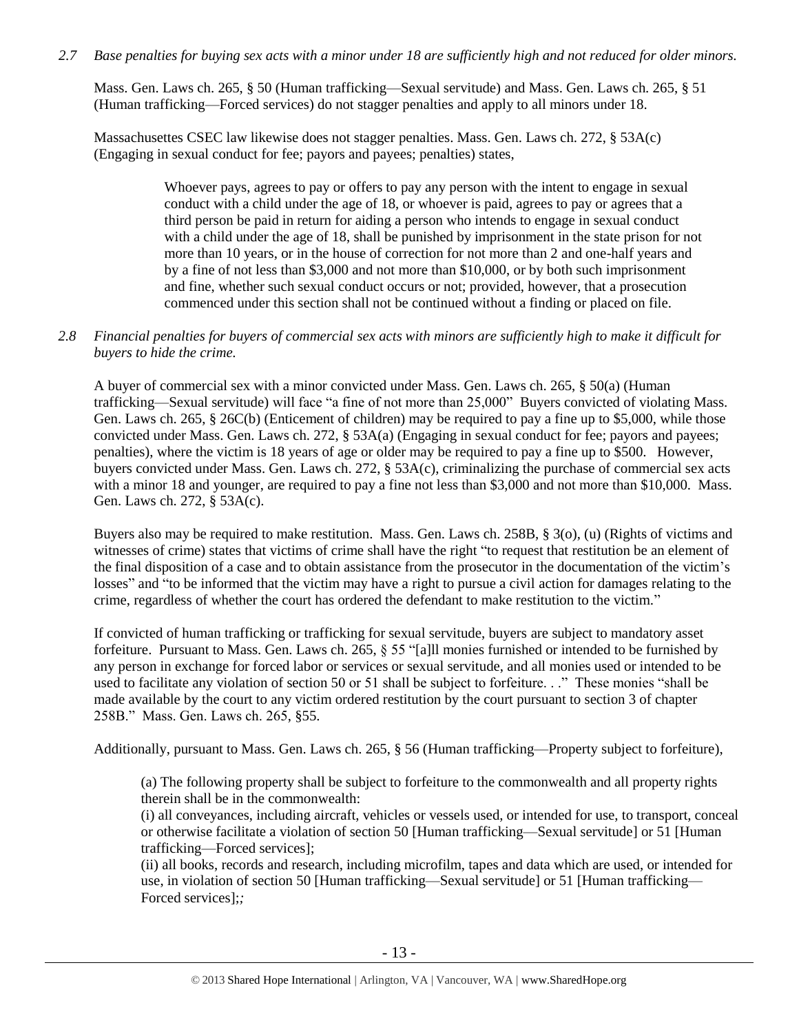*2.7 Base penalties for buying sex acts with a minor under 18 are sufficiently high and not reduced for older minors.*

Mass. Gen. Laws ch. 265, § 50 (Human trafficking—Sexual servitude) and Mass. Gen. Laws ch. 265, § 51 (Human trafficking—Forced services) do not stagger penalties and apply to all minors under 18.

Massachusetts CSEC law likewise does not stagger penalties. Mass. Gen. Laws ch. 272, § 53A(c) (Engaging in sexual conduct for fee; payors and payees; penalties) states,

> Whoever pays, agrees to pay or offers to pay any person with the intent to engage in sexual conduct with a child under the age of 18, or whoever is paid, agrees to pay or agrees that a third person be paid in return for aiding a person who intends to engage in sexual conduct with a child under the age of 18, shall be punished by imprisonment in the state prison for not more than 10 years, or in the house of correction for not more than 2 and one-half years and by a fine of not less than $3,000 and not more than $10,000, or by both such imprisonment and fine, whether such sexual conduct occurs or not; provided, however, that a prosecution commenced under this section shall not be continued without a finding or placed on file.

*2.8 Financial penalties for buyers of commercial sex acts with minors are sufficiently high to make it difficult for buyers to hide the crime.*

A buyer of commercial sex with a minor convicted under Mass. Gen. Laws ch. 265, § 50(a) (Human trafficking—Sexual servitude) will face "a fine of not more than 25,000" Buyers convicted of violating Mass. Gen. Laws ch. 265, § 26C(b) (Enticement of children) may be required to pay a fine up to $5,000, while those convicted under Mass. Gen. Laws ch. 272, § 53A(a) (Engaging in sexual conduct for fee; payors and payees; penalties), where the victim is 18 years of age or older may be required to pay a fine up to $500. However, buyers convicted under Mass. Gen. Laws ch. 272, § 53A(c), criminalizing the purchase of commercial sex acts with a minor 18 and younger, are required to pay a fine not less than $3,000 and not more than $10,000. Mass. Gen. Laws ch. 272, § 53A(c).

Buyers also may be required to make restitution. Mass. Gen. Laws ch. 258B, § 3(o), (u) (Rights of victims and witnesses of crime) states that victims of crime shall have the right "to request that restitution be an element of the final disposition of a case and to obtain assistance from the prosecutor in the documentation of the victim's losses" and "to be informed that the victim may have a right to pursue a civil action for damages relating to the crime, regardless of whether the court has ordered the defendant to make restitution to the victim."

If convicted of human trafficking or trafficking for sexual servitude, buyers are subject to mandatory asset forfeiture. Pursuant to Mass. Gen. Laws ch. 265, § 55 "[a]ll monies furnished or intended to be furnished by any person in exchange for forced labor or services or sexual servitude, and all monies used or intended to be used to facilitate any violation of section 50 or 51 shall be subject to forfeiture. . ." These monies "shall be made available by the court to any victim ordered restitution by the court pursuant to section 3 of chapter 258B." Mass. Gen. Laws ch. 265, §55.

Additionally, pursuant to Mass. Gen. Laws ch. 265, § 56 (Human trafficking—Property subject to forfeiture),

> (a) The following property shall be subject to forfeiture to the commonwealth and all property rights therein shall be in the commonwealth:
> (i) all conveyances, including aircraft, vehicles or vessels used, or intended for use, to transport, conceal or otherwise facilitate a violation of section 50 [Human trafficking—Sexual servitude] or 51 [Human trafficking—Forced services];
> (ii) all books, records and research, including microfilm, tapes and data which are used, or intended for use, in violation of section 50 [Human trafficking—Sexual servitude] or 51 [Human trafficking—Forced services];*;*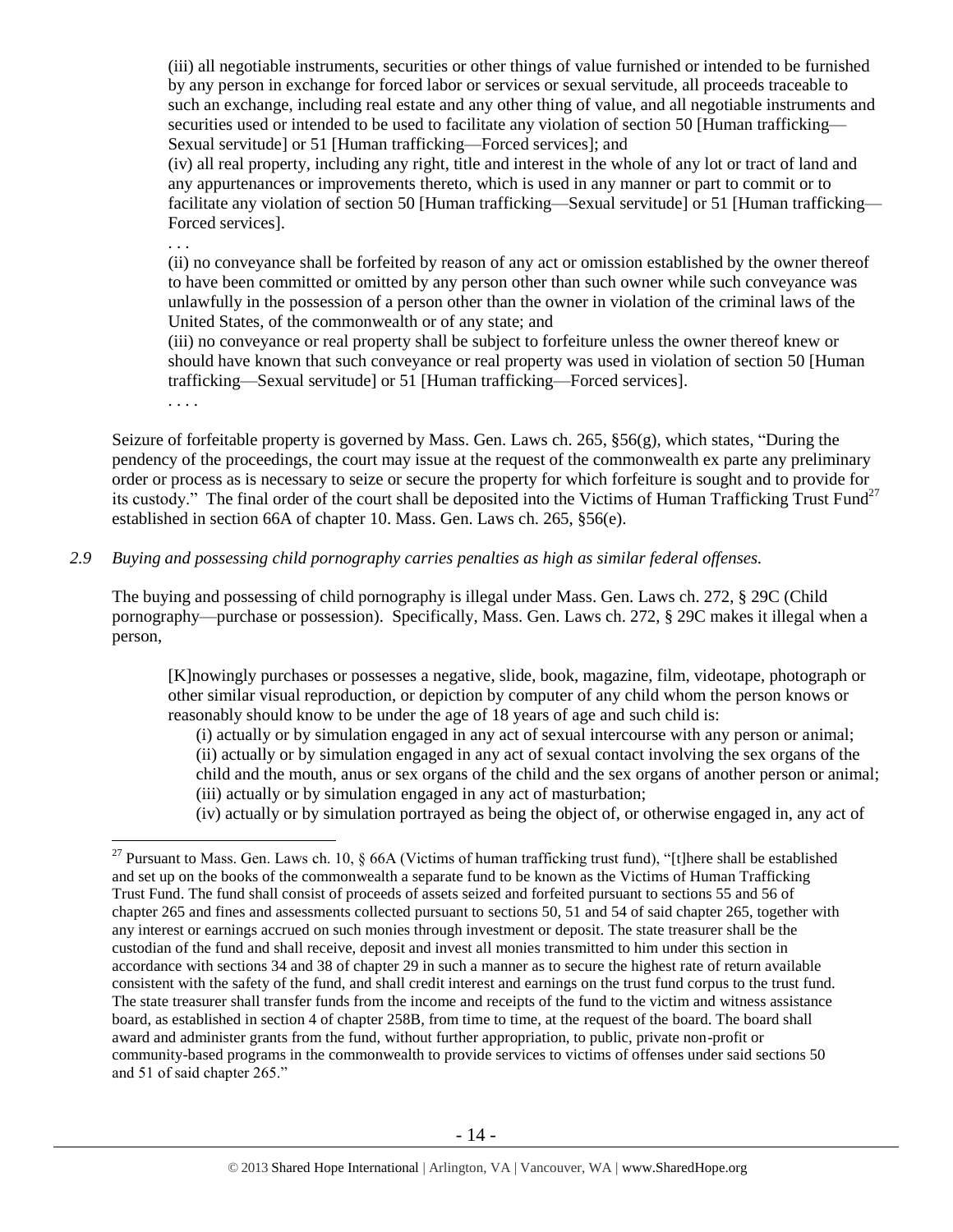(iii) all negotiable instruments, securities or other things of value furnished or intended to be furnished by any person in exchange for forced labor or services or sexual servitude, all proceeds traceable to such an exchange, including real estate and any other thing of value, and all negotiable instruments and securities used or intended to be used to facilitate any violation of section 50 [Human trafficking—Sexual servitude] or 51 [Human trafficking—Forced services]; and

(iv) all real property, including any right, title and interest in the whole of any lot or tract of land and any appurtenances or improvements thereto, which is used in any manner or part to commit or to facilitate any violation of section 50 [Human trafficking—Sexual servitude] or 51 [Human trafficking—Forced services].

. . .

(ii) no conveyance shall be forfeited by reason of any act or omission established by the owner thereof to have been committed or omitted by any person other than such owner while such conveyance was unlawfully in the possession of a person other than the owner in violation of the criminal laws of the United States, of the commonwealth or of any state; and

(iii) no conveyance or real property shall be subject to forfeiture unless the owner thereof knew or should have known that such conveyance or real property was used in violation of section 50 [Human trafficking—Sexual servitude] or 51 [Human trafficking—Forced services].

. . . .

Seizure of forfeitable property is governed by Mass. Gen. Laws ch. 265, §56(g), which states, "During the pendency of the proceedings, the court may issue at the request of the commonwealth ex parte any preliminary order or process as is necessary to seize or secure the property for which forfeiture is sought and to provide for its custody." The final order of the court shall be deposited into the Victims of Human Trafficking Trust Fund[27] established in section 66A of chapter 10. Mass. Gen. Laws ch. 265, §56(e).

*2.9 Buying and possessing child pornography carries penalties as high as similar federal offenses.*

The buying and possessing of child pornography is illegal under Mass. Gen. Laws ch. 272, § 29C (Child pornography—purchase or possession). Specifically, Mass. Gen. Laws ch. 272, § 29C makes it illegal when a person,

> [K]nowingly purchases or possesses a negative, slide, book, magazine, film, videotape, photograph or other similar visual reproduction, or depiction by computer of any child whom the person knows or reasonably should know to be under the age of 18 years of age and such child is:
>
> (i) actually or by simulation engaged in any act of sexual intercourse with any person or animal;
> (ii) actually or by simulation engaged in any act of sexual contact involving the sex organs of the child and the mouth, anus or sex organs of the child and the sex organs of another person or animal;
> (iii) actually or by simulation engaged in any act of masturbation;
> (iv) actually or by simulation portrayed as being the object of, or otherwise engaged in, any act of

---

[27] Pursuant to Mass. Gen. Laws ch. 10, § 66A (Victims of human trafficking trust fund), "[t]here shall be established and set up on the books of the commonwealth a separate fund to be known as the Victims of Human Trafficking Trust Fund. The fund shall consist of proceeds of assets seized and forfeited pursuant to sections 55 and 56 of chapter 265 and fines and assessments collected pursuant to sections 50, 51 and 54 of said chapter 265, together with any interest or earnings accrued on such monies through investment or deposit. The state treasurer shall be the custodian of the fund and shall receive, deposit and invest all monies transmitted to him under this section in accordance with sections 34 and 38 of chapter 29 in such a manner as to secure the highest rate of return available consistent with the safety of the fund, and shall credit interest and earnings on the trust fund corpus to the trust fund. The state treasurer shall transfer funds from the income and receipts of the fund to the victim and witness assistance board, as established in section 4 of chapter 258B, from time to time, at the request of the board. The board shall award and administer grants from the fund, without further appropriation, to public, private non-profit or community-based programs in the commonwealth to provide services to victims of offenses under said sections 50 and 51 of said chapter 265."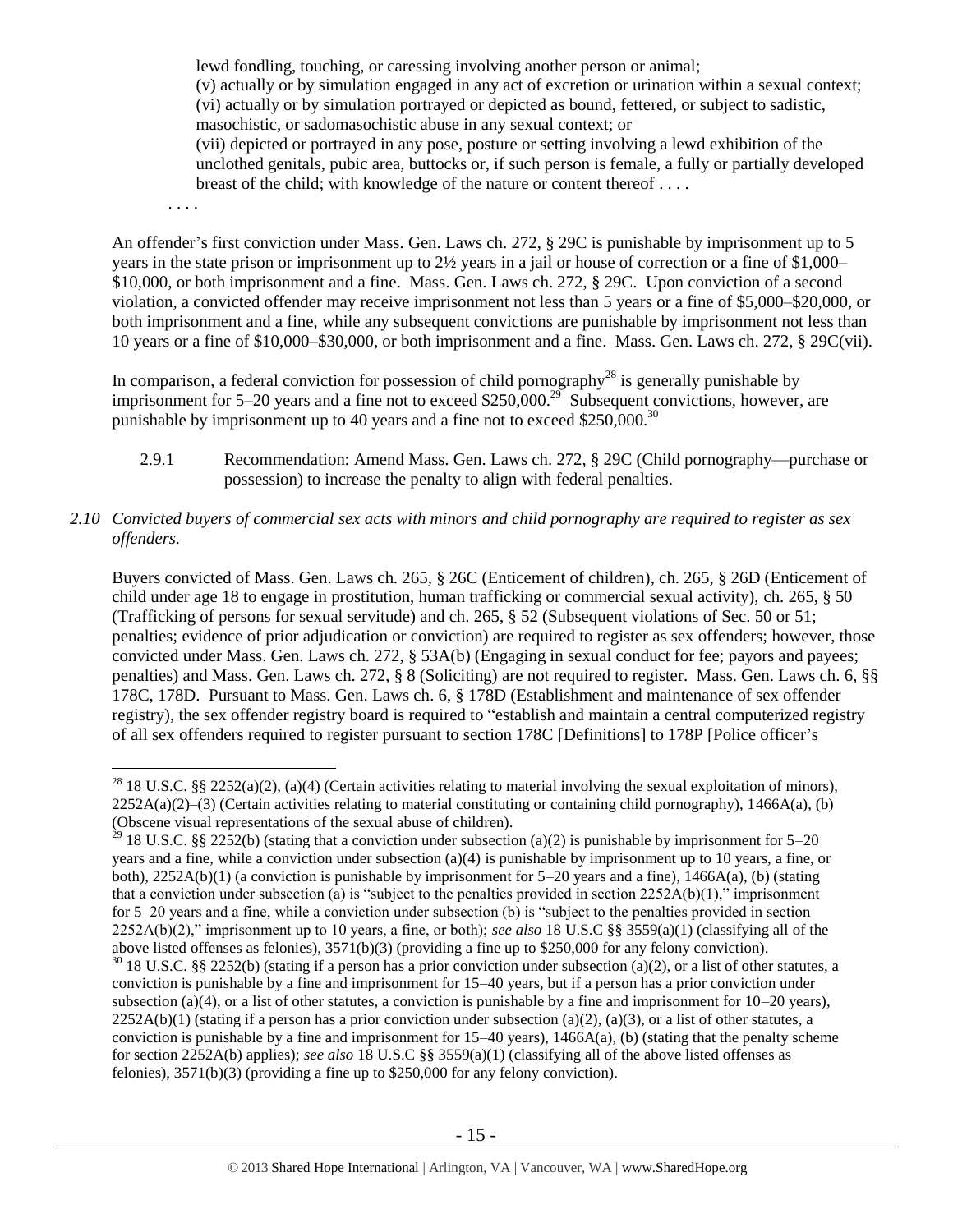> lewd fondling, touching, or caressing involving another person or animal;
> (v) actually or by simulation engaged in any act of excretion or urination within a sexual context;
> (vi) actually or by simulation portrayed or depicted as bound, fettered, or subject to sadistic, masochistic, or sadomasochistic abuse in any sexual context; or
> (vii) depicted or portrayed in any pose, posture or setting involving a lewd exhibition of the unclothed genitals, pubic area, buttocks or, if such person is female, a fully or partially developed breast of the child; with knowledge of the nature or content thereof . . . .
>
> . . . .

An offender's first conviction under Mass. Gen. Laws ch. 272, § 29C is punishable by imprisonment up to 5 years in the state prison or imprisonment up to 2½ years in a jail or house of correction or a fine of $1,000–$10,000, or both imprisonment and a fine. Mass. Gen. Laws ch. 272, § 29C. Upon conviction of a second violation, a convicted offender may receive imprisonment not less than 5 years or a fine of $5,000–$20,000, or both imprisonment and a fine, while any subsequent convictions are punishable by imprisonment not less than 10 years or a fine of $10,000–$30,000, or both imprisonment and a fine. Mass. Gen. Laws ch. 272, § 29C(vii).

In comparison, a federal conviction for possession of child pornography[28] is generally punishable by imprisonment for 5–20 years and a fine not to exceed $250,000.[29] Subsequent convictions, however, are punishable by imprisonment up to 40 years and a fine not to exceed $250,000.[30]

2.9.1 Recommendation: Amend Mass. Gen. Laws ch. 272, § 29C (Child pornography—purchase or possession) to increase the penalty to align with federal penalties.

*2.10 Convicted buyers of commercial sex acts with minors and child pornography are required to register as sex offenders.*

Buyers convicted of Mass. Gen. Laws ch. 265, § 26C (Enticement of children), ch. 265, § 26D (Enticement of child under age 18 to engage in prostitution, human trafficking or commercial sexual activity), ch. 265, § 50 (Trafficking of persons for sexual servitude) and ch. 265, § 52 (Subsequent violations of Sec. 50 or 51; penalties; evidence of prior adjudication or conviction) are required to register as sex offenders; however, those convicted under Mass. Gen. Laws ch. 272, § 53A(b) (Engaging in sexual conduct for fee; payors and payees; penalties) and Mass. Gen. Laws ch. 272, § 8 (Soliciting) are not required to register. Mass. Gen. Laws ch. 6, §§ 178C, 178D. Pursuant to Mass. Gen. Laws ch. 6, § 178D (Establishment and maintenance of sex offender registry), the sex offender registry board is required to "establish and maintain a central computerized registry of all sex offenders required to register pursuant to section 178C [Definitions] to 178P [Police officer's

---

[28] 18 U.S.C. §§ 2252(a)(2), (a)(4) (Certain activities relating to material involving the sexual exploitation of minors), 2252A(a)(2)–(3) (Certain activities relating to material constituting or containing child pornography), 1466A(a), (b) (Obscene visual representations of the sexual abuse of children).

[29] 18 U.S.C. §§ 2252(b) (stating that a conviction under subsection (a)(2) is punishable by imprisonment for 5–20 years and a fine, while a conviction under subsection (a)(4) is punishable by imprisonment up to 10 years, a fine, or both), 2252A(b)(1) (a conviction is punishable by imprisonment for 5–20 years and a fine), 1466A(a), (b) (stating that a conviction under subsection (a) is "subject to the penalties provided in section 2252A(b)(1)," imprisonment for 5–20 years and a fine, while a conviction under subsection (b) is "subject to the penalties provided in section 2252A(b)(2)," imprisonment up to 10 years, a fine, or both); *see also* 18 U.S.C §§ 3559(a)(1) (classifying all of the above listed offenses as felonies), 3571(b)(3) (providing a fine up to $250,000 for any felony conviction).

[30] 18 U.S.C. §§ 2252(b) (stating if a person has a prior conviction under subsection (a)(2), or a list of other statutes, a conviction is punishable by a fine and imprisonment for 15–40 years, but if a person has a prior conviction under subsection (a)(4), or a list of other statutes, a conviction is punishable by a fine and imprisonment for 10–20 years), 2252A(b)(1) (stating if a person has a prior conviction under subsection (a)(2), (a)(3), or a list of other statutes, a conviction is punishable by a fine and imprisonment for 15–40 years), 1466A(a), (b) (stating that the penalty scheme for section 2252A(b) applies); *see also* 18 U.S.C §§ 3559(a)(1) (classifying all of the above listed offenses as felonies), 3571(b)(3) (providing a fine up to $250,000 for any felony conviction).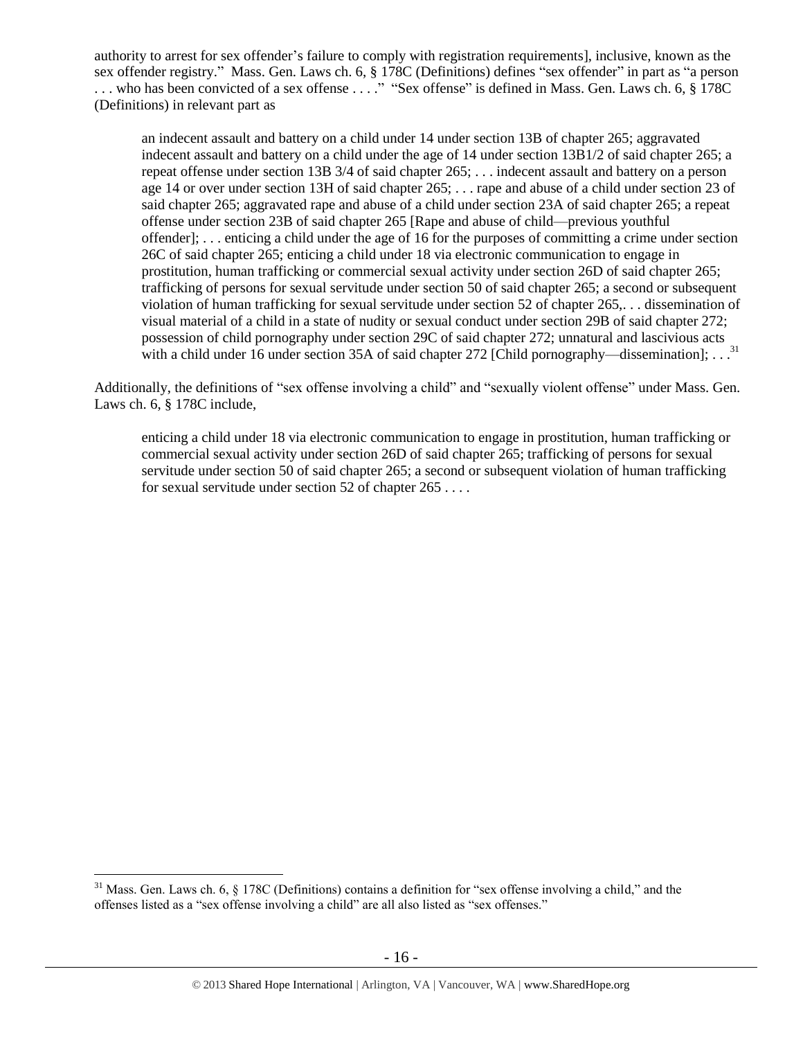authority to arrest for sex offender's failure to comply with registration requirements], inclusive, known as the sex offender registry." Mass. Gen. Laws ch. 6, § 178C (Definitions) defines "sex offender" in part as "a person . . . who has been convicted of a sex offense . . . ." "Sex offense" is defined in Mass. Gen. Laws ch. 6, § 178C (Definitions) in relevant part as

> an indecent assault and battery on a child under 14 under section 13B of chapter 265; aggravated indecent assault and battery on a child under the age of 14 under section 13B1/2 of said chapter 265; a repeat offense under section 13B 3/4 of said chapter 265; . . . indecent assault and battery on a person age 14 or over under section 13H of said chapter 265; . . . rape and abuse of a child under section 23 of said chapter 265; aggravated rape and abuse of a child under section 23A of said chapter 265; a repeat offense under section 23B of said chapter 265 [Rape and abuse of child—previous youthful offender]; . . . enticing a child under the age of 16 for the purposes of committing a crime under section 26C of said chapter 265; enticing a child under 18 via electronic communication to engage in prostitution, human trafficking or commercial sexual activity under section 26D of said chapter 265; trafficking of persons for sexual servitude under section 50 of said chapter 265; a second or subsequent violation of human trafficking for sexual servitude under section 52 of chapter 265,. . . dissemination of visual material of a child in a state of nudity or sexual conduct under section 29B of said chapter 272; possession of child pornography under section 29C of said chapter 272; unnatural and lascivious acts with a child under 16 under section 35A of said chapter 272 [Child pornography—dissemination]; . . .[31]

Additionally, the definitions of "sex offense involving a child" and "sexually violent offense" under Mass. Gen. Laws ch. 6, § 178C include,

> enticing a child under 18 via electronic communication to engage in prostitution, human trafficking or commercial sexual activity under section 26D of said chapter 265; trafficking of persons for sexual servitude under section 50 of said chapter 265; a second or subsequent violation of human trafficking for sexual servitude under section 52 of chapter 265 . . . .

---

[31] Mass. Gen. Laws ch. 6, § 178C (Definitions) contains a definition for "sex offense involving a child," and the offenses listed as a "sex offense involving a child" are all also listed as "sex offenses."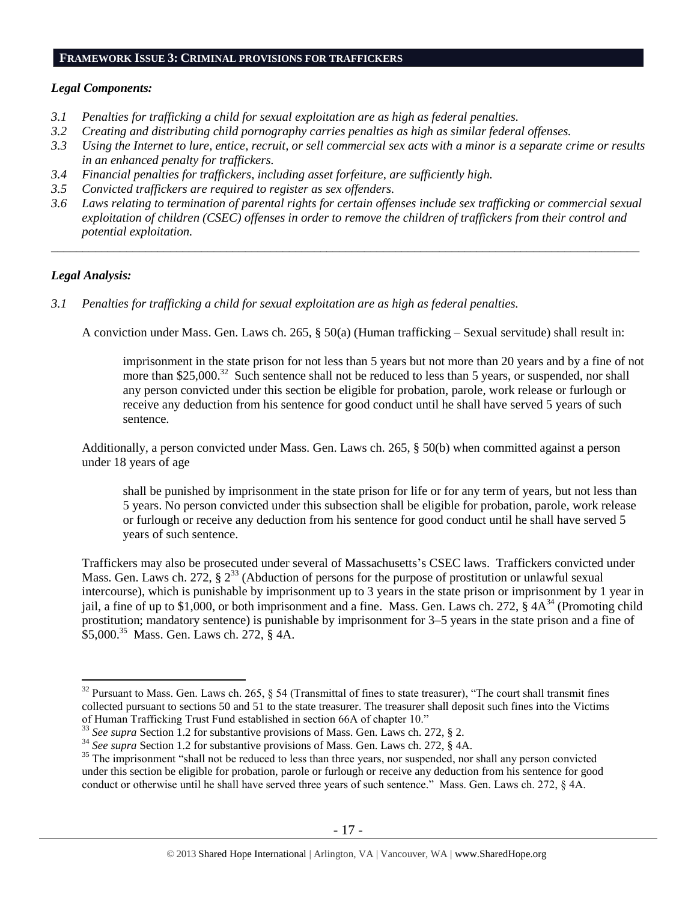## FRAMEWORK ISSUE 3: CRIMINAL PROVISIONS FOR TRAFFICKERS

### *Legal Components:*

- *3.1 Penalties for trafficking a child for sexual exploitation are as high as federal penalties.*
- *3.2 Creating and distributing child pornography carries penalties as high as similar federal offenses.*
- *3.3 Using the Internet to lure, entice, recruit, or sell commercial sex acts with a minor is a separate crime or results in an enhanced penalty for traffickers.*
- *3.4 Financial penalties for traffickers, including asset forfeiture, are sufficiently high.*
- *3.5 Convicted traffickers are required to register as sex offenders.*
- *3.6 Laws relating to termination of parental rights for certain offenses include sex trafficking or commercial sexual exploitation of children (CSEC) offenses in order to remove the children of traffickers from their control and potential exploitation.*

---

### *Legal Analysis:*

*3.1 Penalties for trafficking a child for sexual exploitation are as high as federal penalties.*

A conviction under Mass. Gen. Laws ch. 265, § 50(a) (Human trafficking – Sexual servitude) shall result in:

> imprisonment in the state prison for not less than 5 years but not more than 20 years and by a fine of not more than $25,000.[32] Such sentence shall not be reduced to less than 5 years, or suspended, nor shall any person convicted under this section be eligible for probation, parole, work release or furlough or receive any deduction from his sentence for good conduct until he shall have served 5 years of such sentence.

Additionally, a person convicted under Mass. Gen. Laws ch. 265, § 50(b) when committed against a person under 18 years of age

> shall be punished by imprisonment in the state prison for life or for any term of years, but not less than 5 years. No person convicted under this subsection shall be eligible for probation, parole, work release or furlough or receive any deduction from his sentence for good conduct until he shall have served 5 years of such sentence.

Traffickers may also be prosecuted under several of Massachusetts's CSEC laws. Traffickers convicted under Mass. Gen. Laws ch. 272, § 2[33] (Abduction of persons for the purpose of prostitution or unlawful sexual intercourse), which is punishable by imprisonment up to 3 years in the state prison or imprisonment by 1 year in jail, a fine of up to $1,000, or both imprisonment and a fine. Mass. Gen. Laws ch. 272, § 4A[34] (Promoting child prostitution; mandatory sentence) is punishable by imprisonment for 3–5 years in the state prison and a fine of $5,000.[35] Mass. Gen. Laws ch. 272, § 4A.

---

[32] Pursuant to Mass. Gen. Laws ch. 265, § 54 (Transmittal of fines to state treasurer), "The court shall transmit fines collected pursuant to sections 50 and 51 to the state treasurer. The treasurer shall deposit such fines into the Victims of Human Trafficking Trust Fund established in section 66A of chapter 10."

[33] *See supra* Section 1.2 for substantive provisions of Mass. Gen. Laws ch. 272, § 2.

[34] *See supra* Section 1.2 for substantive provisions of Mass. Gen. Laws ch. 272, § 4A.

[35] The imprisonment "shall not be reduced to less than three years, nor suspended, nor shall any person convicted under this section be eligible for probation, parole or furlough or receive any deduction from his sentence for good conduct or otherwise until he shall have served three years of such sentence." Mass. Gen. Laws ch. 272, § 4A.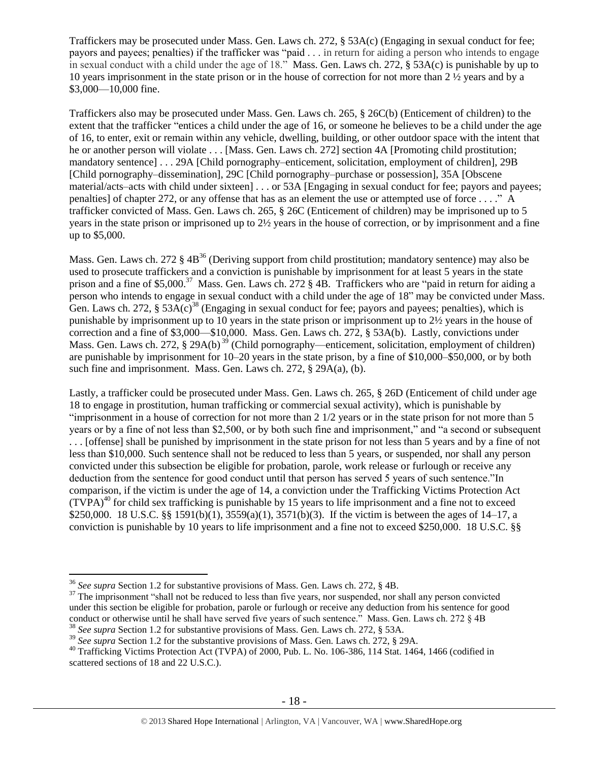Traffickers may be prosecuted under Mass. Gen. Laws ch. 272, § 53A(c) (Engaging in sexual conduct for fee; payors and payees; penalties) if the trafficker was "paid . . . in return for aiding a person who intends to engage in sexual conduct with a child under the age of 18." Mass. Gen. Laws ch. 272, § 53A(c) is punishable by up to 10 years imprisonment in the state prison or in the house of correction for not more than 2 ½ years and by a $3,000—10,000 fine.

Traffickers also may be prosecuted under Mass. Gen. Laws ch. 265, § 26C(b) (Enticement of children) to the extent that the trafficker "entices a child under the age of 16, or someone he believes to be a child under the age of 16, to enter, exit or remain within any vehicle, dwelling, building, or other outdoor space with the intent that he or another person will violate . . . [Mass. Gen. Laws ch. 272] section 4A [Promoting child prostitution; mandatory sentence] . . . 29A [Child pornography–enticement, solicitation, employment of children], 29B [Child pornography–dissemination], 29C [Child pornography–purchase or possession], 35A [Obscene material/acts–acts with child under sixteen] . . . or 53A [Engaging in sexual conduct for fee; payors and payees; penalties] of chapter 272, or any offense that has as an element the use or attempted use of force . . . ." A trafficker convicted of Mass. Gen. Laws ch. 265, § 26C (Enticement of children) may be imprisoned up to 5 years in the state prison or imprisoned up to 2½ years in the house of correction, or by imprisonment and a fine up to $5,000.

Mass. Gen. Laws ch. 272 § 4B[36] (Deriving support from child prostitution; mandatory sentence) may also be used to prosecute traffickers and a conviction is punishable by imprisonment for at least 5 years in the state prison and a fine of $5,000.[37] Mass. Gen. Laws ch. 272 § 4B. Traffickers who are "paid in return for aiding a person who intends to engage in sexual conduct with a child under the age of 18" may be convicted under Mass. Gen. Laws ch. 272, § 53A(c)[38] (Engaging in sexual conduct for fee; payors and payees; penalties), which is punishable by imprisonment up to 10 years in the state prison or imprisonment up to 2½ years in the house of correction and a fine of $3,000—$10,000. Mass. Gen. Laws ch. 272, § 53A(b). Lastly, convictions under Mass. Gen. Laws ch. 272, § 29A(b)[39] (Child pornography—enticement, solicitation, employment of children) are punishable by imprisonment for 10–20 years in the state prison, by a fine of $10,000–$50,000, or by both such fine and imprisonment. Mass. Gen. Laws ch. 272, § 29A(a), (b).

Lastly, a trafficker could be prosecuted under Mass. Gen. Laws ch. 265, § 26D (Enticement of child under age 18 to engage in prostitution, human trafficking or commercial sexual activity), which is punishable by "imprisonment in a house of correction for not more than 2 1/2 years or in the state prison for not more than 5 years or by a fine of not less than $2,500, or by both such fine and imprisonment," and "a second or subsequent . . . [offense] shall be punished by imprisonment in the state prison for not less than 5 years and by a fine of not less than $10,000. Such sentence shall not be reduced to less than 5 years, or suspended, nor shall any person convicted under this subsection be eligible for probation, parole, work release or furlough or receive any deduction from the sentence for good conduct until that person has served 5 years of such sentence."In comparison, if the victim is under the age of 14, a conviction under the Trafficking Victims Protection Act (TVPA)[40] for child sex trafficking is punishable by 15 years to life imprisonment and a fine not to exceed $250,000. 18 U.S.C. §§ 1591(b)(1), 3559(a)(1), 3571(b)(3). If the victim is between the ages of 14–17, a conviction is punishable by 10 years to life imprisonment and a fine not to exceed $250,000. 18 U.S.C. §§

[36] *See supra* Section 1.2 for substantive provisions of Mass. Gen. Laws ch. 272, § 4B.

[37] The imprisonment "shall not be reduced to less than five years, nor suspended, nor shall any person convicted under this section be eligible for probation, parole or furlough or receive any deduction from his sentence for good conduct or otherwise until he shall have served five years of such sentence." Mass. Gen. Laws ch. 272 § 4B

[38] *See supra* Section 1.2 for substantive provisions of Mass. Gen. Laws ch. 272, § 53A.

[39] *See supra* Section 1.2 for the substantive provisions of Mass. Gen. Laws ch. 272, § 29A.

[40] Trafficking Victims Protection Act (TVPA) of 2000, Pub. L. No. 106-386, 114 Stat. 1464, 1466 (codified in scattered sections of 18 and 22 U.S.C.).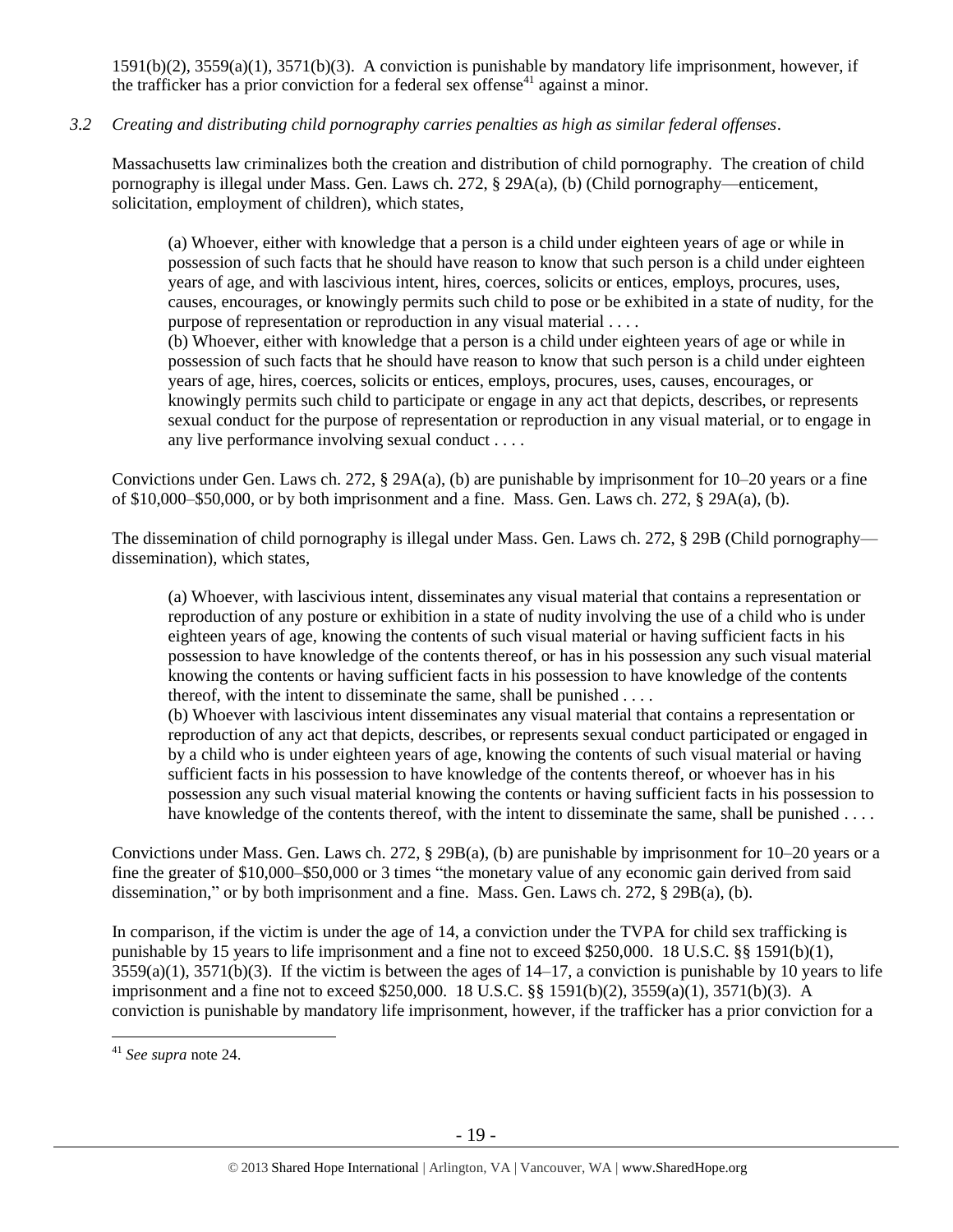1591(b)(2), 3559(a)(1), 3571(b)(3). A conviction is punishable by mandatory life imprisonment, however, if the trafficker has a prior conviction for a federal sex offense[41] against a minor.

*3.2 Creating and distributing child pornography carries penalties as high as similar federal offenses.*

Massachusetts law criminalizes both the creation and distribution of child pornography. The creation of child pornography is illegal under Mass. Gen. Laws ch. 272, § 29A(a), (b) (Child pornography—enticement, solicitation, employment of children), which states,

> (a) Whoever, either with knowledge that a person is a child under eighteen years of age or while in possession of such facts that he should have reason to know that such person is a child under eighteen years of age, and with lascivious intent, hires, coerces, solicits or entices, employs, procures, uses, causes, encourages, or knowingly permits such child to pose or be exhibited in a state of nudity, for the purpose of representation or reproduction in any visual material . . . .
>
> (b) Whoever, either with knowledge that a person is a child under eighteen years of age or while in possession of such facts that he should have reason to know that such person is a child under eighteen years of age, hires, coerces, solicits or entices, employs, procures, uses, causes, encourages, or knowingly permits such child to participate or engage in any act that depicts, describes, or represents sexual conduct for the purpose of representation or reproduction in any visual material, or to engage in any live performance involving sexual conduct . . . .

Convictions under Gen. Laws ch. 272, § 29A(a), (b) are punishable by imprisonment for 10–20 years or a fine of $10,000–$50,000, or by both imprisonment and a fine. Mass. Gen. Laws ch. 272, § 29A(a), (b).

The dissemination of child pornography is illegal under Mass. Gen. Laws ch. 272, § 29B (Child pornography—dissemination), which states,

> (a) Whoever, with lascivious intent, disseminates any visual material that contains a representation or reproduction of any posture or exhibition in a state of nudity involving the use of a child who is under eighteen years of age, knowing the contents of such visual material or having sufficient facts in his possession to have knowledge of the contents thereof, or has in his possession any such visual material knowing the contents or having sufficient facts in his possession to have knowledge of the contents thereof, with the intent to disseminate the same, shall be punished . . . .
>
> (b) Whoever with lascivious intent disseminates any visual material that contains a representation or reproduction of any act that depicts, describes, or represents sexual conduct participated or engaged in by a child who is under eighteen years of age, knowing the contents of such visual material or having sufficient facts in his possession to have knowledge of the contents thereof, or whoever has in his possession any such visual material knowing the contents or having sufficient facts in his possession to have knowledge of the contents thereof, with the intent to disseminate the same, shall be punished . . . .

Convictions under Mass. Gen. Laws ch. 272, § 29B(a), (b) are punishable by imprisonment for 10–20 years or a fine the greater of $10,000–$50,000 or 3 times "the monetary value of any economic gain derived from said dissemination," or by both imprisonment and a fine. Mass. Gen. Laws ch. 272, § 29B(a), (b).

In comparison, if the victim is under the age of 14, a conviction under the TVPA for child sex trafficking is punishable by 15 years to life imprisonment and a fine not to exceed $250,000. 18 U.S.C. §§ 1591(b)(1), 3559(a)(1), 3571(b)(3). If the victim is between the ages of 14–17, a conviction is punishable by 10 years to life imprisonment and a fine not to exceed $250,000. 18 U.S.C. §§ 1591(b)(2), 3559(a)(1), 3571(b)(3). A conviction is punishable by mandatory life imprisonment, however, if the trafficker has a prior conviction for a

[41] *See supra* note 24.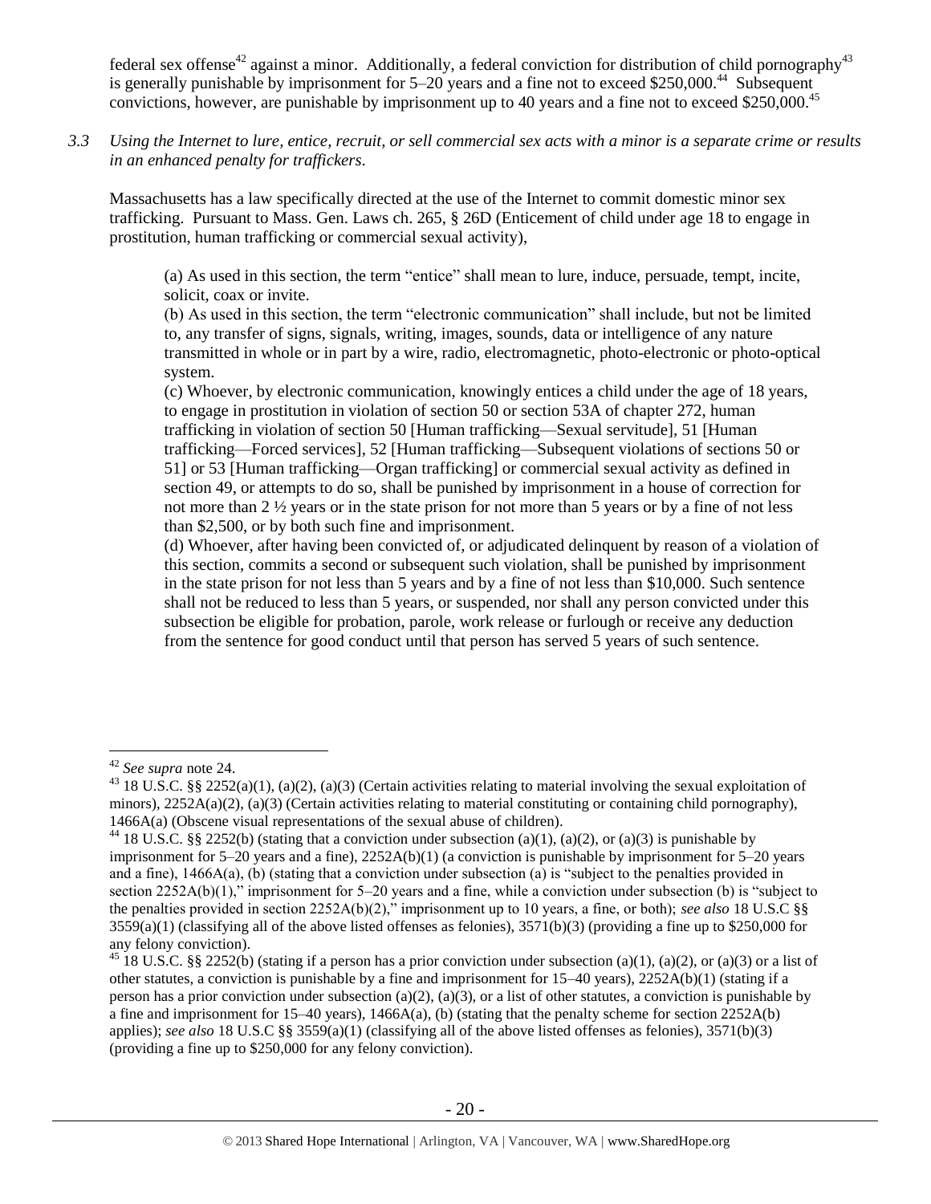federal sex offense[42] against a minor. Additionally, a federal conviction for distribution of child pornography[43] is generally punishable by imprisonment for 5–20 years and a fine not to exceed $250,000.[44] Subsequent convictions, however, are punishable by imprisonment up to 40 years and a fine not to exceed $250,000.[45]

*3.3 Using the Internet to lure, entice, recruit, or sell commercial sex acts with a minor is a separate crime or results in an enhanced penalty for traffickers.*

Massachusetts has a law specifically directed at the use of the Internet to commit domestic minor sex trafficking. Pursuant to Mass. Gen. Laws ch. 265, § 26D (Enticement of child under age 18 to engage in prostitution, human trafficking or commercial sexual activity),

> (a) As used in this section, the term "entice" shall mean to lure, induce, persuade, tempt, incite, solicit, coax or invite.
> (b) As used in this section, the term "electronic communication" shall include, but not be limited to, any transfer of signs, signals, writing, images, sounds, data or intelligence of any nature transmitted in whole or in part by a wire, radio, electromagnetic, photo-electronic or photo-optical system.
> (c) Whoever, by electronic communication, knowingly entices a child under the age of 18 years, to engage in prostitution in violation of section 50 or section 53A of chapter 272, human trafficking in violation of section 50 [Human trafficking—Sexual servitude], 51 [Human trafficking—Forced services], 52 [Human trafficking—Subsequent violations of sections 50 or 51] or 53 [Human trafficking—Organ trafficking] or commercial sexual activity as defined in section 49, or attempts to do so, shall be punished by imprisonment in a house of correction for not more than 2 ½ years or in the state prison for not more than 5 years or by a fine of not less than $2,500, or by both such fine and imprisonment.
> (d) Whoever, after having been convicted of, or adjudicated delinquent by reason of a violation of this section, commits a second or subsequent such violation, shall be punished by imprisonment in the state prison for not less than 5 years and by a fine of not less than $10,000. Such sentence shall not be reduced to less than 5 years, or suspended, nor shall any person convicted under this subsection be eligible for probation, parole, work release or furlough or receive any deduction from the sentence for good conduct until that person has served 5 years of such sentence.

---

[42] *See supra* note 24.

[43] 18 U.S.C. §§ 2252(a)(1), (a)(2), (a)(3) (Certain activities relating to material involving the sexual exploitation of minors), 2252A(a)(2), (a)(3) (Certain activities relating to material constituting or containing child pornography), 1466A(a) (Obscene visual representations of the sexual abuse of children).

[44] 18 U.S.C. §§ 2252(b) (stating that a conviction under subsection (a)(1), (a)(2), or (a)(3) is punishable by imprisonment for 5–20 years and a fine), 2252A(b)(1) (a conviction is punishable by imprisonment for 5–20 years and a fine), 1466A(a), (b) (stating that a conviction under subsection (a) is "subject to the penalties provided in section 2252A(b)(1)," imprisonment for 5–20 years and a fine, while a conviction under subsection (b) is "subject to the penalties provided in section 2252A(b)(2)," imprisonment up to 10 years, a fine, or both); *see also* 18 U.S.C §§ 3559(a)(1) (classifying all of the above listed offenses as felonies), 3571(b)(3) (providing a fine up to $250,000 for any felony conviction).

[45] 18 U.S.C. §§ 2252(b) (stating if a person has a prior conviction under subsection (a)(1), (a)(2), or (a)(3) or a list of other statutes, a conviction is punishable by a fine and imprisonment for 15–40 years), 2252A(b)(1) (stating if a person has a prior conviction under subsection (a)(2), (a)(3), or a list of other statutes, a conviction is punishable by a fine and imprisonment for 15–40 years), 1466A(a), (b) (stating that the penalty scheme for section 2252A(b) applies); *see also* 18 U.S.C §§ 3559(a)(1) (classifying all of the above listed offenses as felonies), 3571(b)(3) (providing a fine up to $250,000 for any felony conviction).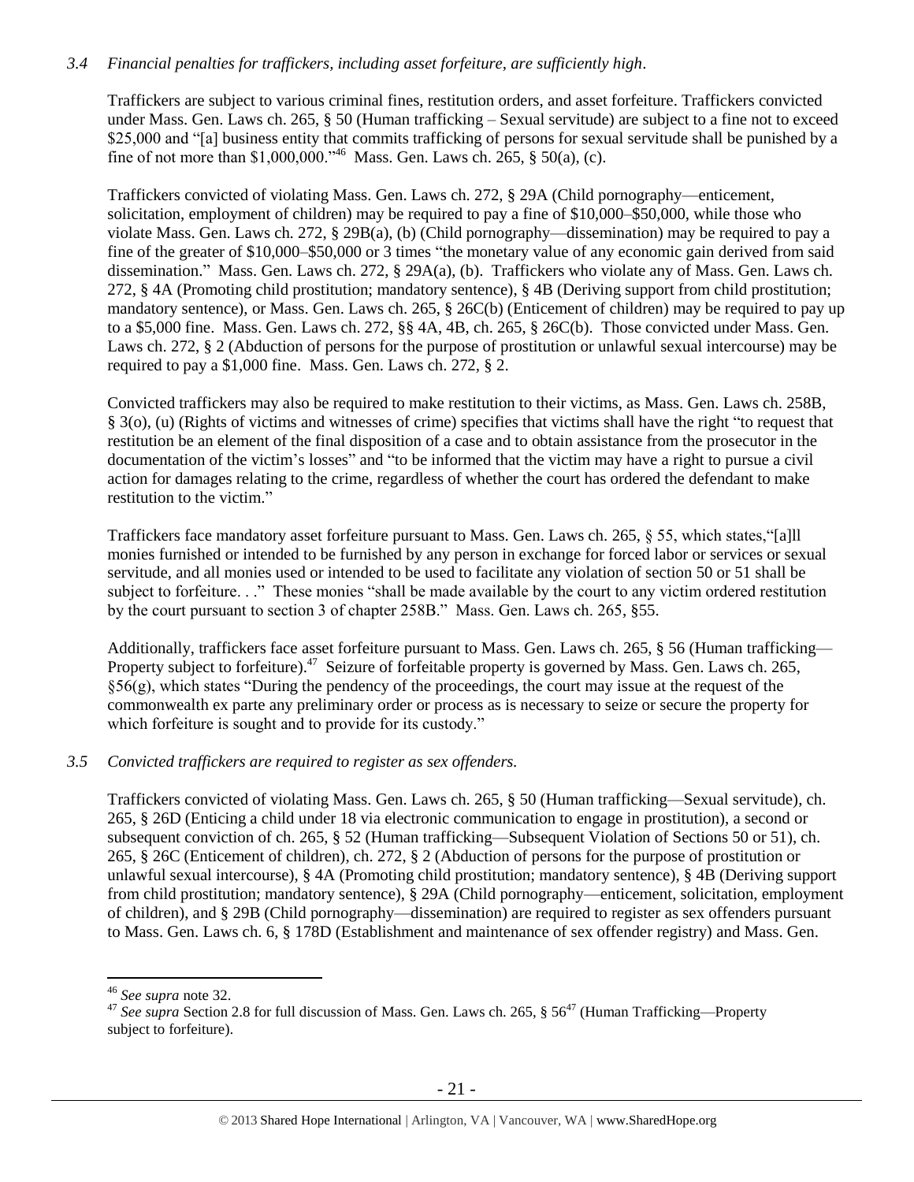*3.4 Financial penalties for traffickers, including asset forfeiture, are sufficiently high.*

Traffickers are subject to various criminal fines, restitution orders, and asset forfeiture. Traffickers convicted under Mass. Gen. Laws ch. 265, § 50 (Human trafficking – Sexual servitude) are subject to a fine not to exceed $25,000 and "[a] business entity that commits trafficking of persons for sexual servitude shall be punished by a fine of not more than $1,000,000."[46] Mass. Gen. Laws ch. 265, § 50(a), (c).

Traffickers convicted of violating Mass. Gen. Laws ch. 272, § 29A (Child pornography—enticement, solicitation, employment of children) may be required to pay a fine of $10,000–$50,000, while those who violate Mass. Gen. Laws ch. 272, § 29B(a), (b) (Child pornography—dissemination) may be required to pay a fine of the greater of $10,000–$50,000 or 3 times "the monetary value of any economic gain derived from said dissemination." Mass. Gen. Laws ch. 272, § 29A(a), (b). Traffickers who violate any of Mass. Gen. Laws ch. 272, § 4A (Promoting child prostitution; mandatory sentence), § 4B (Deriving support from child prostitution; mandatory sentence), or Mass. Gen. Laws ch. 265, § 26C(b) (Enticement of children) may be required to pay up to a $5,000 fine. Mass. Gen. Laws ch. 272, §§ 4A, 4B, ch. 265, § 26C(b). Those convicted under Mass. Gen. Laws ch. 272, § 2 (Abduction of persons for the purpose of prostitution or unlawful sexual intercourse) may be required to pay a $1,000 fine. Mass. Gen. Laws ch. 272, § 2.

Convicted traffickers may also be required to make restitution to their victims, as Mass. Gen. Laws ch. 258B, § 3(o), (u) (Rights of victims and witnesses of crime) specifies that victims shall have the right "to request that restitution be an element of the final disposition of a case and to obtain assistance from the prosecutor in the documentation of the victim's losses" and "to be informed that the victim may have a right to pursue a civil action for damages relating to the crime, regardless of whether the court has ordered the defendant to make restitution to the victim."

Traffickers face mandatory asset forfeiture pursuant to Mass. Gen. Laws ch. 265, § 55, which states,"[a]ll monies furnished or intended to be furnished by any person in exchange for forced labor or services or sexual servitude, and all monies used or intended to be used to facilitate any violation of section 50 or 51 shall be subject to forfeiture. . ." These monies "shall be made available by the court to any victim ordered restitution by the court pursuant to section 3 of chapter 258B." Mass. Gen. Laws ch. 265, §55.

Additionally, traffickers face asset forfeiture pursuant to Mass. Gen. Laws ch. 265, § 56 (Human trafficking—Property subject to forfeiture).[47] Seizure of forfeitable property is governed by Mass. Gen. Laws ch. 265, §56(g), which states "During the pendency of the proceedings, the court may issue at the request of the commonwealth ex parte any preliminary order or process as is necessary to seize or secure the property for which forfeiture is sought and to provide for its custody."

*3.5 Convicted traffickers are required to register as sex offenders.*

Traffickers convicted of violating Mass. Gen. Laws ch. 265, § 50 (Human trafficking—Sexual servitude), ch. 265, § 26D (Enticing a child under 18 via electronic communication to engage in prostitution), a second or subsequent conviction of ch. 265, § 52 (Human trafficking—Subsequent Violation of Sections 50 or 51), ch. 265, § 26C (Enticement of children), ch. 272, § 2 (Abduction of persons for the purpose of prostitution or unlawful sexual intercourse), § 4A (Promoting child prostitution; mandatory sentence), § 4B (Deriving support from child prostitution; mandatory sentence), § 29A (Child pornography—enticement, solicitation, employment of children), and § 29B (Child pornography—dissemination) are required to register as sex offenders pursuant to Mass. Gen. Laws ch. 6, § 178D (Establishment and maintenance of sex offender registry) and Mass. Gen.

---

[46] *See supra* note 32.

[47] *See supra* Section 2.8 for full discussion of Mass. Gen. Laws ch. 265, § 56[47] (Human Trafficking—Property subject to forfeiture).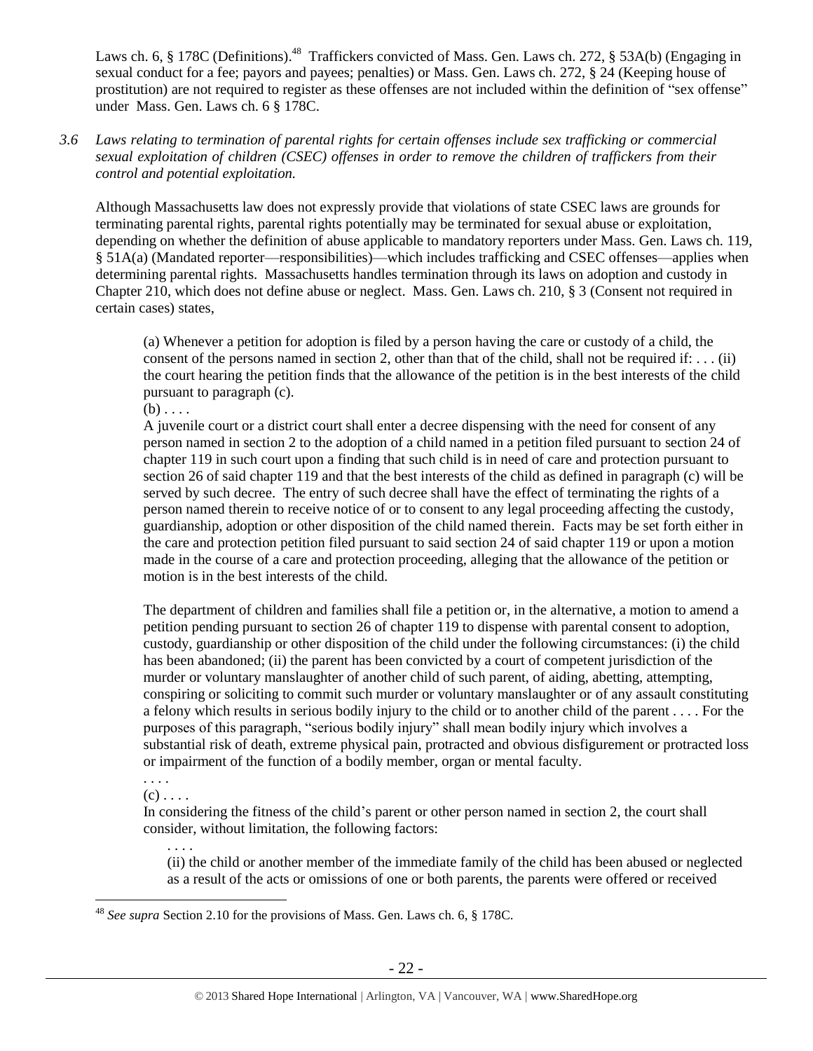Laws ch. 6, § 178C (Definitions).[48] Traffickers convicted of Mass. Gen. Laws ch. 272, § 53A(b) (Engaging in sexual conduct for a fee; payors and payees; penalties) or Mass. Gen. Laws ch. 272, § 24 (Keeping house of prostitution) are not required to register as these offenses are not included within the definition of "sex offense" under Mass. Gen. Laws ch. 6 § 178C.

*3.6 Laws relating to termination of parental rights for certain offenses include sex trafficking or commercial sexual exploitation of children (CSEC) offenses in order to remove the children of traffickers from their control and potential exploitation.*

Although Massachusetts law does not expressly provide that violations of state CSEC laws are grounds for terminating parental rights, parental rights potentially may be terminated for sexual abuse or exploitation, depending on whether the definition of abuse applicable to mandatory reporters under Mass. Gen. Laws ch. 119, § 51A(a) (Mandated reporter—responsibilities)—which includes trafficking and CSEC offenses—applies when determining parental rights. Massachusetts handles termination through its laws on adoption and custody in Chapter 210, which does not define abuse or neglect. Mass. Gen. Laws ch. 210, § 3 (Consent not required in certain cases) states,

> (a) Whenever a petition for adoption is filed by a person having the care or custody of a child, the consent of the persons named in section 2, other than that of the child, shall not be required if: . . . (ii) the court hearing the petition finds that the allowance of the petition is in the best interests of the child pursuant to paragraph (c).
>
> (b) . . . .
>
> A juvenile court or a district court shall enter a decree dispensing with the need for consent of any person named in section 2 to the adoption of a child named in a petition filed pursuant to section 24 of chapter 119 in such court upon a finding that such child is in need of care and protection pursuant to section 26 of said chapter 119 and that the best interests of the child as defined in paragraph (c) will be served by such decree. The entry of such decree shall have the effect of terminating the rights of a person named therein to receive notice of or to consent to any legal proceeding affecting the custody, guardianship, adoption or other disposition of the child named therein. Facts may be set forth either in the care and protection petition filed pursuant to said section 24 of said chapter 119 or upon a motion made in the course of a care and protection proceeding, alleging that the allowance of the petition or motion is in the best interests of the child.
>
> The department of children and families shall file a petition or, in the alternative, a motion to amend a petition pending pursuant to section 26 of chapter 119 to dispense with parental consent to adoption, custody, guardianship or other disposition of the child under the following circumstances: (i) the child has been abandoned; (ii) the parent has been convicted by a court of competent jurisdiction of the murder or voluntary manslaughter of another child of such parent, of aiding, abetting, attempting, conspiring or soliciting to commit such murder or voluntary manslaughter or of any assault constituting a felony which results in serious bodily injury to the child or to another child of the parent . . . . For the purposes of this paragraph, "serious bodily injury" shall mean bodily injury which involves a substantial risk of death, extreme physical pain, protracted and obvious disfigurement or protracted loss or impairment of the function of a bodily member, organ or mental faculty.
>
> . . . .
>
> (c) . . . .
>
> In considering the fitness of the child's parent or other person named in section 2, the court shall consider, without limitation, the following factors:
>
> > . . . .
> >
> > (ii) the child or another member of the immediate family of the child has been abused or neglected as a result of the acts or omissions of one or both parents, the parents were offered or received

---

[48] *See supra* Section 2.10 for the provisions of Mass. Gen. Laws ch. 6, § 178C.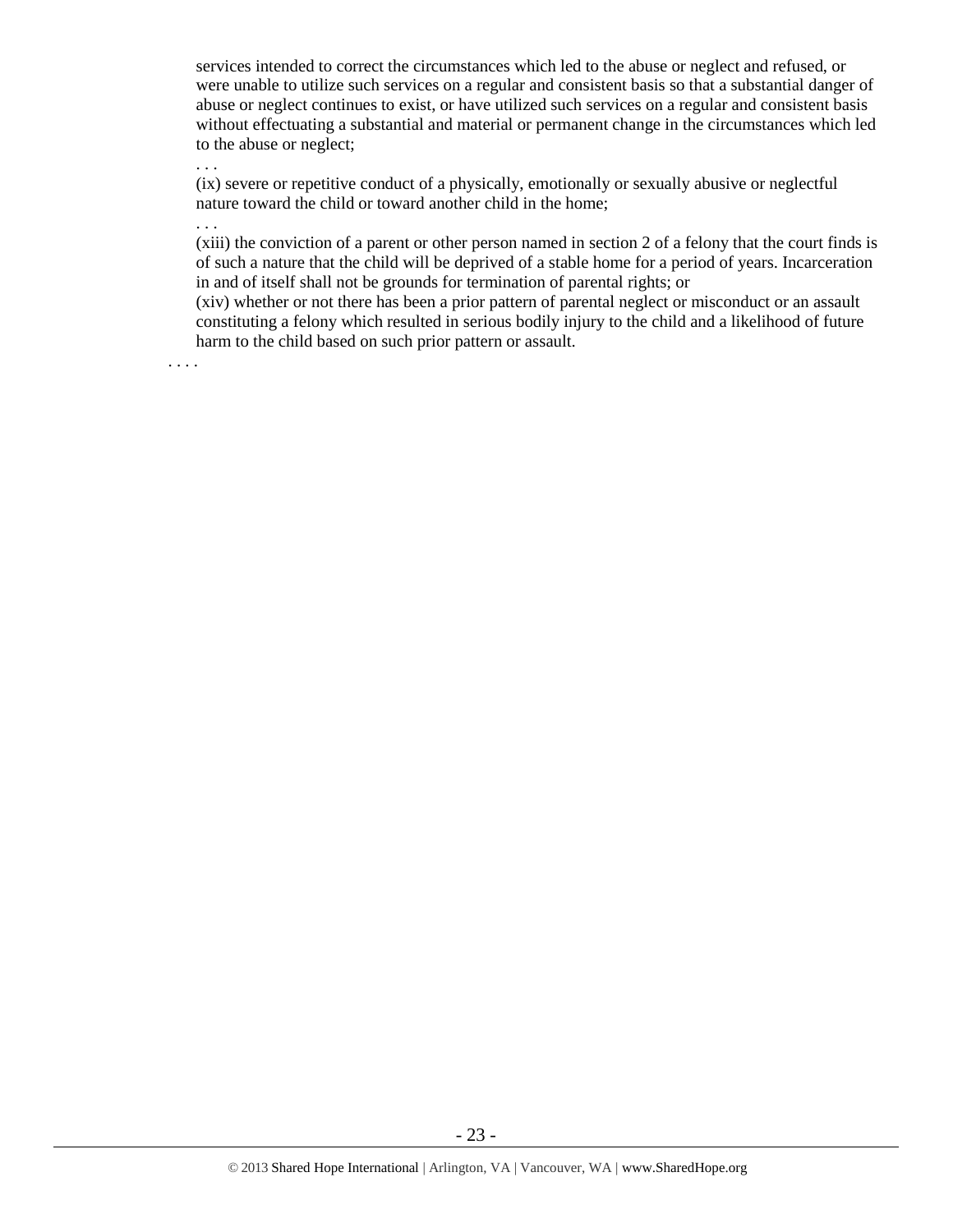services intended to correct the circumstances which led to the abuse or neglect and refused, or were unable to utilize such services on a regular and consistent basis so that a substantial danger of abuse or neglect continues to exist, or have utilized such services on a regular and consistent basis without effectuating a substantial and material or permanent change in the circumstances which led to the abuse or neglect;

. . .

(ix) severe or repetitive conduct of a physically, emotionally or sexually abusive or neglectful nature toward the child or toward another child in the home;

. . .

(xiii) the conviction of a parent or other person named in section 2 of a felony that the court finds is of such a nature that the child will be deprived of a stable home for a period of years. Incarceration in and of itself shall not be grounds for termination of parental rights; or

(xiv) whether or not there has been a prior pattern of parental neglect or misconduct or an assault constituting a felony which resulted in serious bodily injury to the child and a likelihood of future harm to the child based on such prior pattern or assault.

. . . .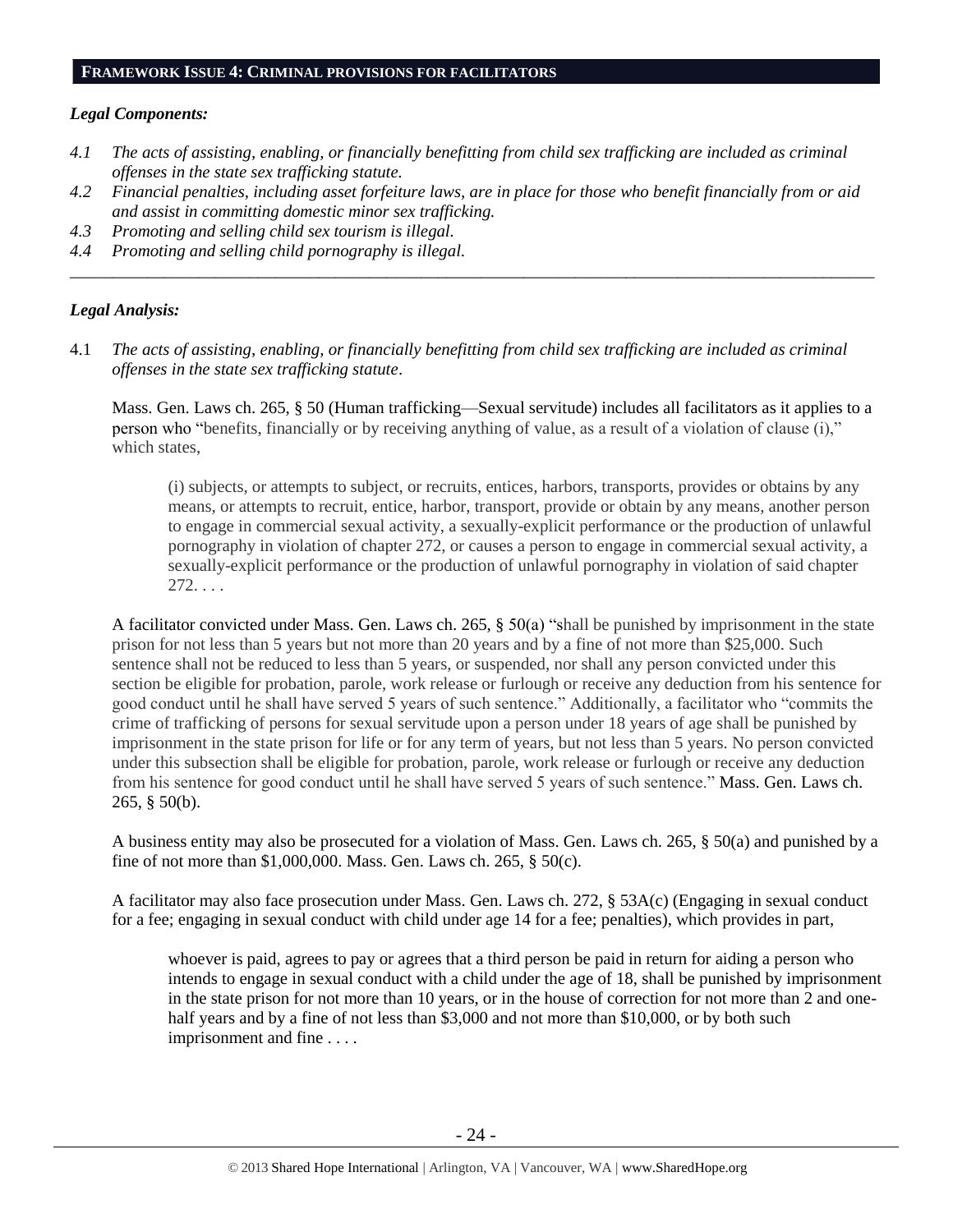## FRAMEWORK ISSUE 4: CRIMINAL PROVISIONS FOR FACILITATORS

### *Legal Components:*

*4.1 The acts of assisting, enabling, or financially benefitting from child sex trafficking are included as criminal offenses in the state sex trafficking statute.*

*4.2 Financial penalties, including asset forfeiture laws, are in place for those who benefit financially from or aid and assist in committing domestic minor sex trafficking.*

*4.3 Promoting and selling child sex tourism is illegal.*

*4.4 Promoting and selling child pornography is illegal.*

---

### *Legal Analysis:*

4.1 *The acts of assisting, enabling, or financially benefitting from child sex trafficking are included as criminal offenses in the state sex trafficking statute*.

Mass. Gen. Laws ch. 265, § 50 (Human trafficking—Sexual servitude) includes all facilitators as it applies to a person who "benefits, financially or by receiving anything of value, as a result of a violation of clause (i)," which states,

> (i) subjects, or attempts to subject, or recruits, entices, harbors, transports, provides or obtains by any means, or attempts to recruit, entice, harbor, transport, provide or obtain by any means, another person to engage in commercial sexual activity, a sexually-explicit performance or the production of unlawful pornography in violation of chapter 272, or causes a person to engage in commercial sexual activity, a sexually-explicit performance or the production of unlawful pornography in violation of said chapter 272. . . .

A facilitator convicted under Mass. Gen. Laws ch. 265, § 50(a) "shall be punished by imprisonment in the state prison for not less than 5 years but not more than 20 years and by a fine of not more than $25,000. Such sentence shall not be reduced to less than 5 years, or suspended, nor shall any person convicted under this section be eligible for probation, parole, work release or furlough or receive any deduction from his sentence for good conduct until he shall have served 5 years of such sentence." Additionally, a facilitator who "commits the crime of trafficking of persons for sexual servitude upon a person under 18 years of age shall be punished by imprisonment in the state prison for life or for any term of years, but not less than 5 years. No person convicted under this subsection shall be eligible for probation, parole, work release or furlough or receive any deduction from his sentence for good conduct until he shall have served 5 years of such sentence." Mass. Gen. Laws ch. 265, § 50(b).

A business entity may also be prosecuted for a violation of Mass. Gen. Laws ch. 265, § 50(a) and punished by a fine of not more than $1,000,000. Mass. Gen. Laws ch. 265, § 50(c).

A facilitator may also face prosecution under Mass. Gen. Laws ch. 272, § 53A(c) (Engaging in sexual conduct for a fee; engaging in sexual conduct with child under age 14 for a fee; penalties), which provides in part,

> whoever is paid, agrees to pay or agrees that a third person be paid in return for aiding a person who intends to engage in sexual conduct with a child under the age of 18, shall be punished by imprisonment in the state prison for not more than 10 years, or in the house of correction for not more than 2 and one-half years and by a fine of not less than $3,000 and not more than $10,000, or by both such imprisonment and fine . . . .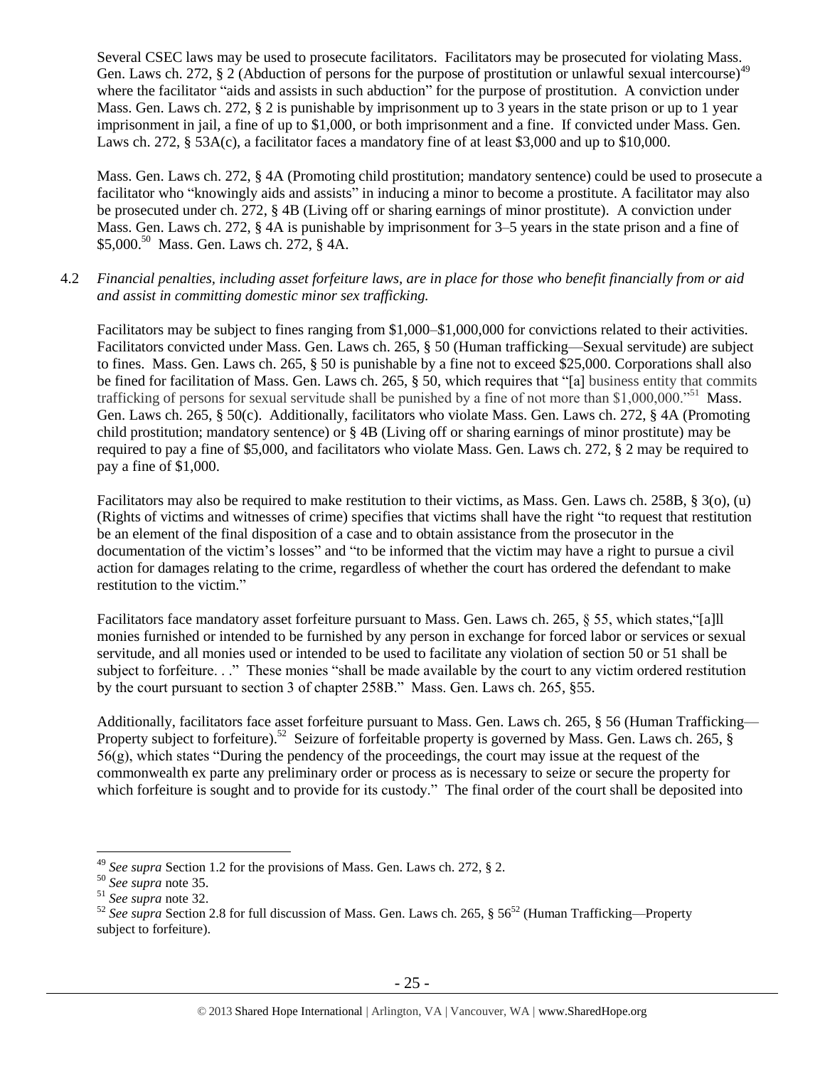Several CSEC laws may be used to prosecute facilitators. Facilitators may be prosecuted for violating Mass. Gen. Laws ch. 272, § 2 (Abduction of persons for the purpose of prostitution or unlawful sexual intercourse)[49] where the facilitator "aids and assists in such abduction" for the purpose of prostitution. A conviction under Mass. Gen. Laws ch. 272, § 2 is punishable by imprisonment up to 3 years in the state prison or up to 1 year imprisonment in jail, a fine of up to $1,000, or both imprisonment and a fine. If convicted under Mass. Gen. Laws ch. 272, § 53A(c), a facilitator faces a mandatory fine of at least $3,000 and up to $10,000.

Mass. Gen. Laws ch. 272, § 4A (Promoting child prostitution; mandatory sentence) could be used to prosecute a facilitator who "knowingly aids and assists" in inducing a minor to become a prostitute. A facilitator may also be prosecuted under ch. 272, § 4B (Living off or sharing earnings of minor prostitute). A conviction under Mass. Gen. Laws ch. 272, § 4A is punishable by imprisonment for 3–5 years in the state prison and a fine of $5,000.[50] Mass. Gen. Laws ch. 272, § 4A.

4.2 *Financial penalties, including asset forfeiture laws, are in place for those who benefit financially from or aid and assist in committing domestic minor sex trafficking.*

Facilitators may be subject to fines ranging from $1,000–$1,000,000 for convictions related to their activities. Facilitators convicted under Mass. Gen. Laws ch. 265, § 50 (Human trafficking—Sexual servitude) are subject to fines. Mass. Gen. Laws ch. 265, § 50 is punishable by a fine not to exceed $25,000. Corporations shall also be fined for facilitation of Mass. Gen. Laws ch. 265, § 50, which requires that "[a] business entity that commits trafficking of persons for sexual servitude shall be punished by a fine of not more than $1,000,000."[51] Mass. Gen. Laws ch. 265, § 50(c). Additionally, facilitators who violate Mass. Gen. Laws ch. 272, § 4A (Promoting child prostitution; mandatory sentence) or § 4B (Living off or sharing earnings of minor prostitute) may be required to pay a fine of $5,000, and facilitators who violate Mass. Gen. Laws ch. 272, § 2 may be required to pay a fine of $1,000.

Facilitators may also be required to make restitution to their victims, as Mass. Gen. Laws ch. 258B, § 3(o), (u) (Rights of victims and witnesses of crime) specifies that victims shall have the right "to request that restitution be an element of the final disposition of a case and to obtain assistance from the prosecutor in the documentation of the victim's losses" and "to be informed that the victim may have a right to pursue a civil action for damages relating to the crime, regardless of whether the court has ordered the defendant to make restitution to the victim."

Facilitators face mandatory asset forfeiture pursuant to Mass. Gen. Laws ch. 265, § 55, which states,"[a]ll monies furnished or intended to be furnished by any person in exchange for forced labor or services or sexual servitude, and all monies used or intended to be used to facilitate any violation of section 50 or 51 shall be subject to forfeiture. . ." These monies "shall be made available by the court to any victim ordered restitution by the court pursuant to section 3 of chapter 258B." Mass. Gen. Laws ch. 265, §55.

Additionally, facilitators face asset forfeiture pursuant to Mass. Gen. Laws ch. 265, § 56 (Human Trafficking—Property subject to forfeiture).[52] Seizure of forfeitable property is governed by Mass. Gen. Laws ch. 265, § 56(g), which states "During the pendency of the proceedings, the court may issue at the request of the commonwealth ex parte any preliminary order or process as is necessary to seize or secure the property for which forfeiture is sought and to provide for its custody." The final order of the court shall be deposited into

---

[49] *See supra* Section 1.2 for the provisions of Mass. Gen. Laws ch. 272, § 2.

[50] *See supra* note 35.

[51] *See supra* note 32.

[52] *See supra* Section 2.8 for full discussion of Mass. Gen. Laws ch. 265, § 56[52] (Human Trafficking—Property subject to forfeiture).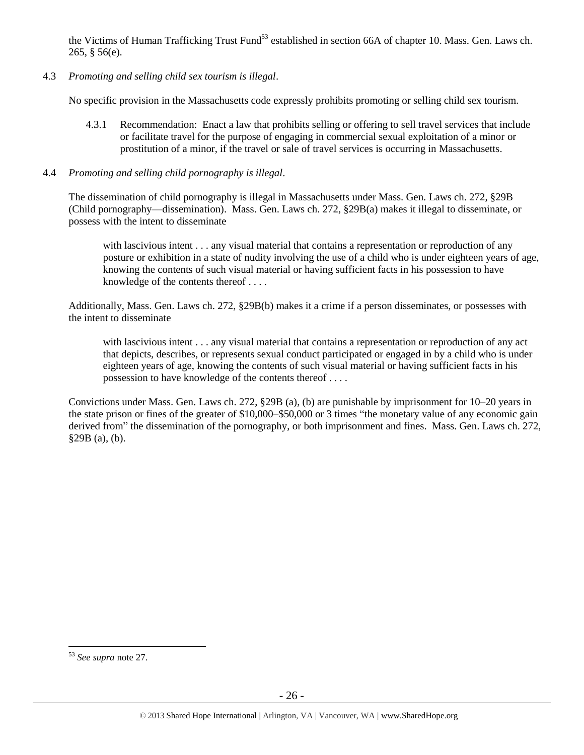the Victims of Human Trafficking Trust Fund[53] established in section 66A of chapter 10. Mass. Gen. Laws ch. 265, § 56(e).

4.3 *Promoting and selling child sex tourism is illegal*.

No specific provision in the Massachusetts code expressly prohibits promoting or selling child sex tourism.

4.3.1 Recommendation: Enact a law that prohibits selling or offering to sell travel services that include or facilitate travel for the purpose of engaging in commercial sexual exploitation of a minor or prostitution of a minor, if the travel or sale of travel services is occurring in Massachusetts.

4.4 *Promoting and selling child pornography is illegal*.

The dissemination of child pornography is illegal in Massachusetts under Mass. Gen. Laws ch. 272, §29B (Child pornography—dissemination). Mass. Gen. Laws ch. 272, §29B(a) makes it illegal to disseminate, or possess with the intent to disseminate

> with lascivious intent . . . any visual material that contains a representation or reproduction of any posture or exhibition in a state of nudity involving the use of a child who is under eighteen years of age, knowing the contents of such visual material or having sufficient facts in his possession to have knowledge of the contents thereof . . . .

Additionally, Mass. Gen. Laws ch. 272, §29B(b) makes it a crime if a person disseminates, or possesses with the intent to disseminate

> with lascivious intent . . . any visual material that contains a representation or reproduction of any act that depicts, describes, or represents sexual conduct participated or engaged in by a child who is under eighteen years of age, knowing the contents of such visual material or having sufficient facts in his possession to have knowledge of the contents thereof . . . .

Convictions under Mass. Gen. Laws ch. 272, §29B (a), (b) are punishable by imprisonment for 10–20 years in the state prison or fines of the greater of $10,000–$50,000 or 3 times "the monetary value of any economic gain derived from" the dissemination of the pornography, or both imprisonment and fines. Mass. Gen. Laws ch. 272, §29B (a), (b).

---

[53] *See supra* note 27.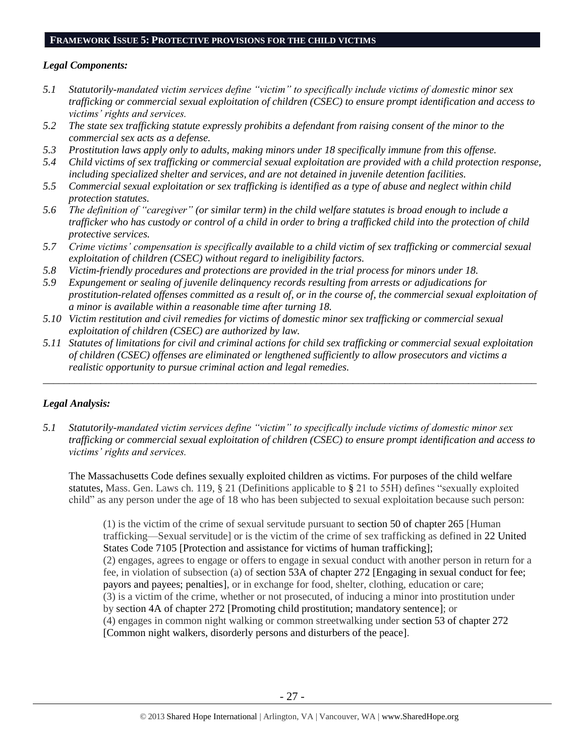## FRAMEWORK ISSUE 5: PROTECTIVE PROVISIONS FOR THE CHILD VICTIMS

### *Legal Components:*

*5.1 Statutorily-mandated victim services define "victim" to specifically include victims of domestic minor sex trafficking or commercial sexual exploitation of children (CSEC) to ensure prompt identification and access to victims' rights and services.*

*5.2 The state sex trafficking statute expressly prohibits a defendant from raising consent of the minor to the commercial sex acts as a defense.*

*5.3 Prostitution laws apply only to adults, making minors under 18 specifically immune from this offense.*

*5.4 Child victims of sex trafficking or commercial sexual exploitation are provided with a child protection response, including specialized shelter and services, and are not detained in juvenile detention facilities.*

*5.5 Commercial sexual exploitation or sex trafficking is identified as a type of abuse and neglect within child protection statutes.*

*5.6 The definition of "caregiver" (or similar term) in the child welfare statutes is broad enough to include a trafficker who has custody or control of a child in order to bring a trafficked child into the protection of child protective services.*

*5.7 Crime victims' compensation is specifically available to a child victim of sex trafficking or commercial sexual exploitation of children (CSEC) without regard to ineligibility factors.*

*5.8 Victim-friendly procedures and protections are provided in the trial process for minors under 18.*

*5.9 Expungement or sealing of juvenile delinquency records resulting from arrests or adjudications for prostitution-related offenses committed as a result of, or in the course of, the commercial sexual exploitation of a minor is available within a reasonable time after turning 18.*

*5.10 Victim restitution and civil remedies for victims of domestic minor sex trafficking or commercial sexual exploitation of children (CSEC) are authorized by law.*

*5.11 Statutes of limitations for civil and criminal actions for child sex trafficking or commercial sexual exploitation of children (CSEC) offenses are eliminated or lengthened sufficiently to allow prosecutors and victims a realistic opportunity to pursue criminal action and legal remedies.*

---

### *Legal Analysis:*

*5.1 Statutorily-mandated victim services define "victim" to specifically include victims of domestic minor sex trafficking or commercial sexual exploitation of children (CSEC) to ensure prompt identification and access to victims' rights and services.*

The Massachusetts Code defines sexually exploited children as victims. For purposes of the child welfare statutes, Mass. Gen. Laws ch. 119, § 21 (Definitions applicable to § 21 to 55H) defines "sexually exploited child" as any person under the age of 18 who has been subjected to sexual exploitation because such person:

> (1) is the victim of the crime of sexual servitude pursuant to section 50 of chapter 265 [Human trafficking—Sexual servitude] or is the victim of the crime of sex trafficking as defined in 22 United States Code 7105 [Protection and assistance for victims of human trafficking];
> (2) engages, agrees to engage or offers to engage in sexual conduct with another person in return for a fee, in violation of subsection (a) of section 53A of chapter 272 [Engaging in sexual conduct for fee; payors and payees; penalties], or in exchange for food, shelter, clothing, education or care;
> (3) is a victim of the crime, whether or not prosecuted, of inducing a minor into prostitution under by section 4A of chapter 272 [Promoting child prostitution; mandatory sentence]; or
> (4) engages in common night walking or common streetwalking under section 53 of chapter 272 [Common night walkers, disorderly persons and disturbers of the peace].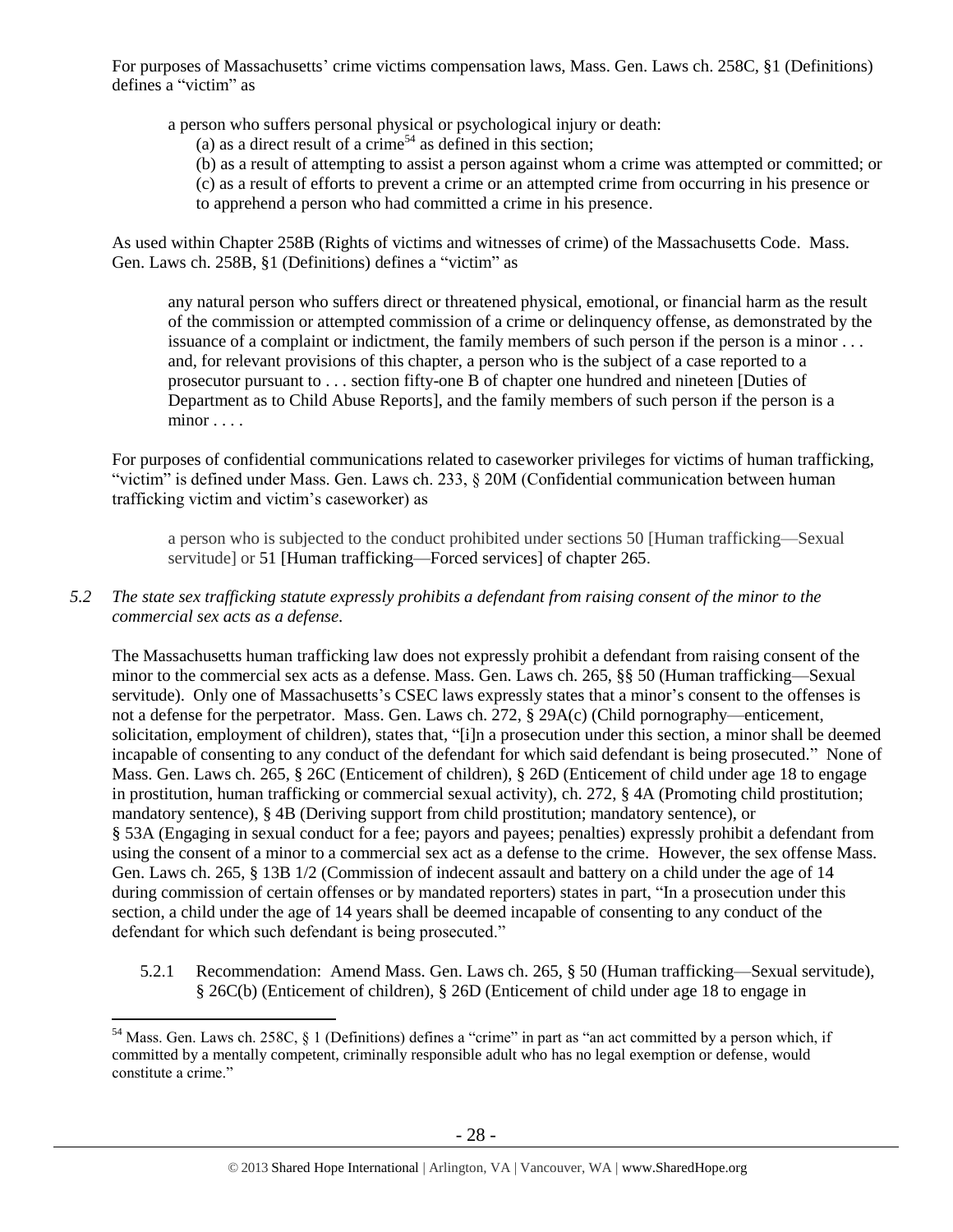For purposes of Massachusetts' crime victims compensation laws, Mass. Gen. Laws ch. 258C, §1 (Definitions) defines a "victim" as

> a person who suffers personal physical or psychological injury or death:
> (a) as a direct result of a crime[54] as defined in this section;
> (b) as a result of attempting to assist a person against whom a crime was attempted or committed; or
> (c) as a result of efforts to prevent a crime or an attempted crime from occurring in his presence or to apprehend a person who had committed a crime in his presence.

As used within Chapter 258B (Rights of victims and witnesses of crime) of the Massachusetts Code. Mass. Gen. Laws ch. 258B, §1 (Definitions) defines a "victim" as

> any natural person who suffers direct or threatened physical, emotional, or financial harm as the result of the commission or attempted commission of a crime or delinquency offense, as demonstrated by the issuance of a complaint or indictment, the family members of such person if the person is a minor . . . and, for relevant provisions of this chapter, a person who is the subject of a case reported to a prosecutor pursuant to . . . section fifty-one B of chapter one hundred and nineteen [Duties of Department as to Child Abuse Reports], and the family members of such person if the person is a minor . . . .

For purposes of confidential communications related to caseworker privileges for victims of human trafficking, "victim" is defined under Mass. Gen. Laws ch. 233, § 20M (Confidential communication between human trafficking victim and victim's caseworker) as

> a person who is subjected to the conduct prohibited under sections 50 [Human trafficking—Sexual servitude] or 51 [Human trafficking—Forced services] of chapter 265.

*5.2 The state sex trafficking statute expressly prohibits a defendant from raising consent of the minor to the commercial sex acts as a defense.*

The Massachusetts human trafficking law does not expressly prohibit a defendant from raising consent of the minor to the commercial sex acts as a defense. Mass. Gen. Laws ch. 265, §§ 50 (Human trafficking—Sexual servitude). Only one of Massachusetts's CSEC laws expressly states that a minor's consent to the offenses is not a defense for the perpetrator. Mass. Gen. Laws ch. 272, § 29A(c) (Child pornography—enticement, solicitation, employment of children), states that, "[i]n a prosecution under this section, a minor shall be deemed incapable of consenting to any conduct of the defendant for which said defendant is being prosecuted." None of Mass. Gen. Laws ch. 265, § 26C (Enticement of children), § 26D (Enticement of child under age 18 to engage in prostitution, human trafficking or commercial sexual activity), ch. 272, § 4A (Promoting child prostitution; mandatory sentence), § 4B (Deriving support from child prostitution; mandatory sentence), or § 53A (Engaging in sexual conduct for a fee; payors and payees; penalties) expressly prohibit a defendant from using the consent of a minor to a commercial sex act as a defense to the crime. However, the sex offense Mass. Gen. Laws ch. 265, § 13B 1/2 (Commission of indecent assault and battery on a child under the age of 14 during commission of certain offenses or by mandated reporters) states in part, "In a prosecution under this section, a child under the age of 14 years shall be deemed incapable of consenting to any conduct of the defendant for which such defendant is being prosecuted."

5.2.1 Recommendation: Amend Mass. Gen. Laws ch. 265, § 50 (Human trafficking—Sexual servitude), § 26C(b) (Enticement of children), § 26D (Enticement of child under age 18 to engage in

[54] Mass. Gen. Laws ch. 258C, § 1 (Definitions) defines a "crime" in part as "an act committed by a person which, if committed by a mentally competent, criminally responsible adult who has no legal exemption or defense, would constitute a crime."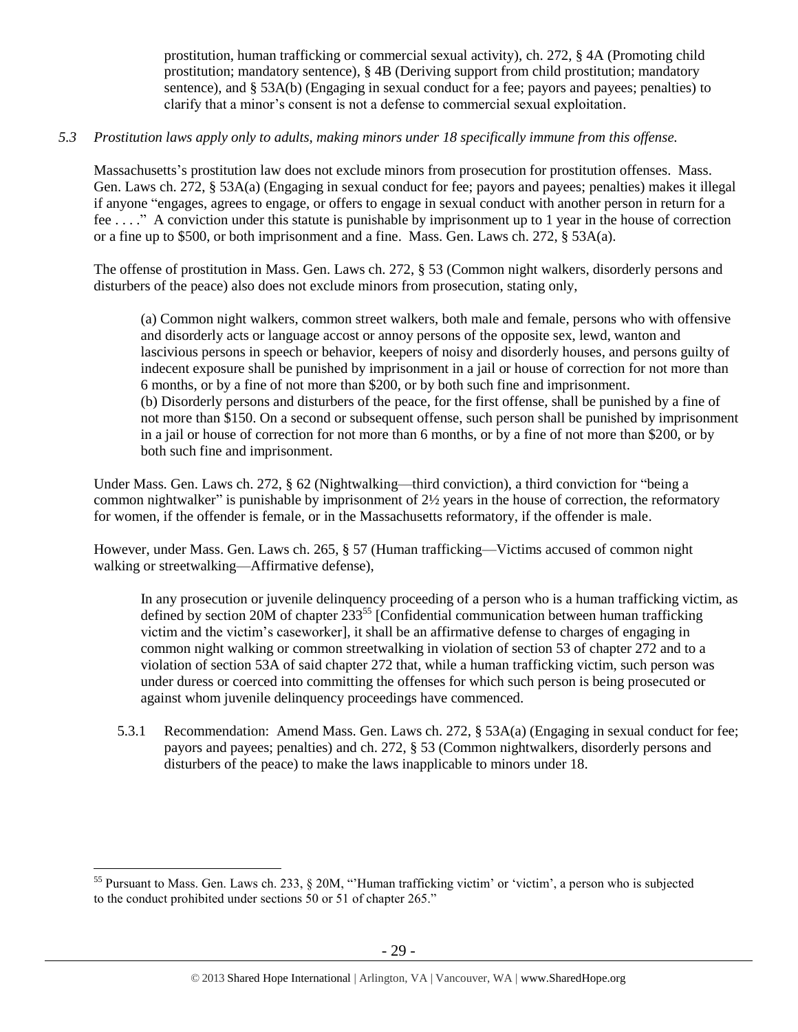prostitution, human trafficking or commercial sexual activity), ch. 272, § 4A (Promoting child prostitution; mandatory sentence), § 4B (Deriving support from child prostitution; mandatory sentence), and § 53A(b) (Engaging in sexual conduct for a fee; payors and payees; penalties) to clarify that a minor's consent is not a defense to commercial sexual exploitation.

*5.3 Prostitution laws apply only to adults, making minors under 18 specifically immune from this offense.*

Massachusetts's prostitution law does not exclude minors from prosecution for prostitution offenses. Mass. Gen. Laws ch. 272, § 53A(a) (Engaging in sexual conduct for fee; payors and payees; penalties) makes it illegal if anyone "engages, agrees to engage, or offers to engage in sexual conduct with another person in return for a fee . . . ." A conviction under this statute is punishable by imprisonment up to 1 year in the house of correction or a fine up to $500, or both imprisonment and a fine. Mass. Gen. Laws ch. 272, § 53A(a).

The offense of prostitution in Mass. Gen. Laws ch. 272, § 53 (Common night walkers, disorderly persons and disturbers of the peace) also does not exclude minors from prosecution, stating only,

> (a) Common night walkers, common street walkers, both male and female, persons who with offensive and disorderly acts or language accost or annoy persons of the opposite sex, lewd, wanton and lascivious persons in speech or behavior, keepers of noisy and disorderly houses, and persons guilty of indecent exposure shall be punished by imprisonment in a jail or house of correction for not more than 6 months, or by a fine of not more than $200, or by both such fine and imprisonment.
> (b) Disorderly persons and disturbers of the peace, for the first offense, shall be punished by a fine of not more than $150. On a second or subsequent offense, such person shall be punished by imprisonment in a jail or house of correction for not more than 6 months, or by a fine of not more than $200, or by both such fine and imprisonment.

Under Mass. Gen. Laws ch. 272, § 62 (Nightwalking—third conviction), a third conviction for "being a common nightwalker" is punishable by imprisonment of 2½ years in the house of correction, the reformatory for women, if the offender is female, or in the Massachusetts reformatory, if the offender is male.

However, under Mass. Gen. Laws ch. 265, § 57 (Human trafficking—Victims accused of common night walking or streetwalking—Affirmative defense),

> In any prosecution or juvenile delinquency proceeding of a person who is a human trafficking victim, as defined by section 20M of chapter 233[55] [Confidential communication between human trafficking victim and the victim's caseworker], it shall be an affirmative defense to charges of engaging in common night walking or common streetwalking in violation of section 53 of chapter 272 and to a violation of section 53A of said chapter 272 that, while a human trafficking victim, such person was under duress or coerced into committing the offenses for which such person is being prosecuted or against whom juvenile delinquency proceedings have commenced.

5.3.1 Recommendation: Amend Mass. Gen. Laws ch. 272, § 53A(a) (Engaging in sexual conduct for fee; payors and payees; penalties) and ch. 272, § 53 (Common nightwalkers, disorderly persons and disturbers of the peace) to make the laws inapplicable to minors under 18.

[55] Pursuant to Mass. Gen. Laws ch. 233, § 20M, "'Human trafficking victim' or 'victim', a person who is subjected to the conduct prohibited under sections 50 or 51 of chapter 265."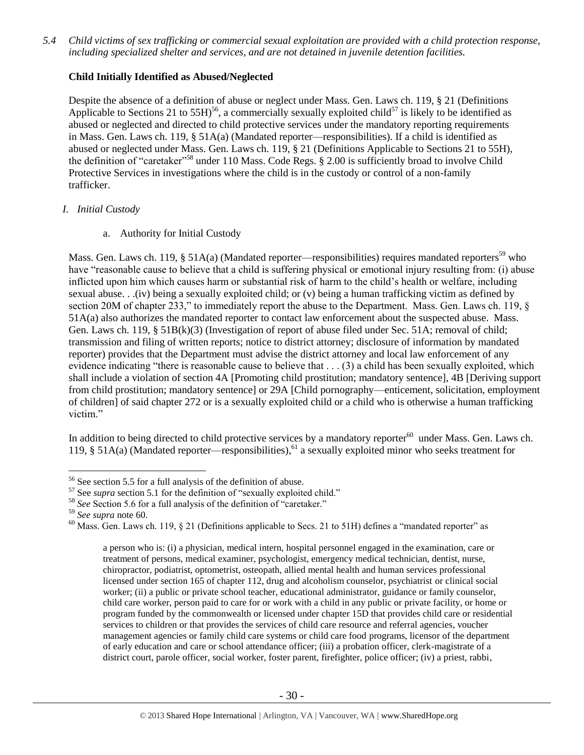*5.4 Child victims of sex trafficking or commercial sexual exploitation are provided with a child protection response, including specialized shelter and services, and are not detained in juvenile detention facilities.*

**Child Initially Identified as Abused/Neglected**

Despite the absence of a definition of abuse or neglect under Mass. Gen. Laws ch. 119, § 21 (Definitions Applicable to Sections 21 to 55H)[56], a commercially sexually exploited child[57] is likely to be identified as abused or neglected and directed to child protective services under the mandatory reporting requirements in Mass. Gen. Laws ch. 119, § 51A(a) (Mandated reporter—responsibilities). If a child is identified as abused or neglected under Mass. Gen. Laws ch. 119, § 21 (Definitions Applicable to Sections 21 to 55H), the definition of "caretaker"[58] under 110 Mass. Code Regs. § 2.00 is sufficiently broad to involve Child Protective Services in investigations where the child is in the custody or control of a non-family trafficker.

*I. Initial Custody*

a. Authority for Initial Custody

Mass. Gen. Laws ch. 119, § 51A(a) (Mandated reporter—responsibilities) requires mandated reporters[59] who have "reasonable cause to believe that a child is suffering physical or emotional injury resulting from: (i) abuse inflicted upon him which causes harm or substantial risk of harm to the child's health or welfare, including sexual abuse. . .(iv) being a sexually exploited child; or (v) being a human trafficking victim as defined by section 20M of chapter 233," to immediately report the abuse to the Department. Mass. Gen. Laws ch. 119, § 51A(a) also authorizes the mandated reporter to contact law enforcement about the suspected abuse. Mass. Gen. Laws ch. 119, § 51B(k)(3) (Investigation of report of abuse filed under Sec. 51A; removal of child; transmission and filing of written reports; notice to district attorney; disclosure of information by mandated reporter) provides that the Department must advise the district attorney and local law enforcement of any evidence indicating "there is reasonable cause to believe that . . . (3) a child has been sexually exploited, which shall include a violation of section 4A [Promoting child prostitution; mandatory sentence], 4B [Deriving support from child prostitution; mandatory sentence] or 29A [Child pornography—enticement, solicitation, employment of children] of said chapter 272 or is a sexually exploited child or a child who is otherwise a human trafficking victim."

In addition to being directed to child protective services by a mandatory reporter[60] under Mass. Gen. Laws ch. 119, § 51A(a) (Mandated reporter—responsibilities),[61] a sexually exploited minor who seeks treatment for

---

[56] See section 5.5 for a full analysis of the definition of abuse.

[57] See *supra* section 5.1 for the definition of "sexually exploited child."

[58] *See* Section 5.6 for a full analysis of the definition of "caretaker."

[59] *See supra* note 60.

[60] Mass. Gen. Laws ch. 119, § 21 (Definitions applicable to Secs. 21 to 51H) defines a "mandated reporter" as

> a person who is: (i) a physician, medical intern, hospital personnel engaged in the examination, care or treatment of persons, medical examiner, psychologist, emergency medical technician, dentist, nurse, chiropractor, podiatrist, optometrist, osteopath, allied mental health and human services professional licensed under section 165 of chapter 112, drug and alcoholism counselor, psychiatrist or clinical social worker; (ii) a public or private school teacher, educational administrator, guidance or family counselor, child care worker, person paid to care for or work with a child in any public or private facility, or home or program funded by the commonwealth or licensed under chapter 15D that provides child care or residential services to children or that provides the services of child care resource and referral agencies, voucher management agencies or family child care systems or child care food programs, licensor of the department of early education and care or school attendance officer; (iii) a probation officer, clerk-magistrate of a district court, parole officer, social worker, foster parent, firefighter, police officer; (iv) a priest, rabbi,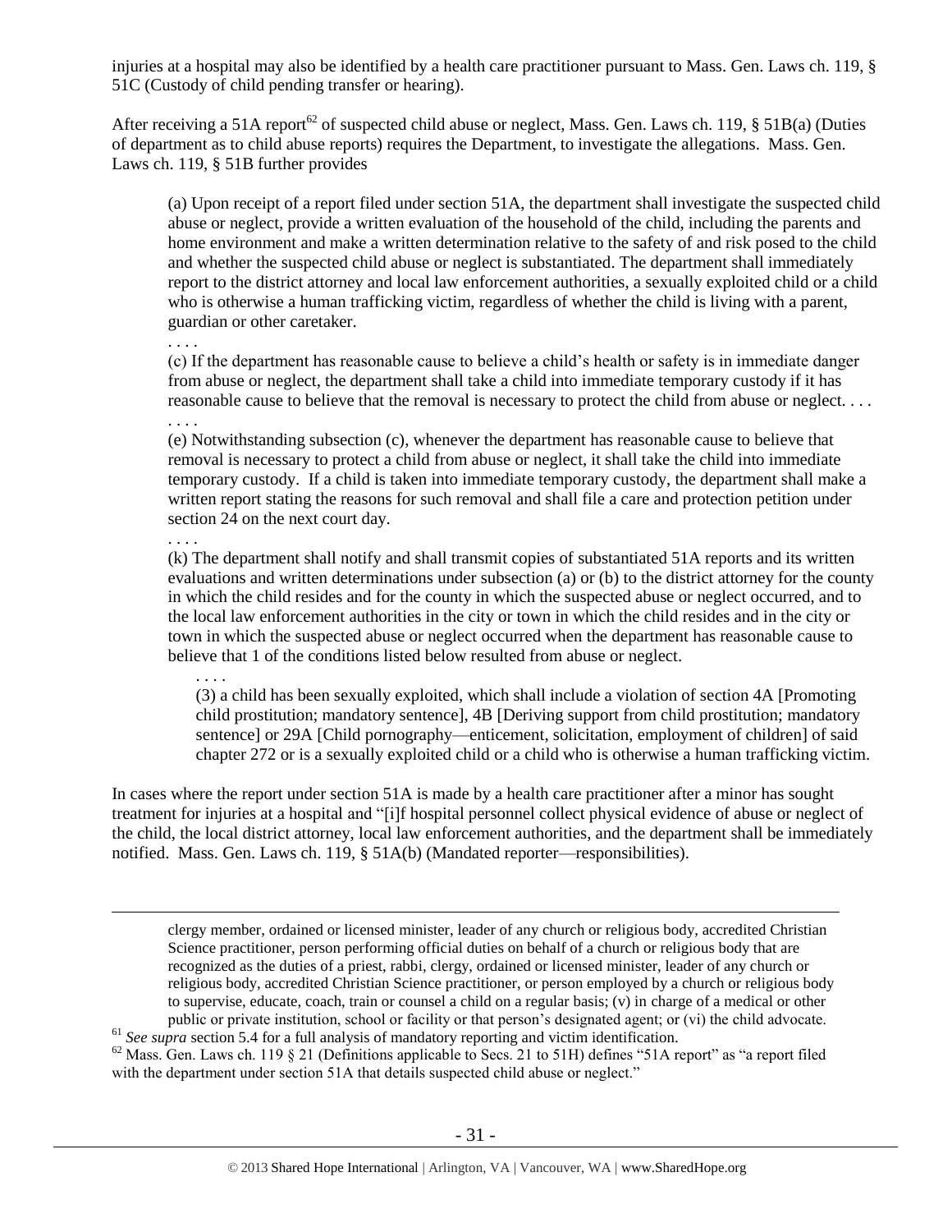injuries at a hospital may also be identified by a health care practitioner pursuant to Mass. Gen. Laws ch. 119, § 51C (Custody of child pending transfer or hearing).

After receiving a 51A report[62] of suspected child abuse or neglect, Mass. Gen. Laws ch. 119, § 51B(a) (Duties of department as to child abuse reports) requires the Department, to investigate the allegations. Mass. Gen. Laws ch. 119, § 51B further provides

> (a) Upon receipt of a report filed under section 51A, the department shall investigate the suspected child abuse or neglect, provide a written evaluation of the household of the child, including the parents and home environment and make a written determination relative to the safety of and risk posed to the child and whether the suspected child abuse or neglect is substantiated. The department shall immediately report to the district attorney and local law enforcement authorities, a sexually exploited child or a child who is otherwise a human trafficking victim, regardless of whether the child is living with a parent, guardian or other caretaker.
>
> . . . .
>
> (c) If the department has reasonable cause to believe a child's health or safety is in immediate danger from abuse or neglect, the department shall take a child into immediate temporary custody if it has reasonable cause to believe that the removal is necessary to protect the child from abuse or neglect. . . .
>
> . . . .
>
> (e) Notwithstanding subsection (c), whenever the department has reasonable cause to believe that removal is necessary to protect a child from abuse or neglect, it shall take the child into immediate temporary custody. If a child is taken into immediate temporary custody, the department shall make a written report stating the reasons for such removal and shall file a care and protection petition under section 24 on the next court day.
>
> . . . .
>
> (k) The department shall notify and shall transmit copies of substantiated 51A reports and its written evaluations and written determinations under subsection (a) or (b) to the district attorney for the county in which the child resides and for the county in which the suspected abuse or neglect occurred, and to the local law enforcement authorities in the city or town in which the child resides and in the city or town in which the suspected abuse or neglect occurred when the department has reasonable cause to believe that 1 of the conditions listed below resulted from abuse or neglect.
>
> > . . . .
> >
> > (3) a child has been sexually exploited, which shall include a violation of section 4A [Promoting child prostitution; mandatory sentence], 4B [Deriving support from child prostitution; mandatory sentence] or 29A [Child pornography—enticement, solicitation, employment of children] of said chapter 272 or is a sexually exploited child or a child who is otherwise a human trafficking victim.

In cases where the report under section 51A is made by a health care practitioner after a minor has sought treatment for injuries at a hospital and "[i]f hospital personnel collect physical evidence of abuse or neglect of the child, the local district attorney, local law enforcement authorities, and the department shall be immediately notified. Mass. Gen. Laws ch. 119, § 51A(b) (Mandated reporter—responsibilities).

---

clergy member, ordained or licensed minister, leader of any church or religious body, accredited Christian Science practitioner, person performing official duties on behalf of a church or religious body that are recognized as the duties of a priest, rabbi, clergy, ordained or licensed minister, leader of any church or religious body, accredited Christian Science practitioner, or person employed by a church or religious body to supervise, educate, coach, train or counsel a child on a regular basis; (v) in charge of a medical or other public or private institution, school or facility or that person's designated agent; or (vi) the child advocate.

[61] *See supra* section 5.4 for a full analysis of mandatory reporting and victim identification.

[62] Mass. Gen. Laws ch. 119 § 21 (Definitions applicable to Secs. 21 to 51H) defines "51A report" as "a report filed with the department under section 51A that details suspected child abuse or neglect."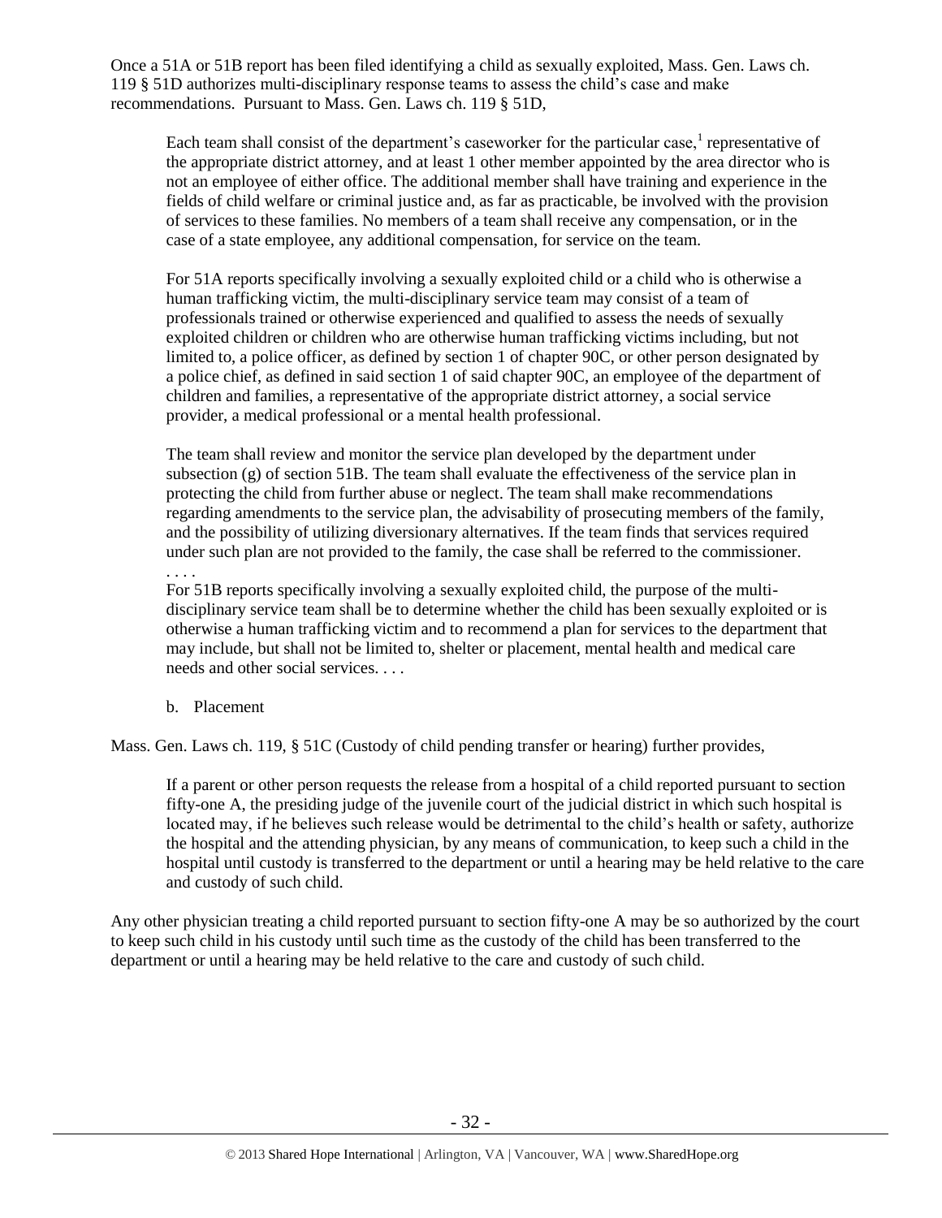Once a 51A or 51B report has been filed identifying a child as sexually exploited, Mass. Gen. Laws ch. 119 § 51D authorizes multi-disciplinary response teams to assess the child's case and make recommendations. Pursuant to Mass. Gen. Laws ch. 119 § 51D,

> Each team shall consist of the department's caseworker for the particular case,[1] representative of the appropriate district attorney, and at least 1 other member appointed by the area director who is not an employee of either office. The additional member shall have training and experience in the fields of child welfare or criminal justice and, as far as practicable, be involved with the provision of services to these families. No members of a team shall receive any compensation, or in the case of a state employee, any additional compensation, for service on the team.
>
> For 51A reports specifically involving a sexually exploited child or a child who is otherwise a human trafficking victim, the multi-disciplinary service team may consist of a team of professionals trained or otherwise experienced and qualified to assess the needs of sexually exploited children or children who are otherwise human trafficking victims including, but not limited to, a police officer, as defined by section 1 of chapter 90C, or other person designated by a police chief, as defined in said section 1 of said chapter 90C, an employee of the department of children and families, a representative of the appropriate district attorney, a social service provider, a medical professional or a mental health professional.
>
> The team shall review and monitor the service plan developed by the department under subsection (g) of section 51B. The team shall evaluate the effectiveness of the service plan in protecting the child from further abuse or neglect. The team shall make recommendations regarding amendments to the service plan, the advisability of prosecuting members of the family, and the possibility of utilizing diversionary alternatives. If the team finds that services required under such plan are not provided to the family, the case shall be referred to the commissioner.
> . . . .
> For 51B reports specifically involving a sexually exploited child, the purpose of the multi-disciplinary service team shall be to determine whether the child has been sexually exploited or is otherwise a human trafficking victim and to recommend a plan for services to the department that may include, but shall not be limited to, shelter or placement, mental health and medical care needs and other social services. . . .

b. Placement

Mass. Gen. Laws ch. 119, § 51C (Custody of child pending transfer or hearing) further provides,

> If a parent or other person requests the release from a hospital of a child reported pursuant to section fifty-one A, the presiding judge of the juvenile court of the judicial district in which such hospital is located may, if he believes such release would be detrimental to the child's health or safety, authorize the hospital and the attending physician, by any means of communication, to keep such a child in the hospital until custody is transferred to the department or until a hearing may be held relative to the care and custody of such child.

Any other physician treating a child reported pursuant to section fifty-one A may be so authorized by the court to keep such child in his custody until such time as the custody of the child has been transferred to the department or until a hearing may be held relative to the care and custody of such child.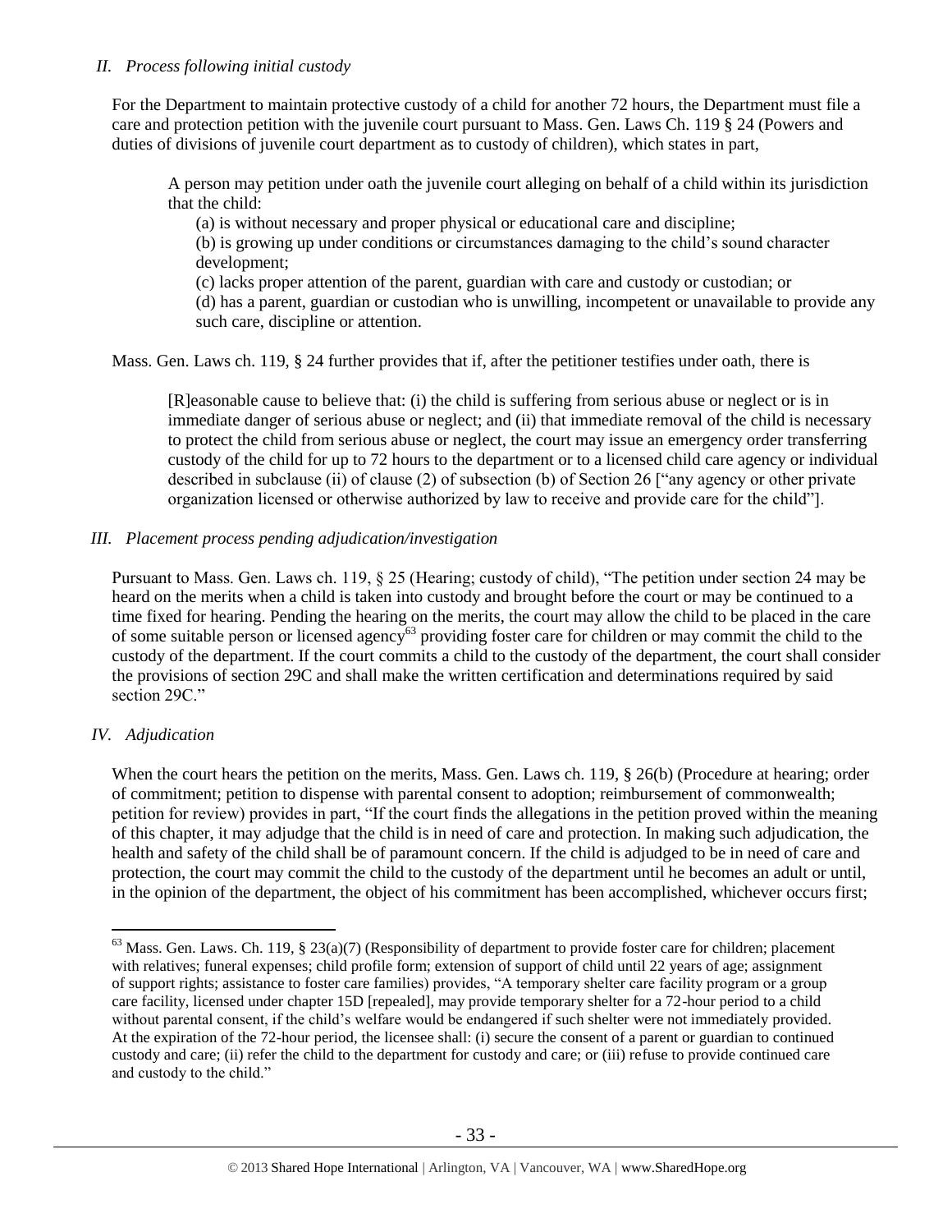*II. Process following initial custody*

For the Department to maintain protective custody of a child for another 72 hours, the Department must file a care and protection petition with the juvenile court pursuant to Mass. Gen. Laws Ch. 119 § 24 (Powers and duties of divisions of juvenile court department as to custody of children), which states in part,

> A person may petition under oath the juvenile court alleging on behalf of a child within its jurisdiction that the child:
>
> (a) is without necessary and proper physical or educational care and discipline;
>
> (b) is growing up under conditions or circumstances damaging to the child's sound character development;
>
> (c) lacks proper attention of the parent, guardian with care and custody or custodian; or
>
> (d) has a parent, guardian or custodian who is unwilling, incompetent or unavailable to provide any such care, discipline or attention.

Mass. Gen. Laws ch. 119, § 24 further provides that if, after the petitioner testifies under oath, there is

> [R]easonable cause to believe that: (i) the child is suffering from serious abuse or neglect or is in immediate danger of serious abuse or neglect; and (ii) that immediate removal of the child is necessary to protect the child from serious abuse or neglect, the court may issue an emergency order transferring custody of the child for up to 72 hours to the department or to a licensed child care agency or individual described in subclause (ii) of clause (2) of subsection (b) of Section 26 ["any agency or other private organization licensed or otherwise authorized by law to receive and provide care for the child"].

*III. Placement process pending adjudication/investigation*

Pursuant to Mass. Gen. Laws ch. 119, § 25 (Hearing; custody of child), "The petition under section 24 may be heard on the merits when a child is taken into custody and brought before the court or may be continued to a time fixed for hearing. Pending the hearing on the merits, the court may allow the child to be placed in the care of some suitable person or licensed agency[63] providing foster care for children or may commit the child to the custody of the department. If the court commits a child to the custody of the department, the court shall consider the provisions of section 29C and shall make the written certification and determinations required by said section 29C."

*IV. Adjudication*

When the court hears the petition on the merits, Mass. Gen. Laws ch. 119, § 26(b) (Procedure at hearing; order of commitment; petition to dispense with parental consent to adoption; reimbursement of commonwealth; petition for review) provides in part, "If the court finds the allegations in the petition proved within the meaning of this chapter, it may adjudge that the child is in need of care and protection. In making such adjudication, the health and safety of the child shall be of paramount concern. If the child is adjudged to be in need of care and protection, the court may commit the child to the custody of the department until he becomes an adult or until, in the opinion of the department, the object of his commitment has been accomplished, whichever occurs first;

---

[63] Mass. Gen. Laws. Ch. 119, § 23(a)(7) (Responsibility of department to provide foster care for children; placement with relatives; funeral expenses; child profile form; extension of support of child until 22 years of age; assignment of support rights; assistance to foster care families) provides, "A temporary shelter care facility program or a group care facility, licensed under chapter 15D [repealed], may provide temporary shelter for a 72-hour period to a child without parental consent, if the child's welfare would be endangered if such shelter were not immediately provided. At the expiration of the 72-hour period, the licensee shall: (i) secure the consent of a parent or guardian to continued custody and care; (ii) refer the child to the department for custody and care; or (iii) refuse to provide continued care and custody to the child."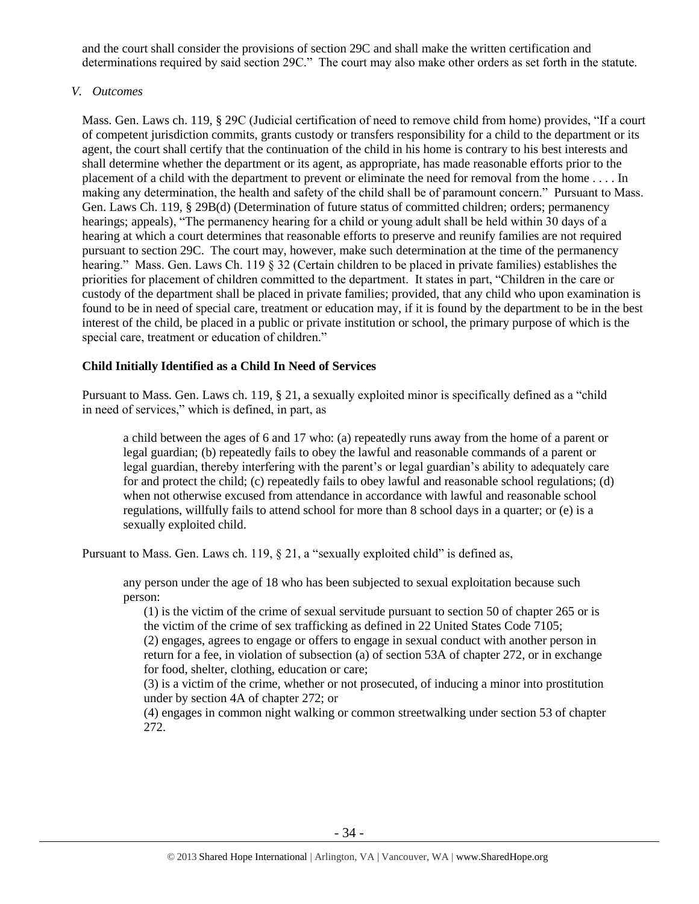and the court shall consider the provisions of section 29C and shall make the written certification and determinations required by said section 29C." The court may also make other orders as set forth in the statute.

*V. Outcomes*

Mass. Gen. Laws ch. 119, § 29C (Judicial certification of need to remove child from home) provides, "If a court of competent jurisdiction commits, grants custody or transfers responsibility for a child to the department or its agent, the court shall certify that the continuation of the child in his home is contrary to his best interests and shall determine whether the department or its agent, as appropriate, has made reasonable efforts prior to the placement of a child with the department to prevent or eliminate the need for removal from the home . . . . In making any determination, the health and safety of the child shall be of paramount concern." Pursuant to Mass. Gen. Laws Ch. 119, § 29B(d) (Determination of future status of committed children; orders; permanency hearings; appeals), "The permanency hearing for a child or young adult shall be held within 30 days of a hearing at which a court determines that reasonable efforts to preserve and reunify families are not required pursuant to section 29C. The court may, however, make such determination at the time of the permanency hearing." Mass. Gen. Laws Ch. 119 § 32 (Certain children to be placed in private families) establishes the priorities for placement of children committed to the department. It states in part, "Children in the care or custody of the department shall be placed in private families; provided, that any child who upon examination is found to be in need of special care, treatment or education may, if it is found by the department to be in the best interest of the child, be placed in a public or private institution or school, the primary purpose of which is the special care, treatment or education of children."

**Child Initially Identified as a Child In Need of Services**

Pursuant to Mass. Gen. Laws ch. 119, § 21, a sexually exploited minor is specifically defined as a "child in need of services," which is defined, in part, as

> a child between the ages of 6 and 17 who: (a) repeatedly runs away from the home of a parent or legal guardian; (b) repeatedly fails to obey the lawful and reasonable commands of a parent or legal guardian, thereby interfering with the parent's or legal guardian's ability to adequately care for and protect the child; (c) repeatedly fails to obey lawful and reasonable school regulations; (d) when not otherwise excused from attendance in accordance with lawful and reasonable school regulations, willfully fails to attend school for more than 8 school days in a quarter; or (e) is a sexually exploited child.

Pursuant to Mass. Gen. Laws ch. 119, § 21, a "sexually exploited child" is defined as,

> any person under the age of 18 who has been subjected to sexual exploitation because such person:
>
> (1) is the victim of the crime of sexual servitude pursuant to section 50 of chapter 265 or is the victim of the crime of sex trafficking as defined in 22 United States Code 7105;
>
> (2) engages, agrees to engage or offers to engage in sexual conduct with another person in return for a fee, in violation of subsection (a) of section 53A of chapter 272, or in exchange for food, shelter, clothing, education or care;
>
> (3) is a victim of the crime, whether or not prosecuted, of inducing a minor into prostitution under by section 4A of chapter 272; or
>
> (4) engages in common night walking or common streetwalking under section 53 of chapter 272.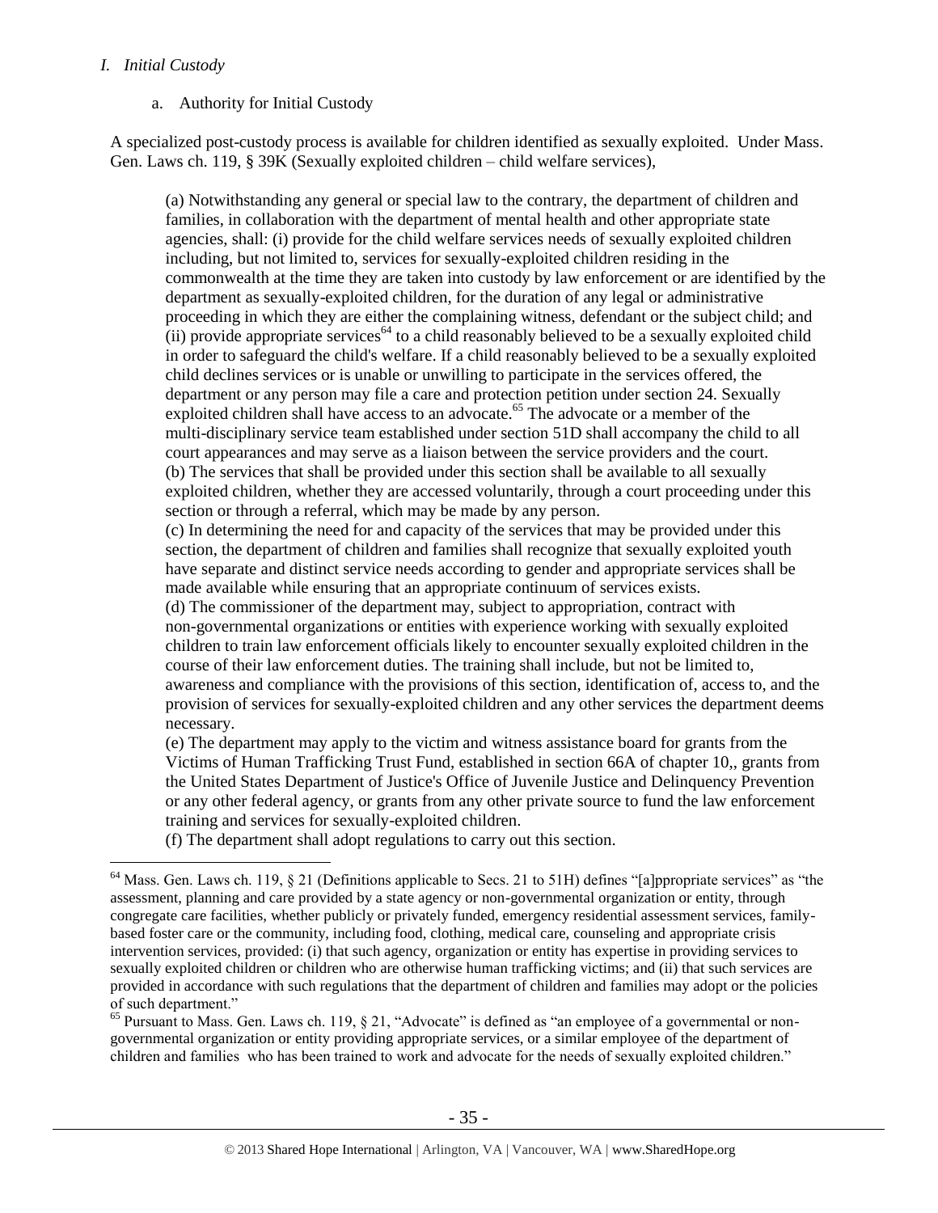*I. Initial Custody*

a. Authority for Initial Custody

A specialized post-custody process is available for children identified as sexually exploited. Under Mass. Gen. Laws ch. 119, § 39K (Sexually exploited children – child welfare services),

> (a) Notwithstanding any general or special law to the contrary, the department of children and families, in collaboration with the department of mental health and other appropriate state agencies, shall: (i) provide for the child welfare services needs of sexually exploited children including, but not limited to, services for sexually-exploited children residing in the commonwealth at the time they are taken into custody by law enforcement or are identified by the department as sexually-exploited children, for the duration of any legal or administrative proceeding in which they are either the complaining witness, defendant or the subject child; and (ii) provide appropriate services[64] to a child reasonably believed to be a sexually exploited child in order to safeguard the child's welfare. If a child reasonably believed to be a sexually exploited child declines services or is unable or unwilling to participate in the services offered, the department or any person may file a care and protection petition under section 24. Sexually exploited children shall have access to an advocate.[65] The advocate or a member of the multi-disciplinary service team established under section 51D shall accompany the child to all court appearances and may serve as a liaison between the service providers and the court.
> (b) The services that shall be provided under this section shall be available to all sexually exploited children, whether they are accessed voluntarily, through a court proceeding under this section or through a referral, which may be made by any person.
> (c) In determining the need for and capacity of the services that may be provided under this section, the department of children and families shall recognize that sexually exploited youth have separate and distinct service needs according to gender and appropriate services shall be made available while ensuring that an appropriate continuum of services exists.
> (d) The commissioner of the department may, subject to appropriation, contract with non-governmental organizations or entities with experience working with sexually exploited children to train law enforcement officials likely to encounter sexually exploited children in the course of their law enforcement duties. The training shall include, but not be limited to, awareness and compliance with the provisions of this section, identification of, access to, and the provision of services for sexually-exploited children and any other services the department deems necessary.
> (e) The department may apply to the victim and witness assistance board for grants from the Victims of Human Trafficking Trust Fund, established in section 66A of chapter 10,, grants from the United States Department of Justice's Office of Juvenile Justice and Delinquency Prevention or any other federal agency, or grants from any other private source to fund the law enforcement training and services for sexually-exploited children.
> (f) The department shall adopt regulations to carry out this section.

---

[64] Mass. Gen. Laws ch. 119, § 21 (Definitions applicable to Secs. 21 to 51H) defines "[a]ppropriate services" as "the assessment, planning and care provided by a state agency or non-governmental organization or entity, through congregate care facilities, whether publicly or privately funded, emergency residential assessment services, family-based foster care or the community, including food, clothing, medical care, counseling and appropriate crisis intervention services, provided: (i) that such agency, organization or entity has expertise in providing services to sexually exploited children or children who are otherwise human trafficking victims; and (ii) that such services are provided in accordance with such regulations that the department of children and families may adopt or the policies of such department."

[65] Pursuant to Mass. Gen. Laws ch. 119, § 21, "Advocate" is defined as "an employee of a governmental or non-governmental organization or entity providing appropriate services, or a similar employee of the department of children and families who has been trained to work and advocate for the needs of sexually exploited children."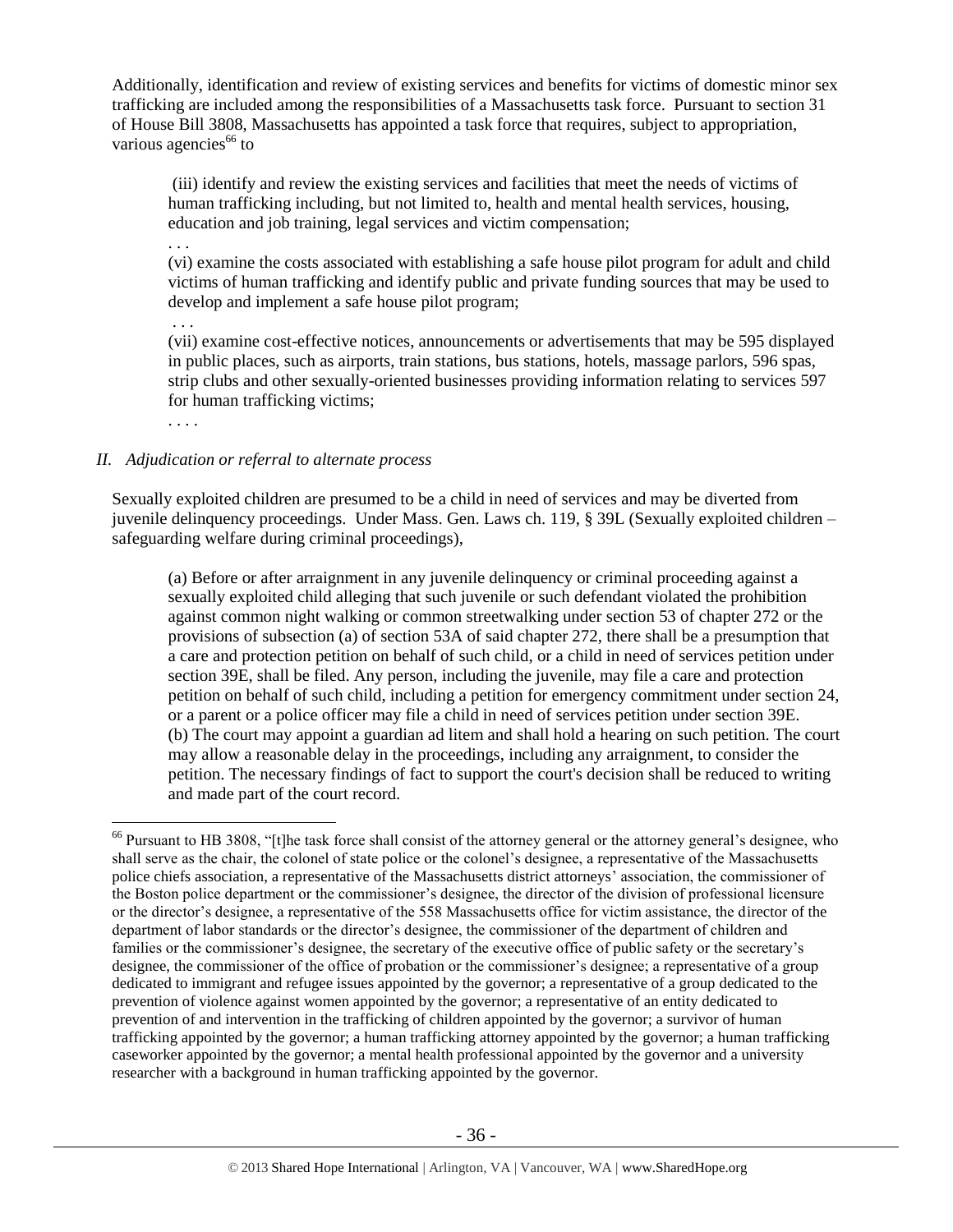Additionally, identification and review of existing services and benefits for victims of domestic minor sex trafficking are included among the responsibilities of a Massachusetts task force. Pursuant to section 31 of House Bill 3808, Massachusetts has appointed a task force that requires, subject to appropriation, various agencies[66] to

> (iii) identify and review the existing services and facilities that meet the needs of victims of human trafficking including, but not limited to, health and mental health services, housing, education and job training, legal services and victim compensation;
>
> . . .
>
> (vi) examine the costs associated with establishing a safe house pilot program for adult and child victims of human trafficking and identify public and private funding sources that may be used to develop and implement a safe house pilot program;
>
> . . .
>
> (vii) examine cost-effective notices, announcements or advertisements that may be 595 displayed in public places, such as airports, train stations, bus stations, hotels, massage parlors, 596 spas, strip clubs and other sexually-oriented businesses providing information relating to services 597 for human trafficking victims;
>
> . . . .

## *II. Adjudication or referral to alternate process*

Sexually exploited children are presumed to be a child in need of services and may be diverted from juvenile delinquency proceedings. Under Mass. Gen. Laws ch. 119, § 39L (Sexually exploited children – safeguarding welfare during criminal proceedings),

> (a) Before or after arraignment in any juvenile delinquency or criminal proceeding against a sexually exploited child alleging that such juvenile or such defendant violated the prohibition against common night walking or common streetwalking under section 53 of chapter 272 or the provisions of subsection (a) of section 53A of said chapter 272, there shall be a presumption that a care and protection petition on behalf of such child, or a child in need of services petition under section 39E, shall be filed. Any person, including the juvenile, may file a care and protection petition on behalf of such child, including a petition for emergency commitment under section 24, or a parent or a police officer may file a child in need of services petition under section 39E.
>
> (b) The court may appoint a guardian ad litem and shall hold a hearing on such petition. The court may allow a reasonable delay in the proceedings, including any arraignment, to consider the petition. The necessary findings of fact to support the court's decision shall be reduced to writing and made part of the court record.

---

[66] Pursuant to HB 3808, "[t]he task force shall consist of the attorney general or the attorney general's designee, who shall serve as the chair, the colonel of state police or the colonel's designee, a representative of the Massachusetts police chiefs association, a representative of the Massachusetts district attorneys' association, the commissioner of the Boston police department or the commissioner's designee, the director of the division of professional licensure or the director's designee, a representative of the 558 Massachusetts office for victim assistance, the director of the department of labor standards or the director's designee, the commissioner of the department of children and families or the commissioner's designee, the secretary of the executive office of public safety or the secretary's designee, the commissioner of the office of probation or the commissioner's designee; a representative of a group dedicated to immigrant and refugee issues appointed by the governor; a representative of a group dedicated to the prevention of violence against women appointed by the governor; a representative of an entity dedicated to prevention of and intervention in the trafficking of children appointed by the governor; a survivor of human trafficking appointed by the governor; a human trafficking attorney appointed by the governor; a human trafficking caseworker appointed by the governor; a mental health professional appointed by the governor and a university researcher with a background in human trafficking appointed by the governor.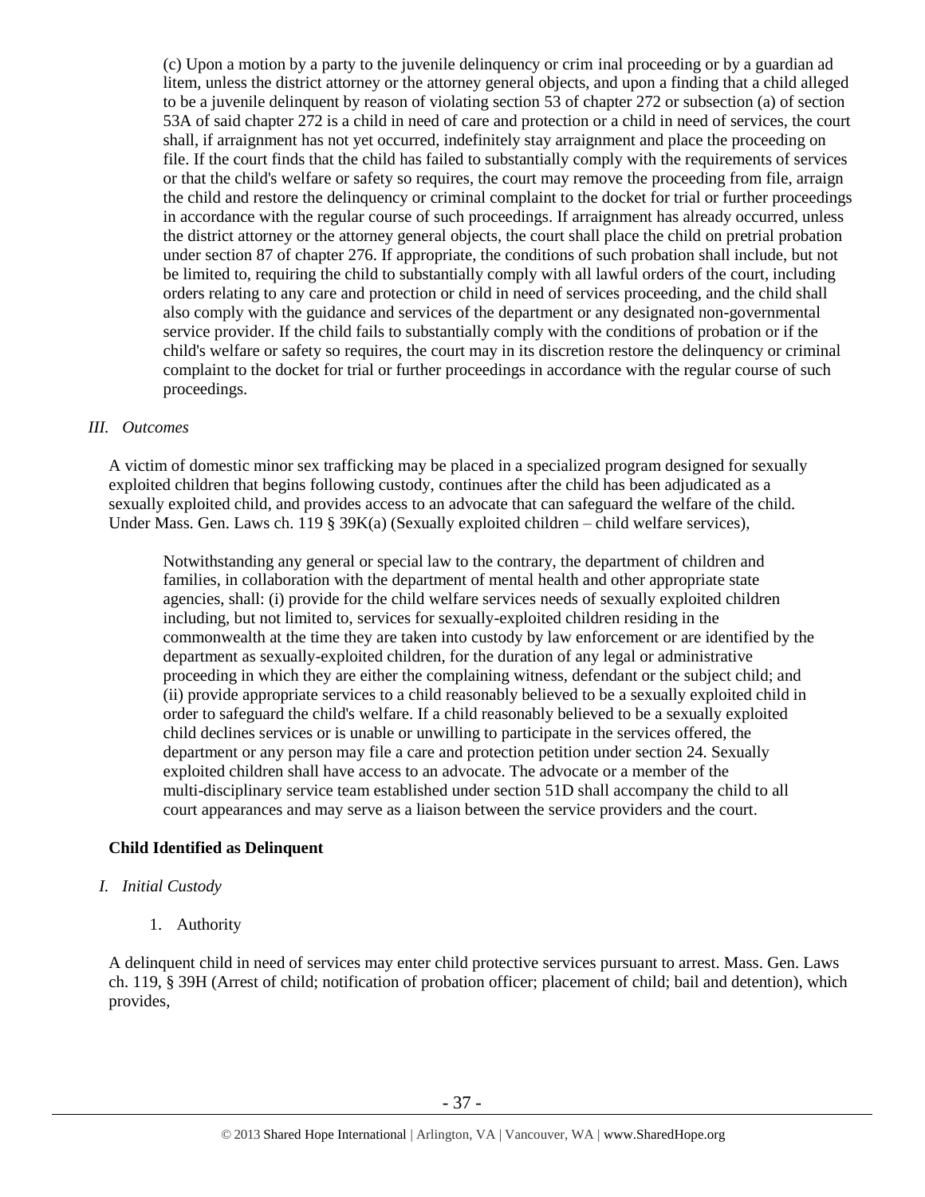(c) Upon a motion by a party to the juvenile delinquency or crim inal proceeding or by a guardian ad litem, unless the district attorney or the attorney general objects, and upon a finding that a child alleged to be a juvenile delinquent by reason of violating section 53 of chapter 272 or subsection (a) of section 53A of said chapter 272 is a child in need of care and protection or a child in need of services, the court shall, if arraignment has not yet occurred, indefinitely stay arraignment and place the proceeding on file. If the court finds that the child has failed to substantially comply with the requirements of services or that the child's welfare or safety so requires, the court may remove the proceeding from file, arraign the child and restore the delinquency or criminal complaint to the docket for trial or further proceedings in accordance with the regular course of such proceedings. If arraignment has already occurred, unless the district attorney or the attorney general objects, the court shall place the child on pretrial probation under section 87 of chapter 276. If appropriate, the conditions of such probation shall include, but not be limited to, requiring the child to substantially comply with all lawful orders of the court, including orders relating to any care and protection or child in need of services proceeding, and the child shall also comply with the guidance and services of the department or any designated non-governmental service provider. If the child fails to substantially comply with the conditions of probation or if the child's welfare or safety so requires, the court may in its discretion restore the delinquency or criminal complaint to the docket for trial or further proceedings in accordance with the regular course of such proceedings.

*III. Outcomes*

A victim of domestic minor sex trafficking may be placed in a specialized program designed for sexually exploited children that begins following custody, continues after the child has been adjudicated as a sexually exploited child, and provides access to an advocate that can safeguard the welfare of the child. Under Mass. Gen. Laws ch. 119 § 39K(a) (Sexually exploited children – child welfare services),

> Notwithstanding any general or special law to the contrary, the department of children and families, in collaboration with the department of mental health and other appropriate state agencies, shall: (i) provide for the child welfare services needs of sexually exploited children including, but not limited to, services for sexually-exploited children residing in the commonwealth at the time they are taken into custody by law enforcement or are identified by the department as sexually-exploited children, for the duration of any legal or administrative proceeding in which they are either the complaining witness, defendant or the subject child; and (ii) provide appropriate services to a child reasonably believed to be a sexually exploited child in order to safeguard the child's welfare. If a child reasonably believed to be a sexually exploited child declines services or is unable or unwilling to participate in the services offered, the department or any person may file a care and protection petition under section 24. Sexually exploited children shall have access to an advocate. The advocate or a member of the multi-disciplinary service team established under section 51D shall accompany the child to all court appearances and may serve as a liaison between the service providers and the court.

**Child Identified as Delinquent**

*I. Initial Custody*

1. Authority

A delinquent child in need of services may enter child protective services pursuant to arrest. Mass. Gen. Laws ch. 119, § 39H (Arrest of child; notification of probation officer; placement of child; bail and detention), which provides,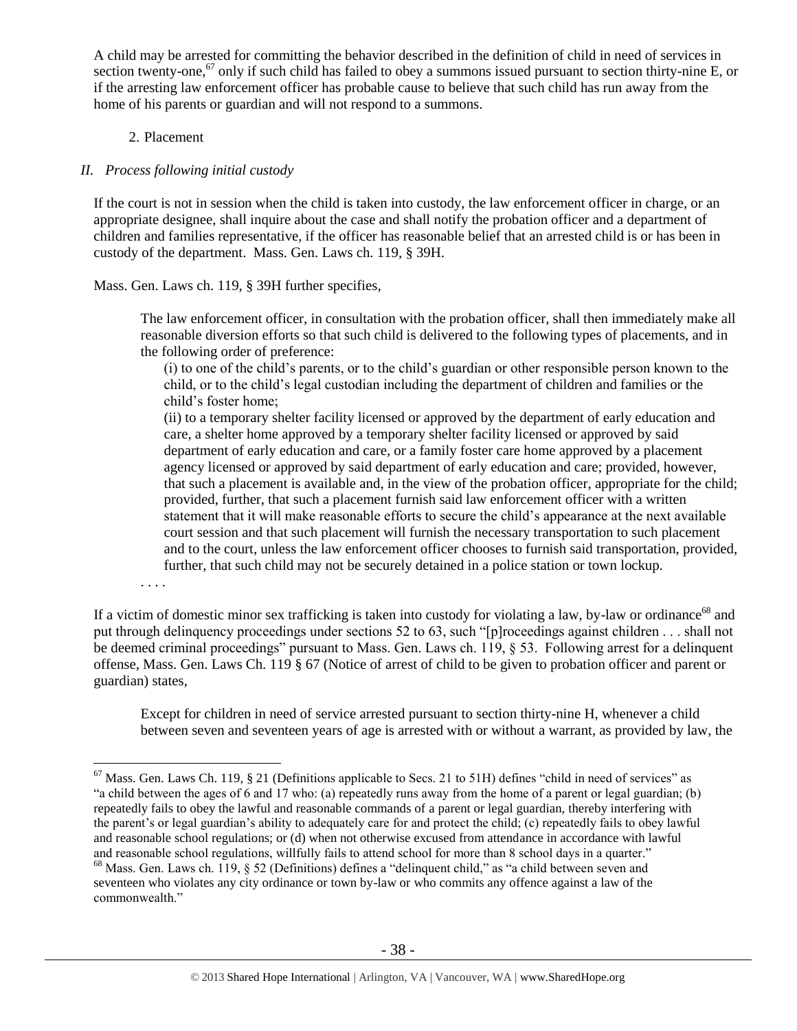A child may be arrested for committing the behavior described in the definition of child in need of services in section twenty-one,[67] only if such child has failed to obey a summons issued pursuant to section thirty-nine E, or if the arresting law enforcement officer has probable cause to believe that such child has run away from the home of his parents or guardian and will not respond to a summons.

2. Placement

*II. Process following initial custody*

If the court is not in session when the child is taken into custody, the law enforcement officer in charge, or an appropriate designee, shall inquire about the case and shall notify the probation officer and a department of children and families representative, if the officer has reasonable belief that an arrested child is or has been in custody of the department. Mass. Gen. Laws ch. 119, § 39H.

Mass. Gen. Laws ch. 119, § 39H further specifies,

> The law enforcement officer, in consultation with the probation officer, shall then immediately make all reasonable diversion efforts so that such child is delivered to the following types of placements, and in the following order of preference:
>
> (i) to one of the child's parents, or to the child's guardian or other responsible person known to the child, or to the child's legal custodian including the department of children and families or the child's foster home;
>
> (ii) to a temporary shelter facility licensed or approved by the department of early education and care, a shelter home approved by a temporary shelter facility licensed or approved by said department of early education and care, or a family foster care home approved by a placement agency licensed or approved by said department of early education and care; provided, however, that such a placement is available and, in the view of the probation officer, appropriate for the child; provided, further, that such a placement furnish said law enforcement officer with a written statement that it will make reasonable efforts to secure the child's appearance at the next available court session and that such placement will furnish the necessary transportation to such placement and to the court, unless the law enforcement officer chooses to furnish said transportation, provided, further, that such child may not be securely detained in a police station or town lockup.
>
> . . . .

If a victim of domestic minor sex trafficking is taken into custody for violating a law, by-law or ordinance[68] and put through delinquency proceedings under sections 52 to 63, such "[p]roceedings against children . . . shall not be deemed criminal proceedings" pursuant to Mass. Gen. Laws ch. 119, § 53. Following arrest for a delinquent offense, Mass. Gen. Laws Ch. 119 § 67 (Notice of arrest of child to be given to probation officer and parent or guardian) states,

> Except for children in need of service arrested pursuant to section thirty-nine H, whenever a child between seven and seventeen years of age is arrested with or without a warrant, as provided by law, the

---

[67] Mass. Gen. Laws Ch. 119, § 21 (Definitions applicable to Secs. 21 to 51H) defines "child in need of services" as "a child between the ages of 6 and 17 who: (a) repeatedly runs away from the home of a parent or legal guardian; (b) repeatedly fails to obey the lawful and reasonable commands of a parent or legal guardian, thereby interfering with the parent's or legal guardian's ability to adequately care for and protect the child; (c) repeatedly fails to obey lawful and reasonable school regulations; or (d) when not otherwise excused from attendance in accordance with lawful and reasonable school regulations, willfully fails to attend school for more than 8 school days in a quarter."

[68] Mass. Gen. Laws ch. 119, § 52 (Definitions) defines a "delinquent child," as "a child between seven and seventeen who violates any city ordinance or town by-law or who commits any offence against a law of the commonwealth."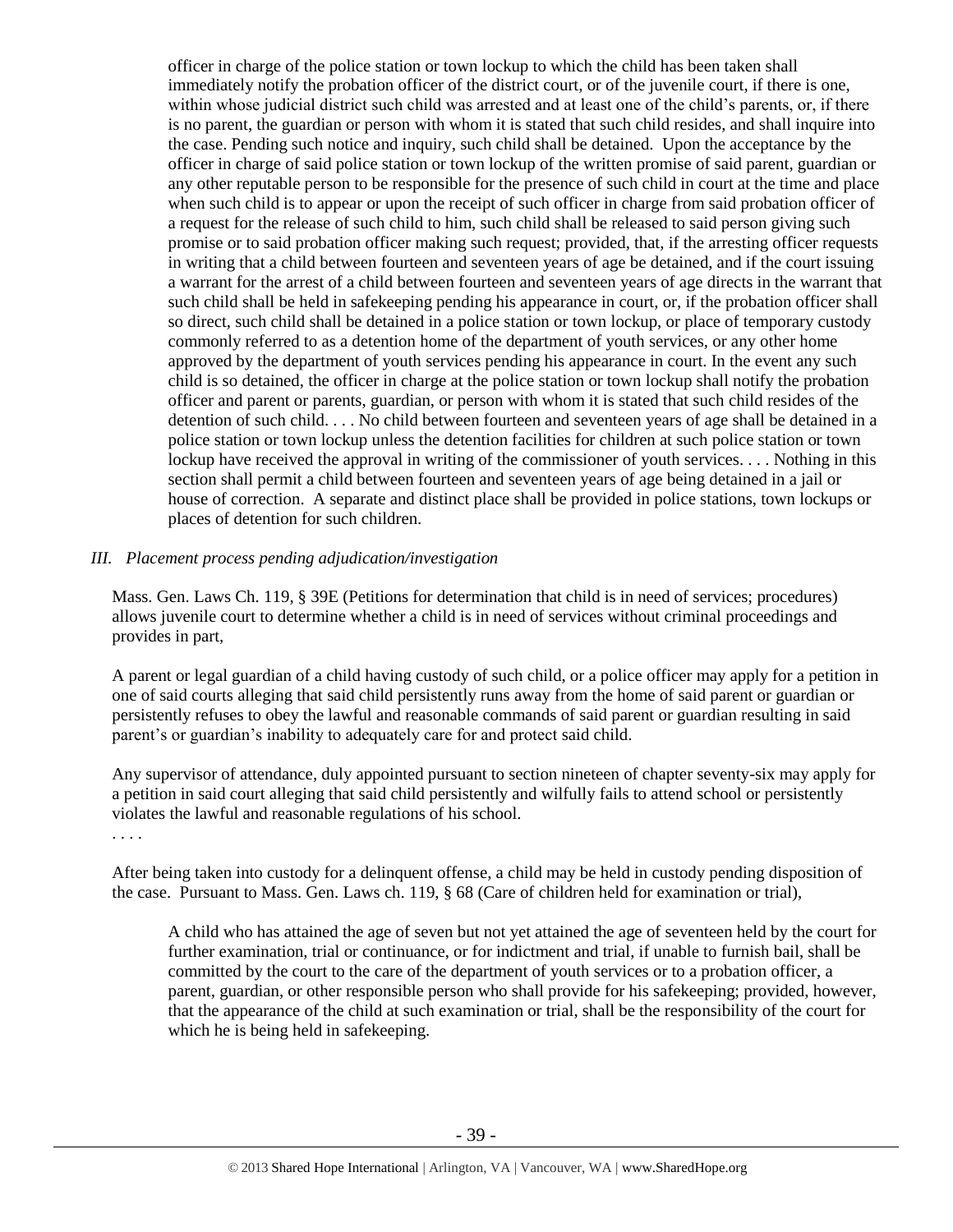officer in charge of the police station or town lockup to which the child has been taken shall immediately notify the probation officer of the district court, or of the juvenile court, if there is one, within whose judicial district such child was arrested and at least one of the child's parents, or, if there is no parent, the guardian or person with whom it is stated that such child resides, and shall inquire into the case. Pending such notice and inquiry, such child shall be detained. Upon the acceptance by the officer in charge of said police station or town lockup of the written promise of said parent, guardian or any other reputable person to be responsible for the presence of such child in court at the time and place when such child is to appear or upon the receipt of such officer in charge from said probation officer of a request for the release of such child to him, such child shall be released to said person giving such promise or to said probation officer making such request; provided, that, if the arresting officer requests in writing that a child between fourteen and seventeen years of age be detained, and if the court issuing a warrant for the arrest of a child between fourteen and seventeen years of age directs in the warrant that such child shall be held in safekeeping pending his appearance in court, or, if the probation officer shall so direct, such child shall be detained in a police station or town lockup, or place of temporary custody commonly referred to as a detention home of the department of youth services, or any other home approved by the department of youth services pending his appearance in court. In the event any such child is so detained, the officer in charge at the police station or town lockup shall notify the probation officer and parent or parents, guardian, or person with whom it is stated that such child resides of the detention of such child. . . . No child between fourteen and seventeen years of age shall be detained in a police station or town lockup unless the detention facilities for children at such police station or town lockup have received the approval in writing of the commissioner of youth services. . . . Nothing in this section shall permit a child between fourteen and seventeen years of age being detained in a jail or house of correction. A separate and distinct place shall be provided in police stations, town lockups or places of detention for such children.

*III. Placement process pending adjudication/investigation*

Mass. Gen. Laws Ch. 119, § 39E (Petitions for determination that child is in need of services; procedures) allows juvenile court to determine whether a child is in need of services without criminal proceedings and provides in part,

A parent or legal guardian of a child having custody of such child, or a police officer may apply for a petition in one of said courts alleging that said child persistently runs away from the home of said parent or guardian or persistently refuses to obey the lawful and reasonable commands of said parent or guardian resulting in said parent's or guardian's inability to adequately care for and protect said child.

Any supervisor of attendance, duly appointed pursuant to section nineteen of chapter seventy-six may apply for a petition in said court alleging that said child persistently and wilfully fails to attend school or persistently violates the lawful and reasonable regulations of his school.

. . . .

After being taken into custody for a delinquent offense, a child may be held in custody pending disposition of the case. Pursuant to Mass. Gen. Laws ch. 119, § 68 (Care of children held for examination or trial),

> A child who has attained the age of seven but not yet attained the age of seventeen held by the court for further examination, trial or continuance, or for indictment and trial, if unable to furnish bail, shall be committed by the court to the care of the department of youth services or to a probation officer, a parent, guardian, or other responsible person who shall provide for his safekeeping; provided, however, that the appearance of the child at such examination or trial, shall be the responsibility of the court for which he is being held in safekeeping.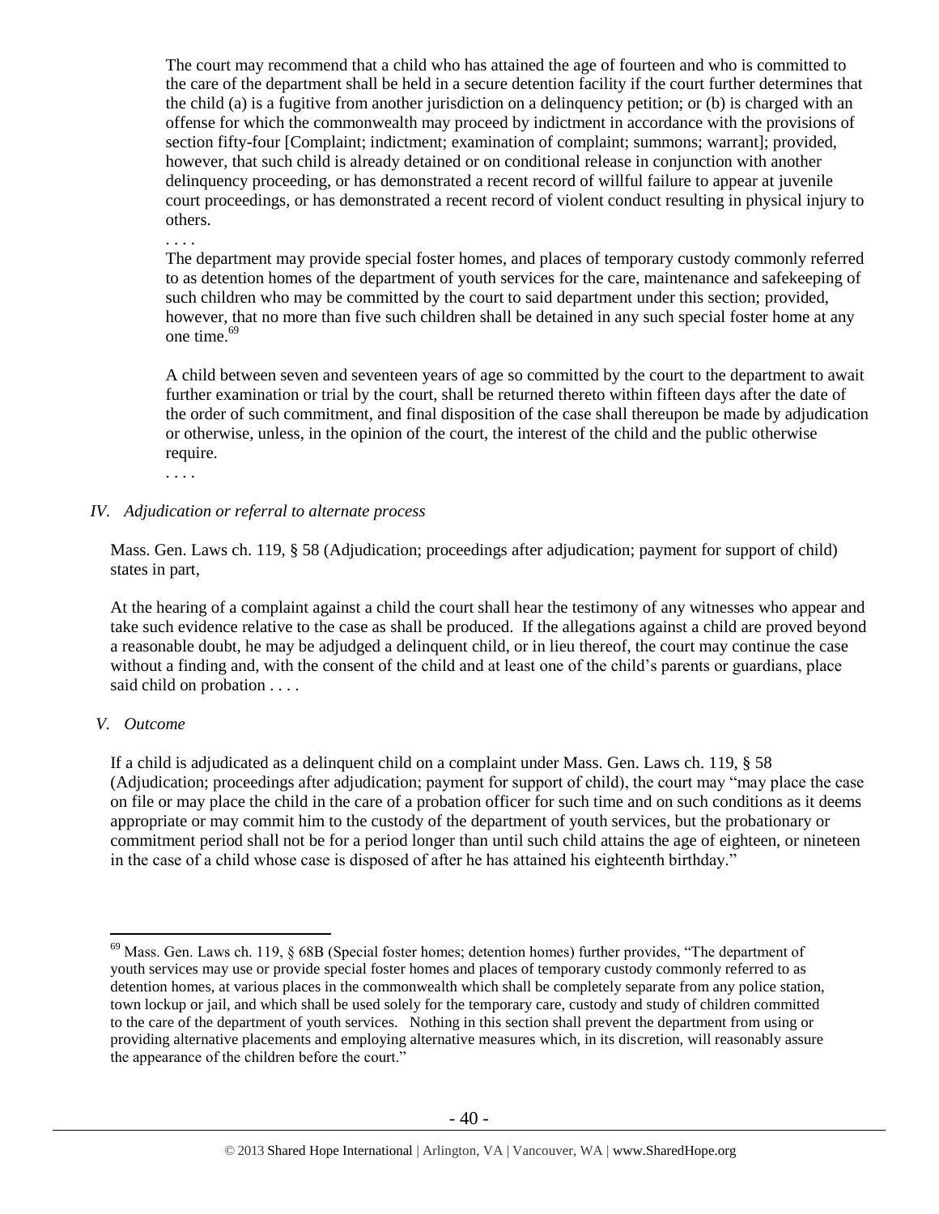> The court may recommend that a child who has attained the age of fourteen and who is committed to the care of the department shall be held in a secure detention facility if the court further determines that the child (a) is a fugitive from another jurisdiction on a delinquency petition; or (b) is charged with an offense for which the commonwealth may proceed by indictment in accordance with the provisions of section fifty-four [Complaint; indictment; examination of complaint; summons; warrant]; provided, however, that such child is already detained or on conditional release in conjunction with another delinquency proceeding, or has demonstrated a recent record of willful failure to appear at juvenile court proceedings, or has demonstrated a recent record of violent conduct resulting in physical injury to others.
>
> . . . .
>
> The department may provide special foster homes, and places of temporary custody commonly referred to as detention homes of the department of youth services for the care, maintenance and safekeeping of such children who may be committed by the court to said department under this section; provided, however, that no more than five such children shall be detained in any such special foster home at any one time.[69]
>
> A child between seven and seventeen years of age so committed by the court to the department to await further examination or trial by the court, shall be returned thereto within fifteen days after the date of the order of such commitment, and final disposition of the case shall thereupon be made by adjudication or otherwise, unless, in the opinion of the court, the interest of the child and the public otherwise require.
>
> . . . .

*IV. Adjudication or referral to alternate process*

Mass. Gen. Laws ch. 119, § 58 (Adjudication; proceedings after adjudication; payment for support of child) states in part,

> At the hearing of a complaint against a child the court shall hear the testimony of any witnesses who appear and take such evidence relative to the case as shall be produced. If the allegations against a child are proved beyond a reasonable doubt, he may be adjudged a delinquent child, or in lieu thereof, the court may continue the case without a finding and, with the consent of the child and at least one of the child's parents or guardians, place said child on probation . . . .

*V. Outcome*

If a child is adjudicated as a delinquent child on a complaint under Mass. Gen. Laws ch. 119, § 58 (Adjudication; proceedings after adjudication; payment for support of child), the court may "may place the case on file or may place the child in the care of a probation officer for such time and on such conditions as it deems appropriate or may commit him to the custody of the department of youth services, but the probationary or commitment period shall not be for a period longer than until such child attains the age of eighteen, or nineteen in the case of a child whose case is disposed of after he has attained his eighteenth birthday."

---

[69] Mass. Gen. Laws ch. 119, § 68B (Special foster homes; detention homes) further provides, "The department of youth services may use or provide special foster homes and places of temporary custody commonly referred to as detention homes, at various places in the commonwealth which shall be completely separate from any police station, town lockup or jail, and which shall be used solely for the temporary care, custody and study of children committed to the care of the department of youth services. Nothing in this section shall prevent the department from using or providing alternative placements and employing alternative measures which, in its discretion, will reasonably assure the appearance of the children before the court."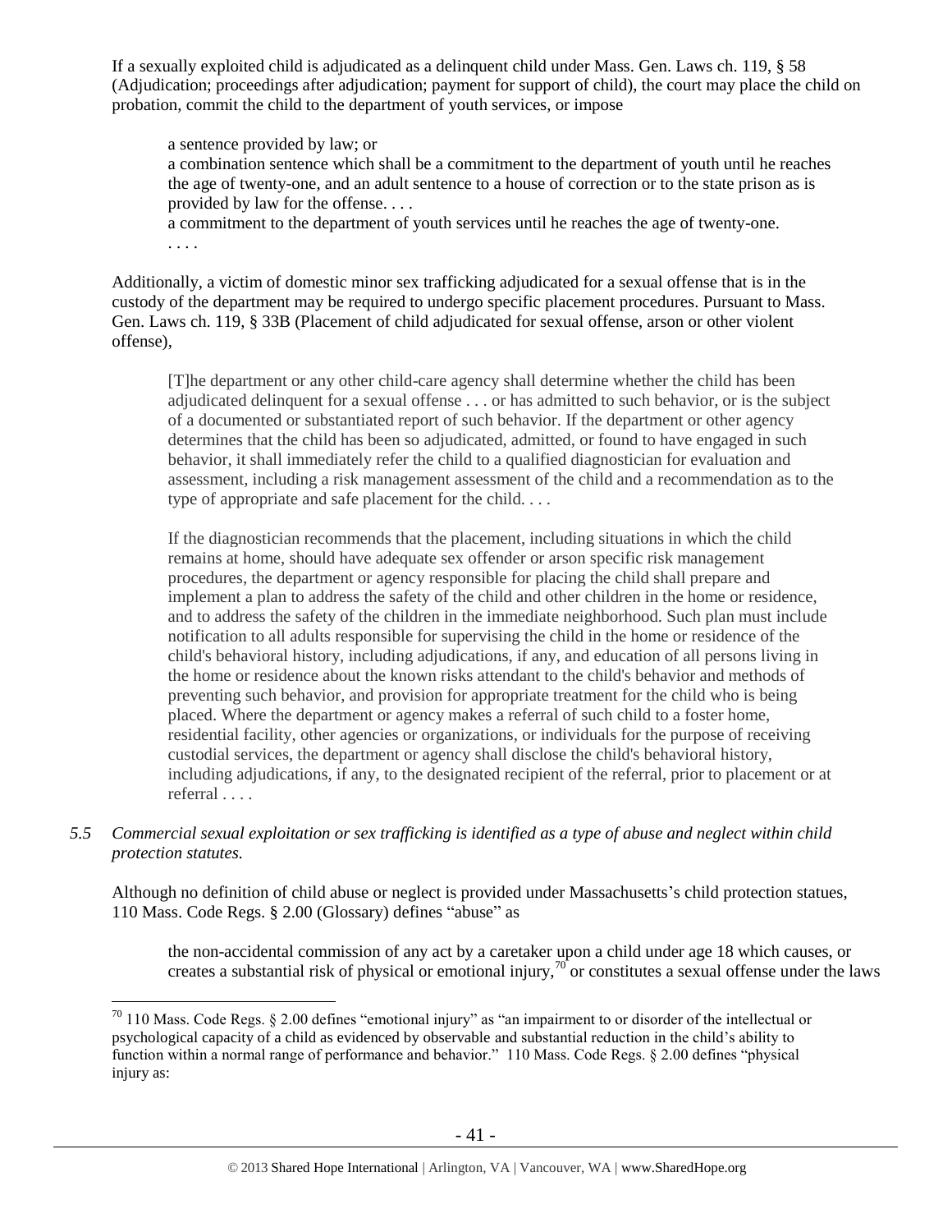If a sexually exploited child is adjudicated as a delinquent child under Mass. Gen. Laws ch. 119, § 58 (Adjudication; proceedings after adjudication; payment for support of child), the court may place the child on probation, commit the child to the department of youth services, or impose

> a sentence provided by law; or
> a combination sentence which shall be a commitment to the department of youth until he reaches the age of twenty-one, and an adult sentence to a house of correction or to the state prison as is provided by law for the offense. . . .
> a commitment to the department of youth services until he reaches the age of twenty-one.
> . . . .

Additionally, a victim of domestic minor sex trafficking adjudicated for a sexual offense that is in the custody of the department may be required to undergo specific placement procedures. Pursuant to Mass. Gen. Laws ch. 119, § 33B (Placement of child adjudicated for sexual offense, arson or other violent offense),

> [T]he department or any other child-care agency shall determine whether the child has been adjudicated delinquent for a sexual offense . . . or has admitted to such behavior, or is the subject of a documented or substantiated report of such behavior. If the department or other agency determines that the child has been so adjudicated, admitted, or found to have engaged in such behavior, it shall immediately refer the child to a qualified diagnostician for evaluation and assessment, including a risk management assessment of the child and a recommendation as to the type of appropriate and safe placement for the child. . . .
>
> If the diagnostician recommends that the placement, including situations in which the child remains at home, should have adequate sex offender or arson specific risk management procedures, the department or agency responsible for placing the child shall prepare and implement a plan to address the safety of the child and other children in the home or residence, and to address the safety of the children in the immediate neighborhood. Such plan must include notification to all adults responsible for supervising the child in the home or residence of the child's behavioral history, including adjudications, if any, and education of all persons living in the home or residence about the known risks attendant to the child's behavior and methods of preventing such behavior, and provision for appropriate treatment for the child who is being placed. Where the department or agency makes a referral of such child to a foster home, residential facility, other agencies or organizations, or individuals for the purpose of receiving custodial services, the department or agency shall disclose the child's behavioral history, including adjudications, if any, to the designated recipient of the referral, prior to placement or at referral . . . .

*5.5 Commercial sexual exploitation or sex trafficking is identified as a type of abuse and neglect within child protection statutes.*

Although no definition of child abuse or neglect is provided under Massachusetts's child protection statues, 110 Mass. Code Regs. § 2.00 (Glossary) defines "abuse" as

> the non-accidental commission of any act by a caretaker upon a child under age 18 which causes, or creates a substantial risk of physical or emotional injury,[70] or constitutes a sexual offense under the laws

---

[70] 110 Mass. Code Regs. § 2.00 defines "emotional injury" as "an impairment to or disorder of the intellectual or psychological capacity of a child as evidenced by observable and substantial reduction in the child's ability to function within a normal range of performance and behavior." 110 Mass. Code Regs. § 2.00 defines "physical injury as: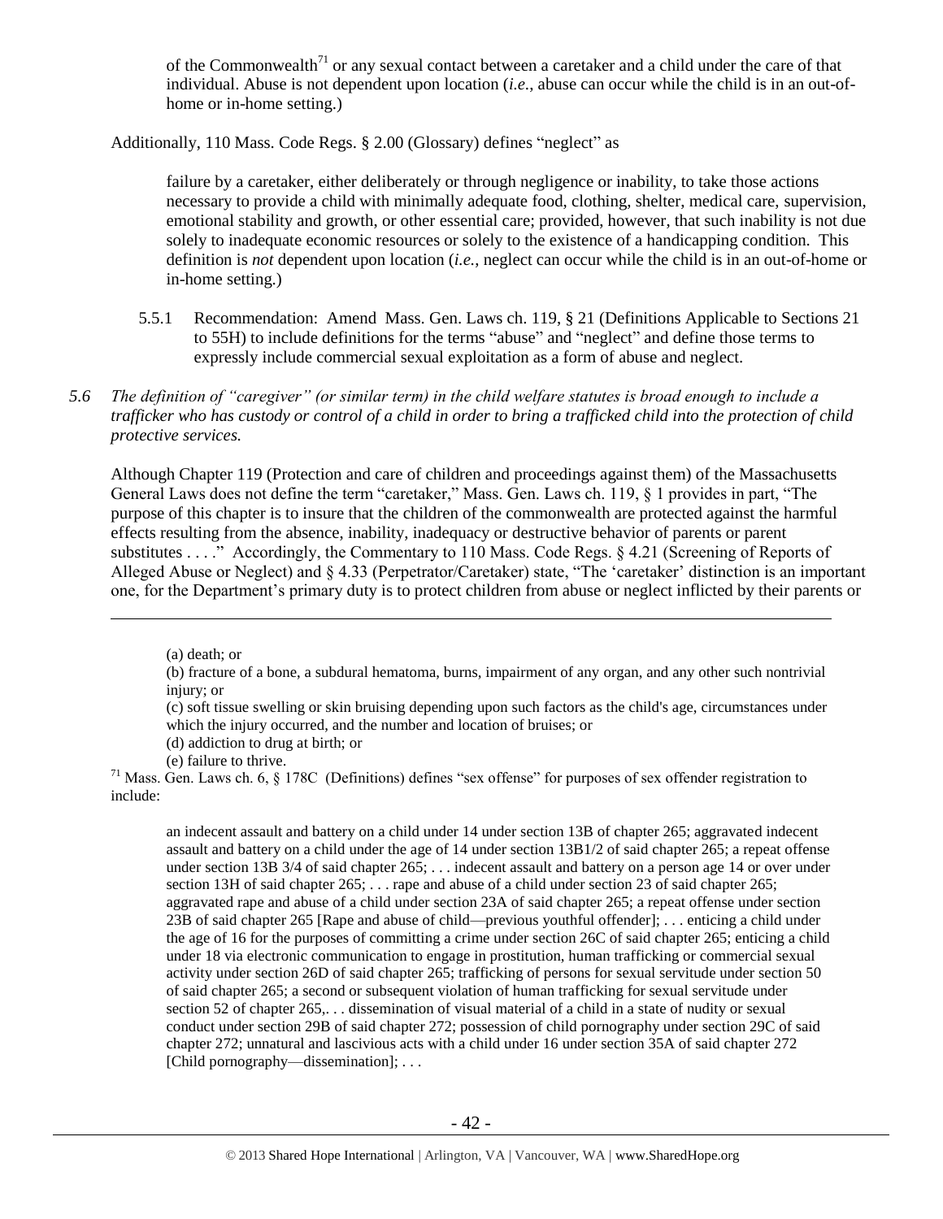of the Commonwealth[71] or any sexual contact between a caretaker and a child under the care of that individual. Abuse is not dependent upon location (*i.e.*, abuse can occur while the child is in an out-of-home or in-home setting.)

Additionally, 110 Mass. Code Regs. § 2.00 (Glossary) defines "neglect" as

> failure by a caretaker, either deliberately or through negligence or inability, to take those actions necessary to provide a child with minimally adequate food, clothing, shelter, medical care, supervision, emotional stability and growth, or other essential care; provided, however, that such inability is not due solely to inadequate economic resources or solely to the existence of a handicapping condition. This definition is *not* dependent upon location (*i.e.*, neglect can occur while the child is in an out-of-home or in-home setting.)

5.5.1 Recommendation: Amend Mass. Gen. Laws ch. 119, § 21 (Definitions Applicable to Sections 21 to 55H) to include definitions for the terms "abuse" and "neglect" and define those terms to expressly include commercial sexual exploitation as a form of abuse and neglect.

*5.6 The definition of "caregiver" (or similar term) in the child welfare statutes is broad enough to include a trafficker who has custody or control of a child in order to bring a trafficked child into the protection of child protective services.*

Although Chapter 119 (Protection and care of children and proceedings against them) of the Massachusetts General Laws does not define the term "caretaker," Mass. Gen. Laws ch. 119, § 1 provides in part, "The purpose of this chapter is to insure that the children of the commonwealth are protected against the harmful effects resulting from the absence, inability, inadequacy or destructive behavior of parents or parent substitutes . . . ." Accordingly, the Commentary to 110 Mass. Code Regs. § 4.21 (Screening of Reports of Alleged Abuse or Neglect) and § 4.33 (Perpetrator/Caretaker) state, "The 'caretaker' distinction is an important one, for the Department's primary duty is to protect children from abuse or neglect inflicted by their parents or

---

> (a) death; or
>
> (b) fracture of a bone, a subdural hematoma, burns, impairment of any organ, and any other such nontrivial injury; or
>
> (c) soft tissue swelling or skin bruising depending upon such factors as the child's age, circumstances under which the injury occurred, and the number and location of bruises; or
>
> (d) addiction to drug at birth; or
>
> (e) failure to thrive.

[71] Mass. Gen. Laws ch. 6, § 178C (Definitions) defines "sex offense" for purposes of sex offender registration to include:

> an indecent assault and battery on a child under 14 under section 13B of chapter 265; aggravated indecent assault and battery on a child under the age of 14 under section 13B1/2 of said chapter 265; a repeat offense under section 13B 3/4 of said chapter 265; . . . indecent assault and battery on a person age 14 or over under section 13H of said chapter 265; . . . rape and abuse of a child under section 23 of said chapter 265; aggravated rape and abuse of a child under section 23A of said chapter 265; a repeat offense under section 23B of said chapter 265 [Rape and abuse of child—previous youthful offender]; . . . enticing a child under the age of 16 for the purposes of committing a crime under section 26C of said chapter 265; enticing a child under 18 via electronic communication to engage in prostitution, human trafficking or commercial sexual activity under section 26D of said chapter 265; trafficking of persons for sexual servitude under section 50 of said chapter 265; a second or subsequent violation of human trafficking for sexual servitude under section 52 of chapter 265,. . . dissemination of visual material of a child in a state of nudity or sexual conduct under section 29B of said chapter 272; possession of child pornography under section 29C of said chapter 272; unnatural and lascivious acts with a child under 16 under section 35A of said chapter 272 [Child pornography—dissemination]; . . .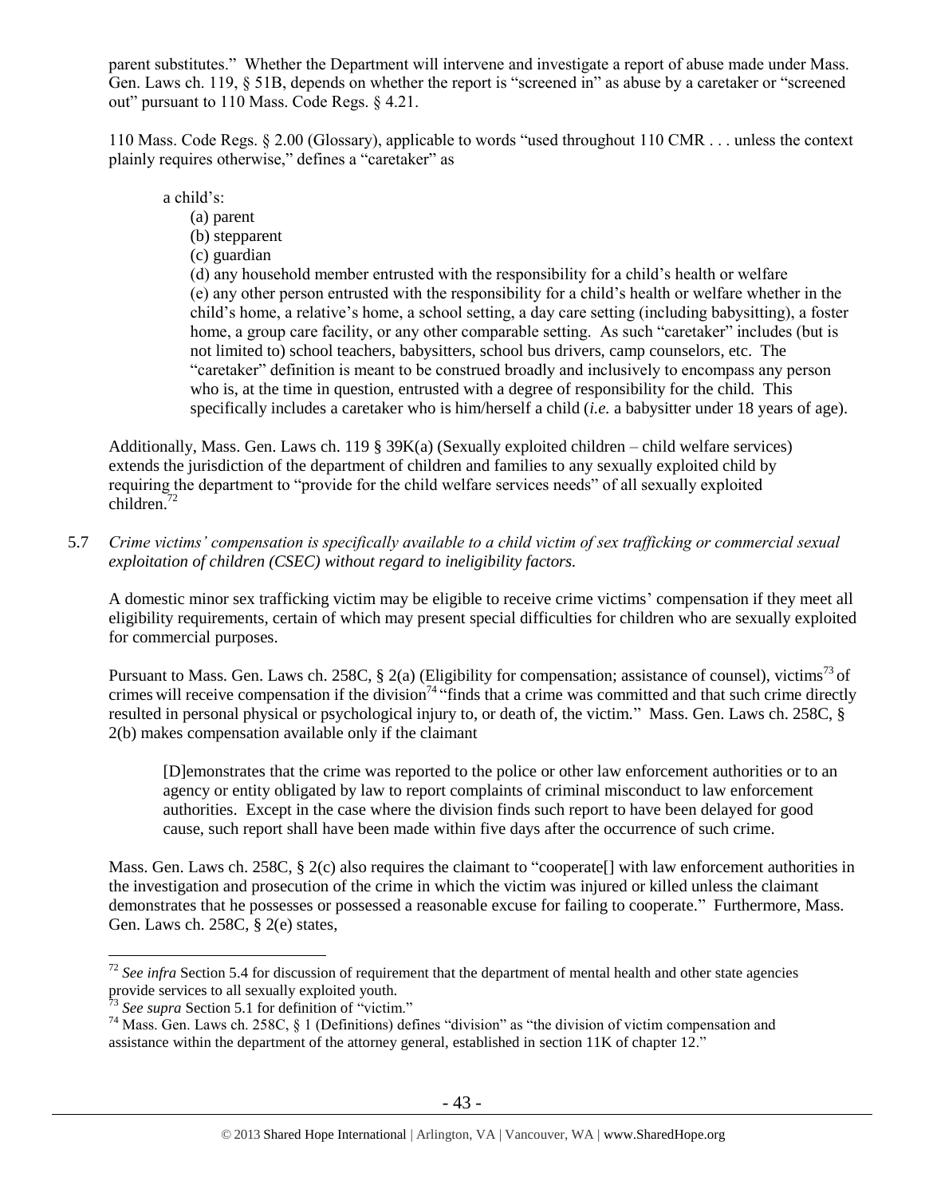parent substitutes." Whether the Department will intervene and investigate a report of abuse made under Mass. Gen. Laws ch. 119, § 51B, depends on whether the report is "screened in" as abuse by a caretaker or "screened out" pursuant to 110 Mass. Code Regs. § 4.21.

110 Mass. Code Regs. § 2.00 (Glossary), applicable to words "used throughout 110 CMR . . . unless the context plainly requires otherwise," defines a "caretaker" as

> a child's:
>
> (a) parent
> (b) stepparent
> (c) guardian
> (d) any household member entrusted with the responsibility for a child's health or welfare
> (e) any other person entrusted with the responsibility for a child's health or welfare whether in the child's home, a relative's home, a school setting, a day care setting (including babysitting), a foster home, a group care facility, or any other comparable setting. As such "caretaker" includes (but is not limited to) school teachers, babysitters, school bus drivers, camp counselors, etc. The "caretaker" definition is meant to be construed broadly and inclusively to encompass any person who is, at the time in question, entrusted with a degree of responsibility for the child. This specifically includes a caretaker who is him/herself a child (*i.e.* a babysitter under 18 years of age).

Additionally, Mass. Gen. Laws ch. 119 § 39K(a) (Sexually exploited children – child welfare services) extends the jurisdiction of the department of children and families to any sexually exploited child by requiring the department to "provide for the child welfare services needs" of all sexually exploited children.[72]

5.7 *Crime victims' compensation is specifically available to a child victim of sex trafficking or commercial sexual exploitation of children (CSEC) without regard to ineligibility factors.*

A domestic minor sex trafficking victim may be eligible to receive crime victims' compensation if they meet all eligibility requirements, certain of which may present special difficulties for children who are sexually exploited for commercial purposes.

Pursuant to Mass. Gen. Laws ch. 258C, § 2(a) (Eligibility for compensation; assistance of counsel), victims[73] of crimes will receive compensation if the division[74] "finds that a crime was committed and that such crime directly resulted in personal physical or psychological injury to, or death of, the victim." Mass. Gen. Laws ch. 258C, § 2(b) makes compensation available only if the claimant

> [D]emonstrates that the crime was reported to the police or other law enforcement authorities or to an agency or entity obligated by law to report complaints of criminal misconduct to law enforcement authorities. Except in the case where the division finds such report to have been delayed for good cause, such report shall have been made within five days after the occurrence of such crime.

Mass. Gen. Laws ch. 258C, § 2(c) also requires the claimant to "cooperate[] with law enforcement authorities in the investigation and prosecution of the crime in which the victim was injured or killed unless the claimant demonstrates that he possesses or possessed a reasonable excuse for failing to cooperate." Furthermore, Mass. Gen. Laws ch. 258C, § 2(e) states,

---

[72] *See infra* Section 5.4 for discussion of requirement that the department of mental health and other state agencies provide services to all sexually exploited youth.

[73] *See supra* Section 5.1 for definition of "victim."

[74] Mass. Gen. Laws ch. 258C, § 1 (Definitions) defines "division" as "the division of victim compensation and assistance within the department of the attorney general, established in section 11K of chapter 12."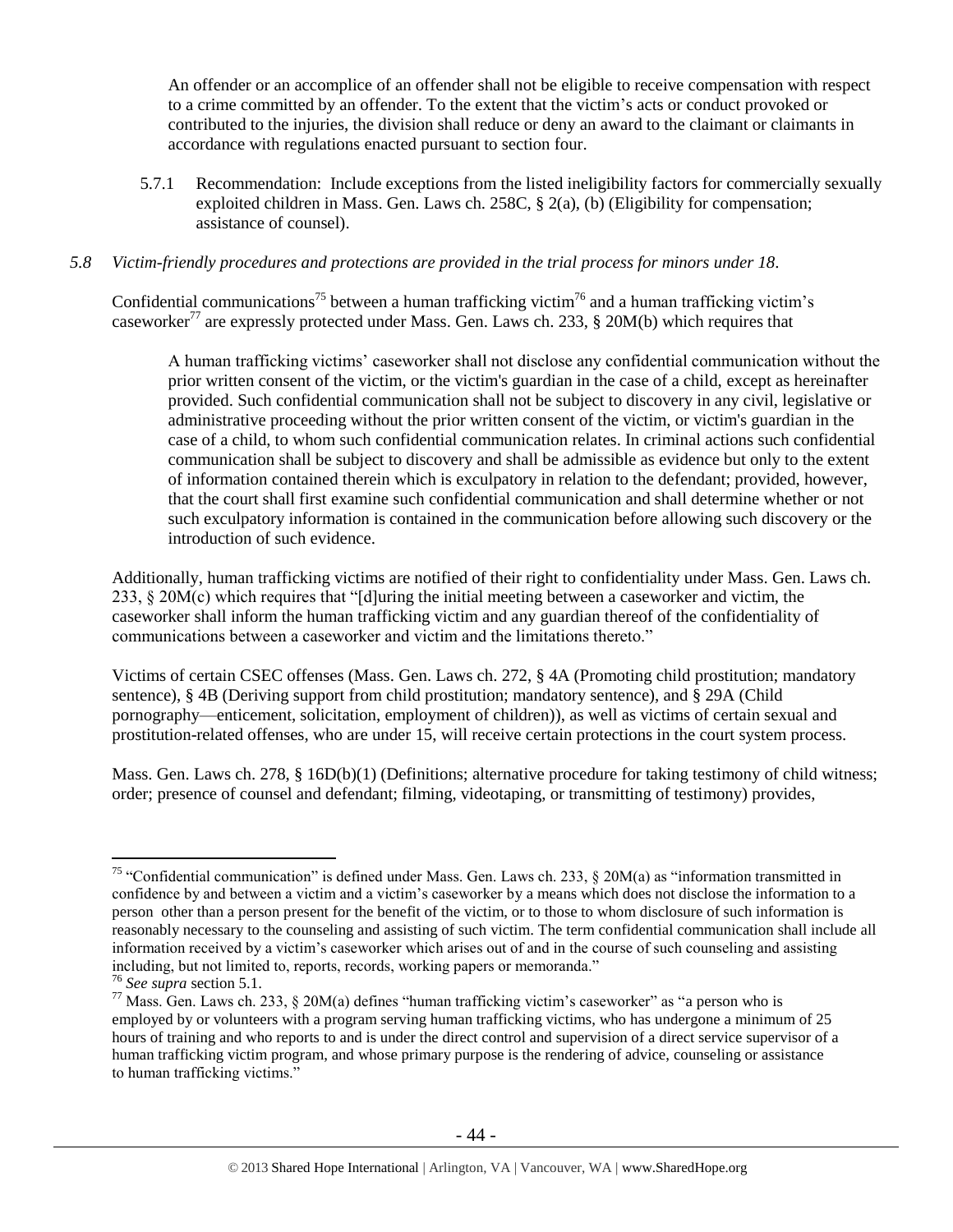An offender or an accomplice of an offender shall not be eligible to receive compensation with respect to a crime committed by an offender. To the extent that the victim's acts or conduct provoked or contributed to the injuries, the division shall reduce or deny an award to the claimant or claimants in accordance with regulations enacted pursuant to section four.

5.7.1 Recommendation: Include exceptions from the listed ineligibility factors for commercially sexually exploited children in Mass. Gen. Laws ch. 258C, § 2(a), (b) (Eligibility for compensation; assistance of counsel).

*5.8 Victim-friendly procedures and protections are provided in the trial process for minors under 18.*

Confidential communications[75] between a human trafficking victim[76] and a human trafficking victim's caseworker[77] are expressly protected under Mass. Gen. Laws ch. 233, § 20M(b) which requires that

> A human trafficking victims' caseworker shall not disclose any confidential communication without the prior written consent of the victim, or the victim's guardian in the case of a child, except as hereinafter provided. Such confidential communication shall not be subject to discovery in any civil, legislative or administrative proceeding without the prior written consent of the victim, or victim's guardian in the case of a child, to whom such confidential communication relates. In criminal actions such confidential communication shall be subject to discovery and shall be admissible as evidence but only to the extent of information contained therein which is exculpatory in relation to the defendant; provided, however, that the court shall first examine such confidential communication and shall determine whether or not such exculpatory information is contained in the communication before allowing such discovery or the introduction of such evidence.

Additionally, human trafficking victims are notified of their right to confidentiality under Mass. Gen. Laws ch. 233, § 20M(c) which requires that "[d]uring the initial meeting between a caseworker and victim, the caseworker shall inform the human trafficking victim and any guardian thereof of the confidentiality of communications between a caseworker and victim and the limitations thereto."

Victims of certain CSEC offenses (Mass. Gen. Laws ch. 272, § 4A (Promoting child prostitution; mandatory sentence), § 4B (Deriving support from child prostitution; mandatory sentence), and § 29A (Child pornography—enticement, solicitation, employment of children)), as well as victims of certain sexual and prostitution-related offenses, who are under 15, will receive certain protections in the court system process.

Mass. Gen. Laws ch. 278, § 16D(b)(1) (Definitions; alternative procedure for taking testimony of child witness; order; presence of counsel and defendant; filming, videotaping, or transmitting of testimony) provides,

---

[75] "Confidential communication" is defined under Mass. Gen. Laws ch. 233, § 20M(a) as "information transmitted in confidence by and between a victim and a victim's caseworker by a means which does not disclose the information to a person other than a person present for the benefit of the victim, or to those to whom disclosure of such information is reasonably necessary to the counseling and assisting of such victim. The term confidential communication shall include all information received by a victim's caseworker which arises out of and in the course of such counseling and assisting including, but not limited to, reports, records, working papers or memoranda."

[76] *See supra* section 5.1.

[77] Mass. Gen. Laws ch. 233, § 20M(a) defines "human trafficking victim's caseworker" as "a person who is employed by or volunteers with a program serving human trafficking victims, who has undergone a minimum of 25 hours of training and who reports to and is under the direct control and supervision of a direct service supervisor of a human trafficking victim program, and whose primary purpose is the rendering of advice, counseling or assistance to human trafficking victims."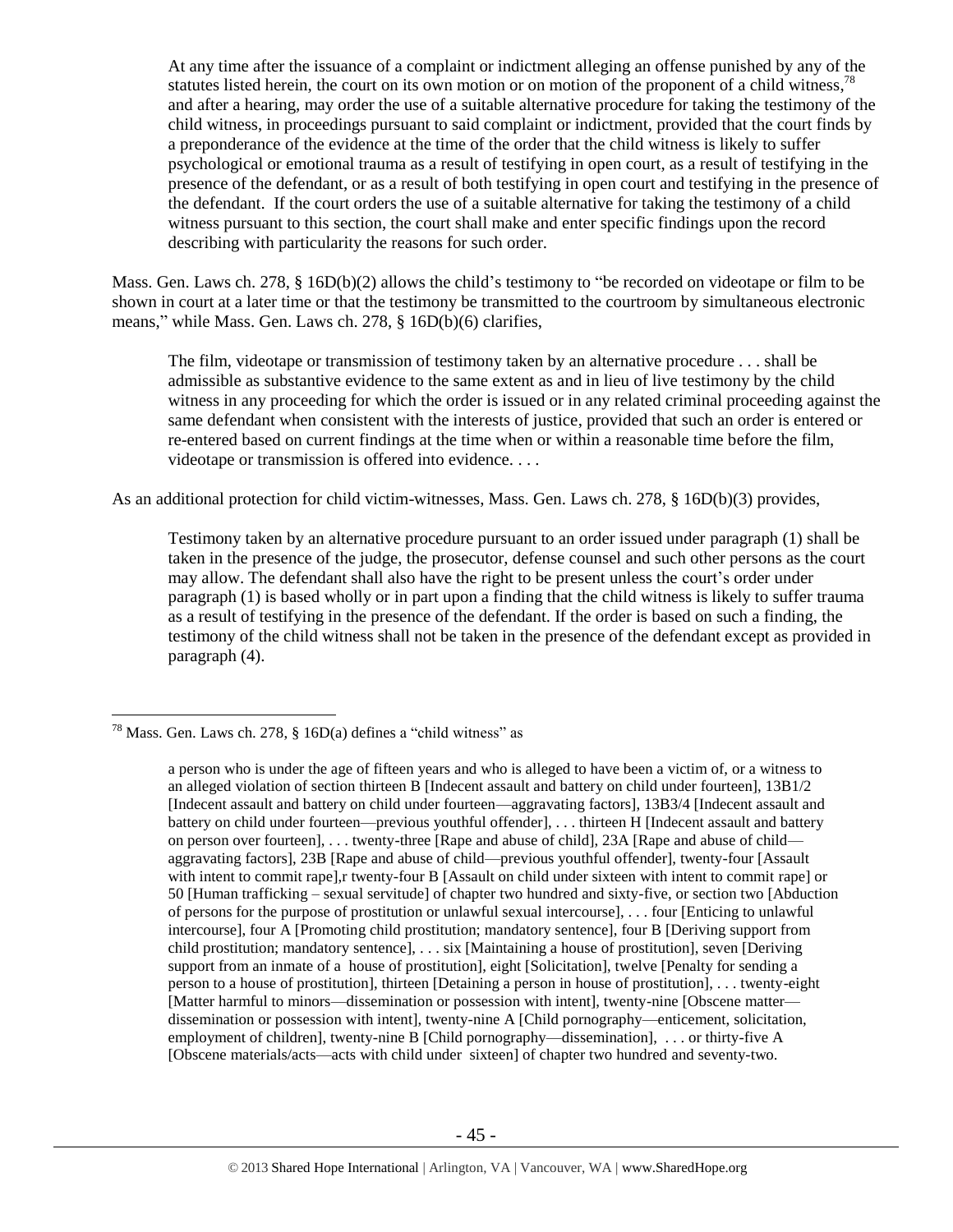> At any time after the issuance of a complaint or indictment alleging an offense punished by any of the statutes listed herein, the court on its own motion or on motion of the proponent of a child witness,[78] and after a hearing, may order the use of a suitable alternative procedure for taking the testimony of the child witness, in proceedings pursuant to said complaint or indictment, provided that the court finds by a preponderance of the evidence at the time of the order that the child witness is likely to suffer psychological or emotional trauma as a result of testifying in open court, as a result of testifying in the presence of the defendant, or as a result of both testifying in open court and testifying in the presence of the defendant. If the court orders the use of a suitable alternative for taking the testimony of a child witness pursuant to this section, the court shall make and enter specific findings upon the record describing with particularity the reasons for such order.

Mass. Gen. Laws ch. 278, § 16D(b)(2) allows the child's testimony to "be recorded on videotape or film to be shown in court at a later time or that the testimony be transmitted to the courtroom by simultaneous electronic means," while Mass. Gen. Laws ch. 278, § 16D(b)(6) clarifies,

> The film, videotape or transmission of testimony taken by an alternative procedure . . . shall be admissible as substantive evidence to the same extent as and in lieu of live testimony by the child witness in any proceeding for which the order is issued or in any related criminal proceeding against the same defendant when consistent with the interests of justice, provided that such an order is entered or re-entered based on current findings at the time when or within a reasonable time before the film, videotape or transmission is offered into evidence. . . .

As an additional protection for child victim-witnesses, Mass. Gen. Laws ch. 278, § 16D(b)(3) provides,

> Testimony taken by an alternative procedure pursuant to an order issued under paragraph (1) shall be taken in the presence of the judge, the prosecutor, defense counsel and such other persons as the court may allow. The defendant shall also have the right to be present unless the court's order under paragraph (1) is based wholly or in part upon a finding that the child witness is likely to suffer trauma as a result of testifying in the presence of the defendant. If the order is based on such a finding, the testimony of the child witness shall not be taken in the presence of the defendant except as provided in paragraph (4).

---

[78] Mass. Gen. Laws ch. 278, § 16D(a) defines a "child witness" as

> a person who is under the age of fifteen years and who is alleged to have been a victim of, or a witness to an alleged violation of section thirteen B [Indecent assault and battery on child under fourteen], 13B1/2 [Indecent assault and battery on child under fourteen—aggravating factors], 13B3/4 [Indecent assault and battery on child under fourteen—previous youthful offender], . . . thirteen H [Indecent assault and battery on person over fourteen], . . . twenty-three [Rape and abuse of child], 23A [Rape and abuse of child—aggravating factors], 23B [Rape and abuse of child—previous youthful offender], twenty-four [Assault with intent to commit rape],r twenty-four B [Assault on child under sixteen with intent to commit rape] or 50 [Human trafficking – sexual servitude] of chapter two hundred and sixty-five, or section two [Abduction of persons for the purpose of prostitution or unlawful sexual intercourse], . . . four [Enticing to unlawful intercourse], four A [Promoting child prostitution; mandatory sentence], four B [Deriving support from child prostitution; mandatory sentence], . . . six [Maintaining a house of prostitution], seven [Deriving support from an inmate of a house of prostitution], eight [Solicitation], twelve [Penalty for sending a person to a house of prostitution], thirteen [Detaining a person in house of prostitution], . . . twenty-eight [Matter harmful to minors—dissemination or possession with intent], twenty-nine [Obscene matter—dissemination or possession with intent], twenty-nine A [Child pornography—enticement, solicitation, employment of children], twenty-nine B [Child pornography—dissemination], . . . or thirty-five A [Obscene materials/acts—acts with child under sixteen] of chapter two hundred and seventy-two.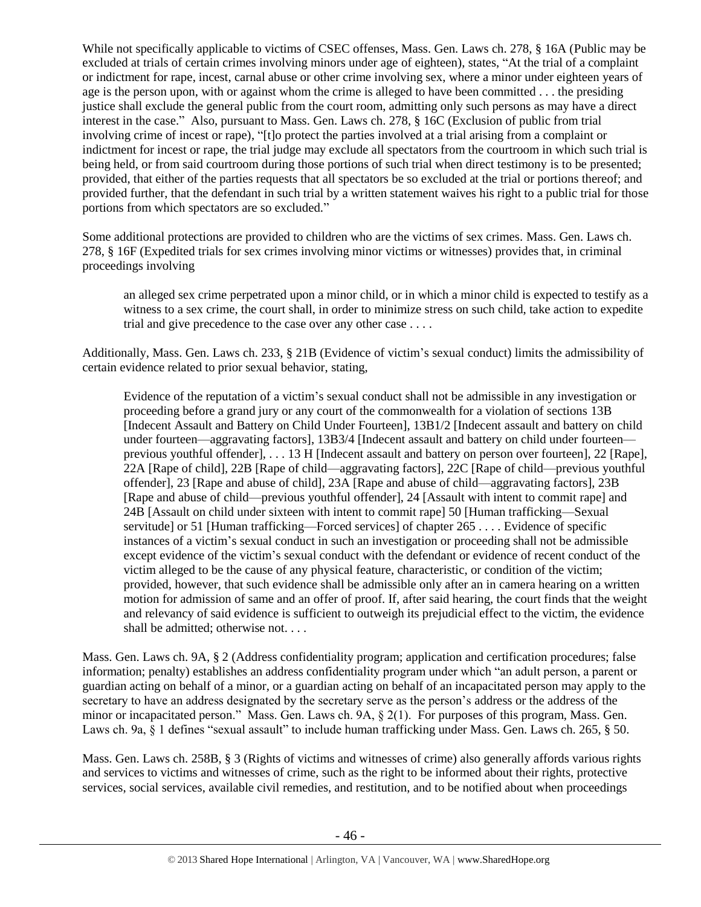While not specifically applicable to victims of CSEC offenses, Mass. Gen. Laws ch. 278, § 16A (Public may be excluded at trials of certain crimes involving minors under age of eighteen), states, "At the trial of a complaint or indictment for rape, incest, carnal abuse or other crime involving sex, where a minor under eighteen years of age is the person upon, with or against whom the crime is alleged to have been committed . . . the presiding justice shall exclude the general public from the court room, admitting only such persons as may have a direct interest in the case." Also, pursuant to Mass. Gen. Laws ch. 278, § 16C (Exclusion of public from trial involving crime of incest or rape), "[t]o protect the parties involved at a trial arising from a complaint or indictment for incest or rape, the trial judge may exclude all spectators from the courtroom in which such trial is being held, or from said courtroom during those portions of such trial when direct testimony is to be presented; provided, that either of the parties requests that all spectators be so excluded at the trial or portions thereof; and provided further, that the defendant in such trial by a written statement waives his right to a public trial for those portions from which spectators are so excluded."

Some additional protections are provided to children who are the victims of sex crimes. Mass. Gen. Laws ch. 278, § 16F (Expedited trials for sex crimes involving minor victims or witnesses) provides that, in criminal proceedings involving

> an alleged sex crime perpetrated upon a minor child, or in which a minor child is expected to testify as a witness to a sex crime, the court shall, in order to minimize stress on such child, take action to expedite trial and give precedence to the case over any other case . . . .

Additionally, Mass. Gen. Laws ch. 233, § 21B (Evidence of victim's sexual conduct) limits the admissibility of certain evidence related to prior sexual behavior, stating,

> Evidence of the reputation of a victim's sexual conduct shall not be admissible in any investigation or proceeding before a grand jury or any court of the commonwealth for a violation of sections 13B [Indecent Assault and Battery on Child Under Fourteen], 13B1/2 [Indecent assault and battery on child under fourteen—aggravating factors], 13B3/4 [Indecent assault and battery on child under fourteen—previous youthful offender], . . . 13 H [Indecent assault and battery on person over fourteen], 22 [Rape], 22A [Rape of child], 22B [Rape of child—aggravating factors], 22C [Rape of child—previous youthful offender], 23 [Rape and abuse of child], 23A [Rape and abuse of child—aggravating factors], 23B [Rape and abuse of child—previous youthful offender], 24 [Assault with intent to commit rape] and 24B [Assault on child under sixteen with intent to commit rape] 50 [Human trafficking—Sexual servitude] or 51 [Human trafficking—Forced services] of chapter 265 . . . . Evidence of specific instances of a victim's sexual conduct in such an investigation or proceeding shall not be admissible except evidence of the victim's sexual conduct with the defendant or evidence of recent conduct of the victim alleged to be the cause of any physical feature, characteristic, or condition of the victim; provided, however, that such evidence shall be admissible only after an in camera hearing on a written motion for admission of same and an offer of proof. If, after said hearing, the court finds that the weight and relevancy of said evidence is sufficient to outweigh its prejudicial effect to the victim, the evidence shall be admitted; otherwise not. . . .

Mass. Gen. Laws ch. 9A, § 2 (Address confidentiality program; application and certification procedures; false information; penalty) establishes an address confidentiality program under which "an adult person, a parent or guardian acting on behalf of a minor, or a guardian acting on behalf of an incapacitated person may apply to the secretary to have an address designated by the secretary serve as the person's address or the address of the minor or incapacitated person." Mass. Gen. Laws ch. 9A, § 2(1). For purposes of this program, Mass. Gen. Laws ch. 9a, § 1 defines "sexual assault" to include human trafficking under Mass. Gen. Laws ch. 265, § 50.

Mass. Gen. Laws ch. 258B, § 3 (Rights of victims and witnesses of crime) also generally affords various rights and services to victims and witnesses of crime, such as the right to be informed about their rights, protective services, social services, available civil remedies, and restitution, and to be notified about when proceedings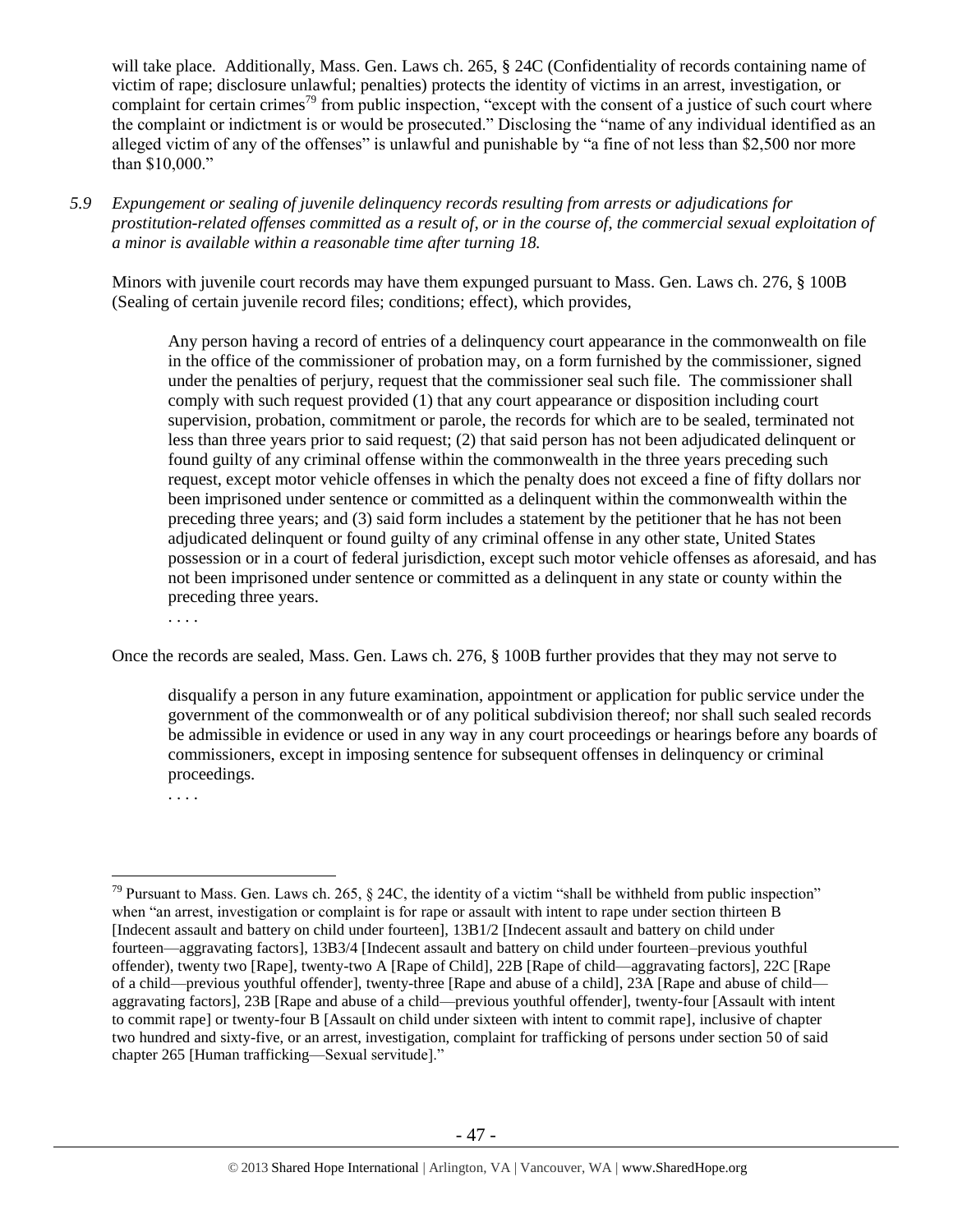will take place. Additionally, Mass. Gen. Laws ch. 265, § 24C (Confidentiality of records containing name of victim of rape; disclosure unlawful; penalties) protects the identity of victims in an arrest, investigation, or complaint for certain crimes[79] from public inspection, "except with the consent of a justice of such court where the complaint or indictment is or would be prosecuted." Disclosing the "name of any individual identified as an alleged victim of any of the offenses" is unlawful and punishable by "a fine of not less than $2,500 nor more than $10,000."

*5.9 Expungement or sealing of juvenile delinquency records resulting from arrests or adjudications for prostitution-related offenses committed as a result of, or in the course of, the commercial sexual exploitation of a minor is available within a reasonable time after turning 18.*

Minors with juvenile court records may have them expunged pursuant to Mass. Gen. Laws ch. 276, § 100B (Sealing of certain juvenile record files; conditions; effect), which provides,

> Any person having a record of entries of a delinquency court appearance in the commonwealth on file in the office of the commissioner of probation may, on a form furnished by the commissioner, signed under the penalties of perjury, request that the commissioner seal such file. The commissioner shall comply with such request provided (1) that any court appearance or disposition including court supervision, probation, commitment or parole, the records for which are to be sealed, terminated not less than three years prior to said request; (2) that said person has not been adjudicated delinquent or found guilty of any criminal offense within the commonwealth in the three years preceding such request, except motor vehicle offenses in which the penalty does not exceed a fine of fifty dollars nor been imprisoned under sentence or committed as a delinquent within the commonwealth within the preceding three years; and (3) said form includes a statement by the petitioner that he has not been adjudicated delinquent or found guilty of any criminal offense in any other state, United States possession or in a court of federal jurisdiction, except such motor vehicle offenses as aforesaid, and has not been imprisoned under sentence or committed as a delinquent in any state or county within the preceding three years.
>
> . . . .

Once the records are sealed, Mass. Gen. Laws ch. 276, § 100B further provides that they may not serve to

> disqualify a person in any future examination, appointment or application for public service under the government of the commonwealth or of any political subdivision thereof; nor shall such sealed records be admissible in evidence or used in any way in any court proceedings or hearings before any boards of commissioners, except in imposing sentence for subsequent offenses in delinquency or criminal proceedings.
>
> . . . .

---

[79] Pursuant to Mass. Gen. Laws ch. 265, § 24C, the identity of a victim "shall be withheld from public inspection" when "an arrest, investigation or complaint is for rape or assault with intent to rape under section thirteen B [Indecent assault and battery on child under fourteen], 13B1/2 [Indecent assault and battery on child under fourteen—aggravating factors], 13B3/4 [Indecent assault and battery on child under fourteen–previous youthful offender), twenty two [Rape], twenty-two A [Rape of Child], 22B [Rape of child—aggravating factors], 22C [Rape of a child—previous youthful offender], twenty-three [Rape and abuse of a child], 23A [Rape and abuse of child—aggravating factors], 23B [Rape and abuse of a child—previous youthful offender], twenty-four [Assault with intent to commit rape] or twenty-four B [Assault on child under sixteen with intent to commit rape], inclusive of chapter two hundred and sixty-five, or an arrest, investigation, complaint for trafficking of persons under section 50 of said chapter 265 [Human trafficking—Sexual servitude]."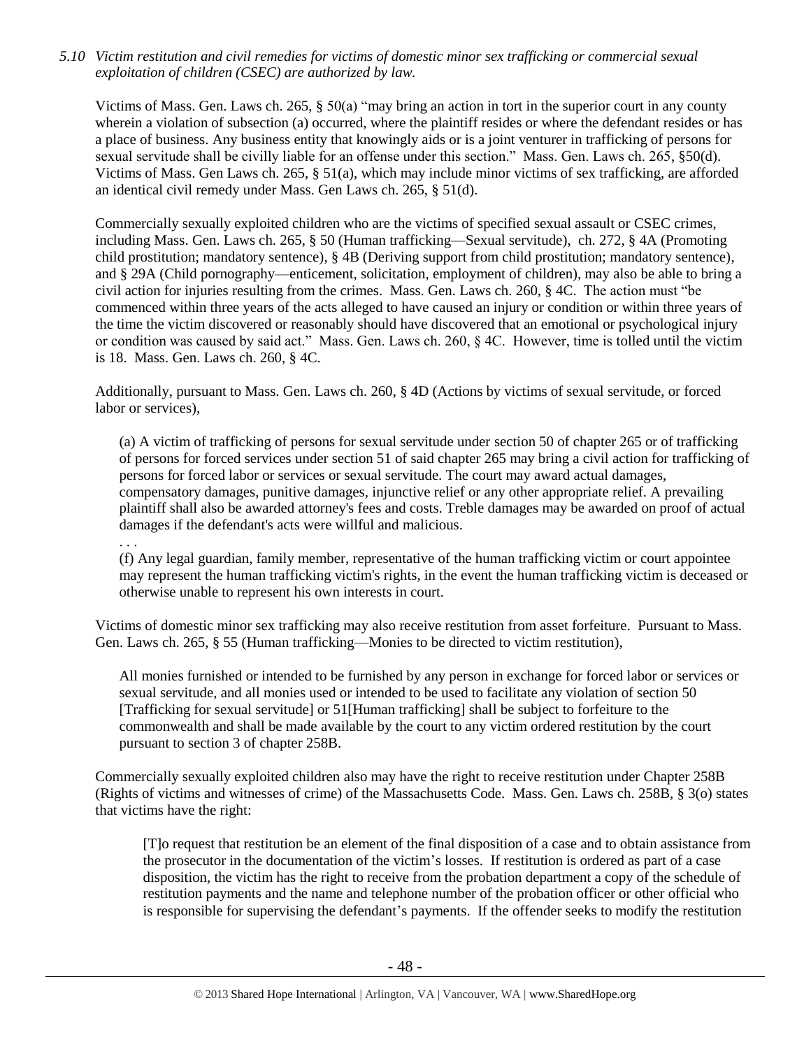*5.10 Victim restitution and civil remedies for victims of domestic minor sex trafficking or commercial sexual exploitation of children (CSEC) are authorized by law.*

Victims of Mass. Gen. Laws ch. 265, § 50(a) "may bring an action in tort in the superior court in any county wherein a violation of subsection (a) occurred, where the plaintiff resides or where the defendant resides or has a place of business. Any business entity that knowingly aids or is a joint venturer in trafficking of persons for sexual servitude shall be civilly liable for an offense under this section." Mass. Gen. Laws ch. 265, §50(d). Victims of Mass. Gen Laws ch. 265, § 51(a), which may include minor victims of sex trafficking, are afforded an identical civil remedy under Mass. Gen Laws ch. 265, § 51(d).

Commercially sexually exploited children who are the victims of specified sexual assault or CSEC crimes, including Mass. Gen. Laws ch. 265, § 50 (Human trafficking—Sexual servitude), ch. 272, § 4A (Promoting child prostitution; mandatory sentence), § 4B (Deriving support from child prostitution; mandatory sentence), and § 29A (Child pornography—enticement, solicitation, employment of children), may also be able to bring a civil action for injuries resulting from the crimes. Mass. Gen. Laws ch. 260, § 4C. The action must "be commenced within three years of the acts alleged to have caused an injury or condition or within three years of the time the victim discovered or reasonably should have discovered that an emotional or psychological injury or condition was caused by said act." Mass. Gen. Laws ch. 260, § 4C. However, time is tolled until the victim is 18. Mass. Gen. Laws ch. 260, § 4C.

Additionally, pursuant to Mass. Gen. Laws ch. 260, § 4D (Actions by victims of sexual servitude, or forced labor or services),

> (a) A victim of trafficking of persons for sexual servitude under section 50 of chapter 265 or of trafficking of persons for forced services under section 51 of said chapter 265 may bring a civil action for trafficking of persons for forced labor or services or sexual servitude. The court may award actual damages, compensatory damages, punitive damages, injunctive relief or any other appropriate relief. A prevailing plaintiff shall also be awarded attorney's fees and costs. Treble damages may be awarded on proof of actual damages if the defendant's acts were willful and malicious.
>
> . . .
>
> (f) Any legal guardian, family member, representative of the human trafficking victim or court appointee may represent the human trafficking victim's rights, in the event the human trafficking victim is deceased or otherwise unable to represent his own interests in court.

Victims of domestic minor sex trafficking may also receive restitution from asset forfeiture. Pursuant to Mass. Gen. Laws ch. 265, § 55 (Human trafficking—Monies to be directed to victim restitution),

> All monies furnished or intended to be furnished by any person in exchange for forced labor or services or sexual servitude, and all monies used or intended to be used to facilitate any violation of section 50 [Trafficking for sexual servitude] or 51[Human trafficking] shall be subject to forfeiture to the commonwealth and shall be made available by the court to any victim ordered restitution by the court pursuant to section 3 of chapter 258B.

Commercially sexually exploited children also may have the right to receive restitution under Chapter 258B (Rights of victims and witnesses of crime) of the Massachusetts Code. Mass. Gen. Laws ch. 258B, § 3(o) states that victims have the right:

> [T]o request that restitution be an element of the final disposition of a case and to obtain assistance from the prosecutor in the documentation of the victim's losses. If restitution is ordered as part of a case disposition, the victim has the right to receive from the probation department a copy of the schedule of restitution payments and the name and telephone number of the probation officer or other official who is responsible for supervising the defendant's payments. If the offender seeks to modify the restitution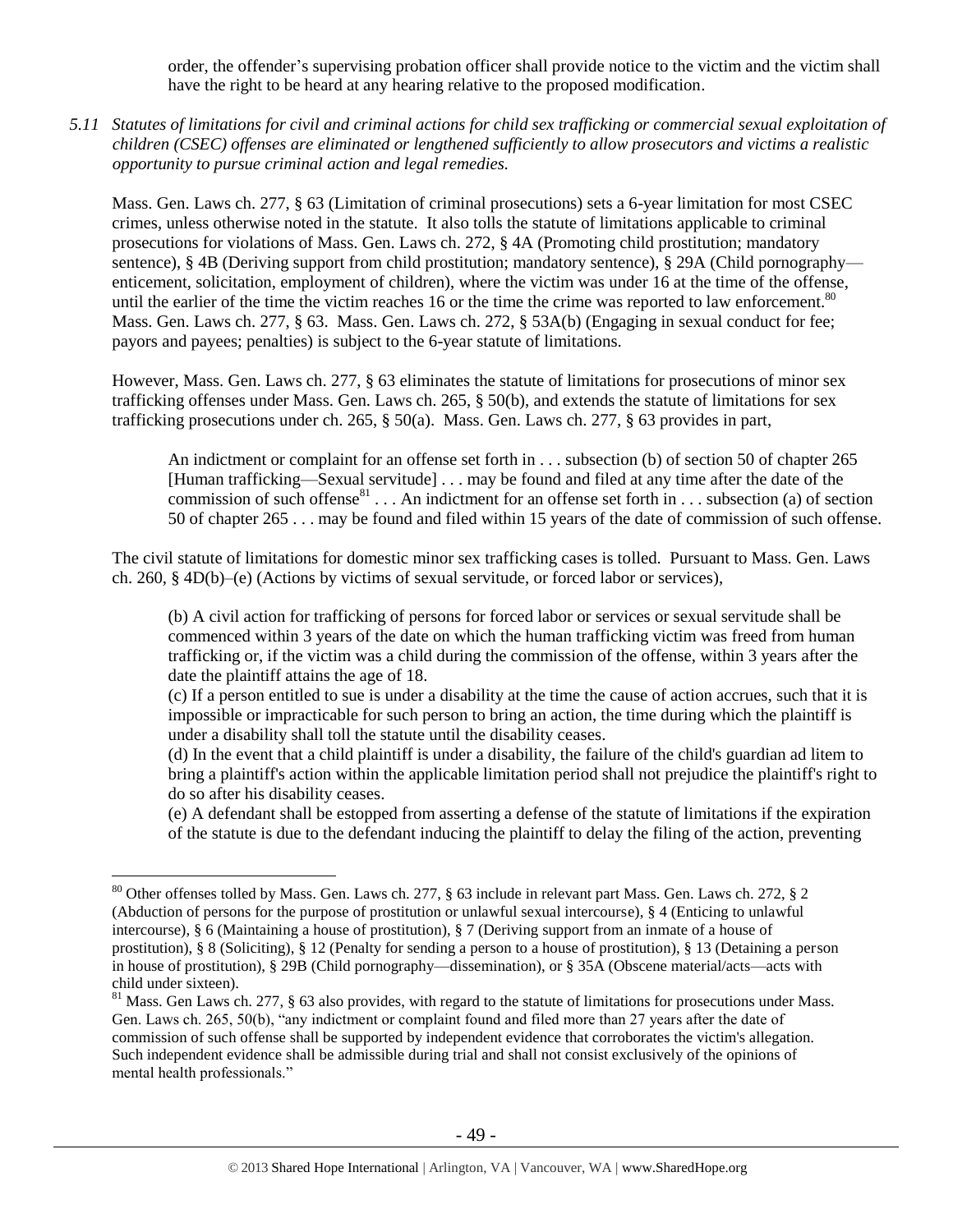order, the offender's supervising probation officer shall provide notice to the victim and the victim shall have the right to be heard at any hearing relative to the proposed modification.

*5.11 Statutes of limitations for civil and criminal actions for child sex trafficking or commercial sexual exploitation of children (CSEC) offenses are eliminated or lengthened sufficiently to allow prosecutors and victims a realistic opportunity to pursue criminal action and legal remedies.*

Mass. Gen. Laws ch. 277, § 63 (Limitation of criminal prosecutions) sets a 6-year limitation for most CSEC crimes, unless otherwise noted in the statute. It also tolls the statute of limitations applicable to criminal prosecutions for violations of Mass. Gen. Laws ch. 272, § 4A (Promoting child prostitution; mandatory sentence), § 4B (Deriving support from child prostitution; mandatory sentence), § 29A (Child pornography—enticement, solicitation, employment of children), where the victim was under 16 at the time of the offense, until the earlier of the time the victim reaches 16 or the time the crime was reported to law enforcement.[80] Mass. Gen. Laws ch. 277, § 63. Mass. Gen. Laws ch. 272, § 53A(b) (Engaging in sexual conduct for fee; payors and payees; penalties) is subject to the 6-year statute of limitations.

However, Mass. Gen. Laws ch. 277, § 63 eliminates the statute of limitations for prosecutions of minor sex trafficking offenses under Mass. Gen. Laws ch. 265, § 50(b), and extends the statute of limitations for sex trafficking prosecutions under ch. 265, § 50(a). Mass. Gen. Laws ch. 277, § 63 provides in part,

> An indictment or complaint for an offense set forth in . . . subsection (b) of section 50 of chapter 265 [Human trafficking—Sexual servitude] . . . may be found and filed at any time after the date of the commission of such offense[81] . . . An indictment for an offense set forth in . . . subsection (a) of section 50 of chapter 265 . . . may be found and filed within 15 years of the date of commission of such offense.

The civil statute of limitations for domestic minor sex trafficking cases is tolled. Pursuant to Mass. Gen. Laws ch. 260, § 4D(b)–(e) (Actions by victims of sexual servitude, or forced labor or services),

> (b) A civil action for trafficking of persons for forced labor or services or sexual servitude shall be commenced within 3 years of the date on which the human trafficking victim was freed from human trafficking or, if the victim was a child during the commission of the offense, within 3 years after the date the plaintiff attains the age of 18.
>
> (c) If a person entitled to sue is under a disability at the time the cause of action accrues, such that it is impossible or impracticable for such person to bring an action, the time during which the plaintiff is under a disability shall toll the statute until the disability ceases.
>
> (d) In the event that a child plaintiff is under a disability, the failure of the child's guardian ad litem to bring a plaintiff's action within the applicable limitation period shall not prejudice the plaintiff's right to do so after his disability ceases.
>
> (e) A defendant shall be estopped from asserting a defense of the statute of limitations if the expiration of the statute is due to the defendant inducing the plaintiff to delay the filing of the action, preventing

---

[80] Other offenses tolled by Mass. Gen. Laws ch. 277, § 63 include in relevant part Mass. Gen. Laws ch. 272, § 2 (Abduction of persons for the purpose of prostitution or unlawful sexual intercourse), § 4 (Enticing to unlawful intercourse), § 6 (Maintaining a house of prostitution), § 7 (Deriving support from an inmate of a house of prostitution), § 8 (Soliciting), § 12 (Penalty for sending a person to a house of prostitution), § 13 (Detaining a person in house of prostitution), § 29B (Child pornography—dissemination), or § 35A (Obscene material/acts—acts with child under sixteen).

[81] Mass. Gen Laws ch. 277, § 63 also provides, with regard to the statute of limitations for prosecutions under Mass. Gen. Laws ch. 265, 50(b), "any indictment or complaint found and filed more than 27 years after the date of commission of such offense shall be supported by independent evidence that corroborates the victim's allegation. Such independent evidence shall be admissible during trial and shall not consist exclusively of the opinions of mental health professionals."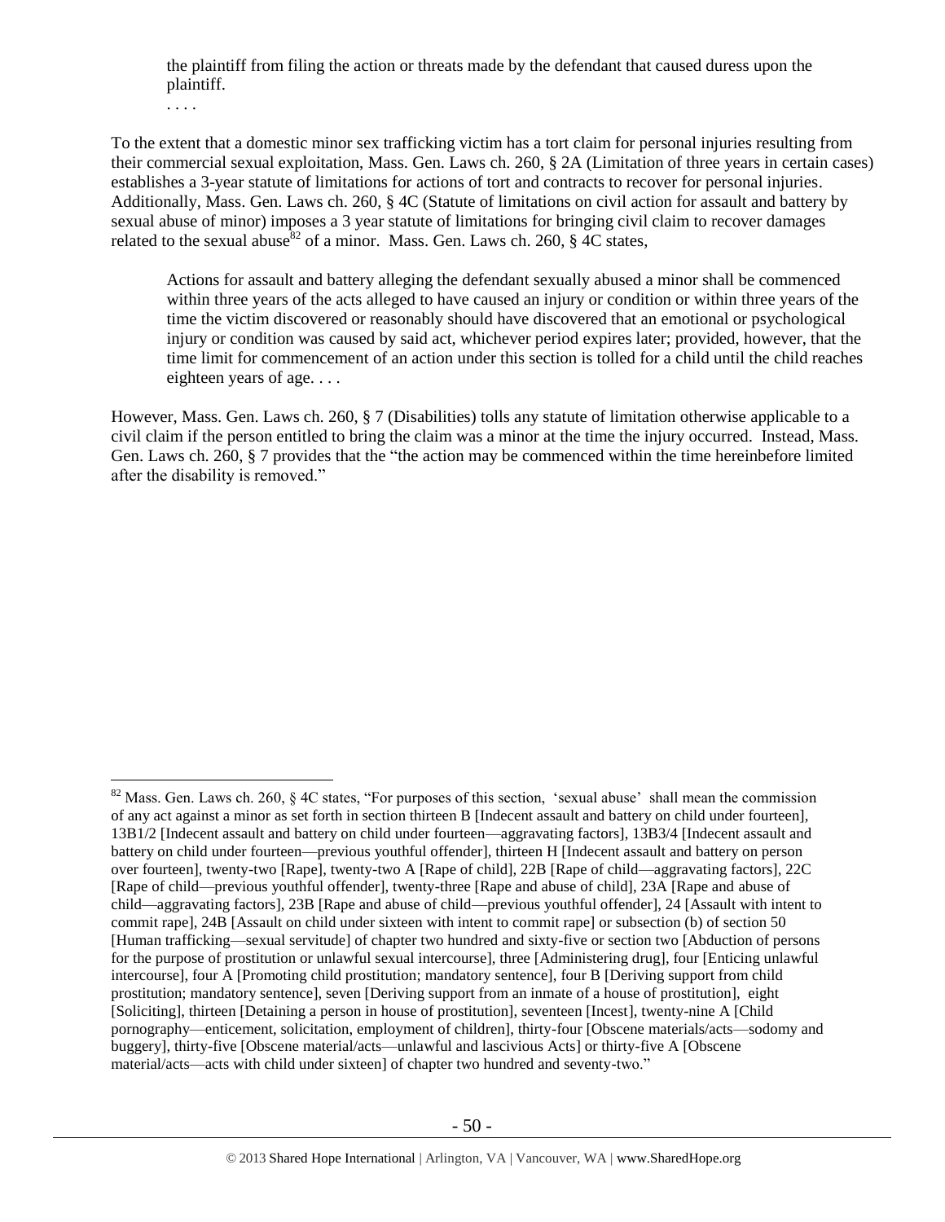the plaintiff from filing the action or threats made by the defendant that caused duress upon the plaintiff.

. . . .

To the extent that a domestic minor sex trafficking victim has a tort claim for personal injuries resulting from their commercial sexual exploitation, Mass. Gen. Laws ch. 260, § 2A (Limitation of three years in certain cases) establishes a 3-year statute of limitations for actions of tort and contracts to recover for personal injuries. Additionally, Mass. Gen. Laws ch. 260, § 4C (Statute of limitations on civil action for assault and battery by sexual abuse of minor) imposes a 3 year statute of limitations for bringing civil claim to recover damages related to the sexual abuse[82] of a minor. Mass. Gen. Laws ch. 260, § 4C states,

> Actions for assault and battery alleging the defendant sexually abused a minor shall be commenced within three years of the acts alleged to have caused an injury or condition or within three years of the time the victim discovered or reasonably should have discovered that an emotional or psychological injury or condition was caused by said act, whichever period expires later; provided, however, that the time limit for commencement of an action under this section is tolled for a child until the child reaches eighteen years of age. . . .

However, Mass. Gen. Laws ch. 260, § 7 (Disabilities) tolls any statute of limitation otherwise applicable to a civil claim if the person entitled to bring the claim was a minor at the time the injury occurred. Instead, Mass. Gen. Laws ch. 260, § 7 provides that the "the action may be commenced within the time hereinbefore limited after the disability is removed."

---

[82] Mass. Gen. Laws ch. 260, § 4C states, "For purposes of this section, 'sexual abuse' shall mean the commission of any act against a minor as set forth in section thirteen B [Indecent assault and battery on child under fourteen], 13B1/2 [Indecent assault and battery on child under fourteen—aggravating factors], 13B3/4 [Indecent assault and battery on child under fourteen—previous youthful offender], thirteen H [Indecent assault and battery on person over fourteen], twenty-two [Rape], twenty-two A [Rape of child], 22B [Rape of child—aggravating factors], 22C [Rape of child—previous youthful offender], twenty-three [Rape and abuse of child], 23A [Rape and abuse of child—aggravating factors], 23B [Rape and abuse of child—previous youthful offender], 24 [Assault with intent to commit rape], 24B [Assault on child under sixteen with intent to commit rape] or subsection (b) of section 50 [Human trafficking—sexual servitude] of chapter two hundred and sixty-five or section two [Abduction of persons for the purpose of prostitution or unlawful sexual intercourse], three [Administering drug], four [Enticing unlawful intercourse], four A [Promoting child prostitution; mandatory sentence], four B [Deriving support from child prostitution; mandatory sentence], seven [Deriving support from an inmate of a house of prostitution], eight [Soliciting], thirteen [Detaining a person in house of prostitution], seventeen [Incest], twenty-nine A [Child pornography—enticement, solicitation, employment of children], thirty-four [Obscene materials/acts—sodomy and buggery], thirty-five [Obscene material/acts—unlawful and lascivious Acts] or thirty-five A [Obscene material/acts—acts with child under sixteen] of chapter two hundred and seventy-two."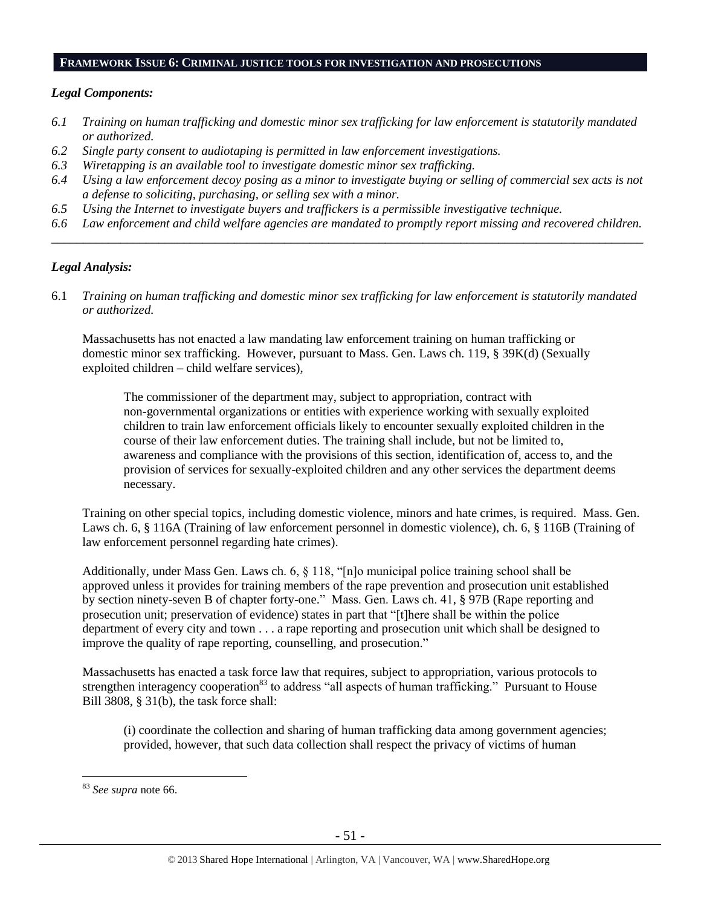## FRAMEWORK ISSUE 6: CRIMINAL JUSTICE TOOLS FOR INVESTIGATION AND PROSECUTIONS

### *Legal Components:*

- *6.1 Training on human trafficking and domestic minor sex trafficking for law enforcement is statutorily mandated or authorized.*
- *6.2 Single party consent to audiotaping is permitted in law enforcement investigations.*
- *6.3 Wiretapping is an available tool to investigate domestic minor sex trafficking.*
- *6.4 Using a law enforcement decoy posing as a minor to investigate buying or selling of commercial sex acts is not a defense to soliciting, purchasing, or selling sex with a minor.*
- *6.5 Using the Internet to investigate buyers and traffickers is a permissible investigative technique.*
- *6.6 Law enforcement and child welfare agencies are mandated to promptly report missing and recovered children.*

---

### *Legal Analysis:*

6.1 *Training on human trafficking and domestic minor sex trafficking for law enforcement is statutorily mandated or authorized.*

Massachusetts has not enacted a law mandating law enforcement training on human trafficking or domestic minor sex trafficking. However, pursuant to Mass. Gen. Laws ch. 119, § 39K(d) (Sexually exploited children – child welfare services),

> The commissioner of the department may, subject to appropriation, contract with non-governmental organizations or entities with experience working with sexually exploited children to train law enforcement officials likely to encounter sexually exploited children in the course of their law enforcement duties. The training shall include, but not be limited to, awareness and compliance with the provisions of this section, identification of, access to, and the provision of services for sexually-exploited children and any other services the department deems necessary.

Training on other special topics, including domestic violence, minors and hate crimes, is required. Mass. Gen. Laws ch. 6, § 116A (Training of law enforcement personnel in domestic violence), ch. 6, § 116B (Training of law enforcement personnel regarding hate crimes).

Additionally, under Mass Gen. Laws ch. 6, § 118, "[n]o municipal police training school shall be approved unless it provides for training members of the rape prevention and prosecution unit established by section ninety-seven B of chapter forty-one." Mass. Gen. Laws ch. 41, § 97B (Rape reporting and prosecution unit; preservation of evidence) states in part that "[t]here shall be within the police department of every city and town . . . a rape reporting and prosecution unit which shall be designed to improve the quality of rape reporting, counselling, and prosecution."

Massachusetts has enacted a task force law that requires, subject to appropriation, various protocols to strengthen interagency cooperation[83] to address "all aspects of human trafficking." Pursuant to House Bill 3808, § 31(b), the task force shall:

> (i) coordinate the collection and sharing of human trafficking data among government agencies; provided, however, that such data collection shall respect the privacy of victims of human

---

[83] *See supra* note 66.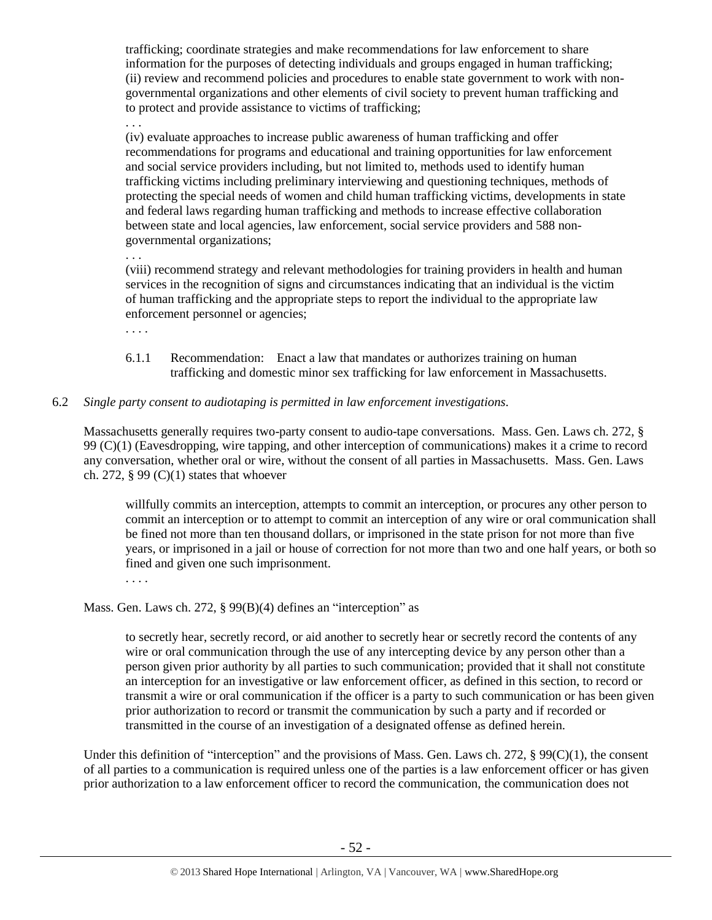> trafficking; coordinate strategies and make recommendations for law enforcement to share information for the purposes of detecting individuals and groups engaged in human trafficking; (ii) review and recommend policies and procedures to enable state government to work with non-governmental organizations and other elements of civil society to prevent human trafficking and to protect and provide assistance to victims of trafficking;
>
> . . .
>
> (iv) evaluate approaches to increase public awareness of human trafficking and offer recommendations for programs and educational and training opportunities for law enforcement and social service providers including, but not limited to, methods used to identify human trafficking victims including preliminary interviewing and questioning techniques, methods of protecting the special needs of women and child human trafficking victims, developments in state and federal laws regarding human trafficking and methods to increase effective collaboration between state and local agencies, law enforcement, social service providers and 588 non-governmental organizations;
>
> . . .
>
> (viii) recommend strategy and relevant methodologies for training providers in health and human services in the recognition of signs and circumstances indicating that an individual is the victim of human trafficking and the appropriate steps to report the individual to the appropriate law enforcement personnel or agencies;
>
> . . . .

6.1.1 Recommendation: Enact a law that mandates or authorizes training on human trafficking and domestic minor sex trafficking for law enforcement in Massachusetts.

6.2 *Single party consent to audiotaping is permitted in law enforcement investigations.*

Massachusetts generally requires two-party consent to audio-tape conversations. Mass. Gen. Laws ch. 272, § 99 (C)(1) (Eavesdropping, wire tapping, and other interception of communications) makes it a crime to record any conversation, whether oral or wire, without the consent of all parties in Massachusetts. Mass. Gen. Laws ch. 272, § 99 (C)(1) states that whoever

> willfully commits an interception, attempts to commit an interception, or procures any other person to commit an interception or to attempt to commit an interception of any wire or oral communication shall be fined not more than ten thousand dollars, or imprisoned in the state prison for not more than five years, or imprisoned in a jail or house of correction for not more than two and one half years, or both so fined and given one such imprisonment.
>
> . . . .

Mass. Gen. Laws ch. 272, § 99(B)(4) defines an "interception" as

> to secretly hear, secretly record, or aid another to secretly hear or secretly record the contents of any wire or oral communication through the use of any intercepting device by any person other than a person given prior authority by all parties to such communication; provided that it shall not constitute an interception for an investigative or law enforcement officer, as defined in this section, to record or transmit a wire or oral communication if the officer is a party to such communication or has been given prior authorization to record or transmit the communication by such a party and if recorded or transmitted in the course of an investigation of a designated offense as defined herein.

Under this definition of "interception" and the provisions of Mass. Gen. Laws ch. 272, § 99(C)(1), the consent of all parties to a communication is required unless one of the parties is a law enforcement officer or has given prior authorization to a law enforcement officer to record the communication, the communication does not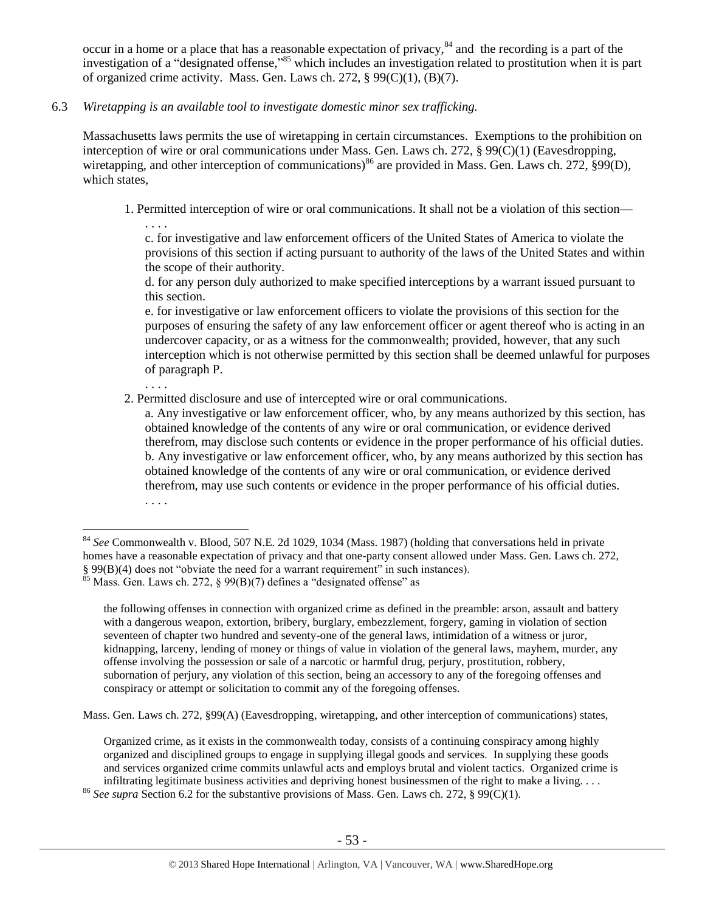occur in a home or a place that has a reasonable expectation of privacy,[84] and the recording is a part of the investigation of a "designated offense,"[85] which includes an investigation related to prostitution when it is part of organized crime activity. Mass. Gen. Laws ch. 272, § 99(C)(1), (B)(7).

6.3 *Wiretapping is an available tool to investigate domestic minor sex trafficking.*

Massachusetts laws permits the use of wiretapping in certain circumstances. Exemptions to the prohibition on interception of wire or oral communications under Mass. Gen. Laws ch. 272, § 99(C)(1) (Eavesdropping, wiretapping, and other interception of communications)[86] are provided in Mass. Gen. Laws ch. 272, §99(D), which states,

> 1. Permitted interception of wire or oral communications. It shall not be a violation of this section—
>
> . . . .
>
> c. for investigative and law enforcement officers of the United States of America to violate the provisions of this section if acting pursuant to authority of the laws of the United States and within the scope of their authority.
>
> d. for any person duly authorized to make specified interceptions by a warrant issued pursuant to this section.
>
> e. for investigative or law enforcement officers to violate the provisions of this section for the purposes of ensuring the safety of any law enforcement officer or agent thereof who is acting in an undercover capacity, or as a witness for the commonwealth; provided, however, that any such interception which is not otherwise permitted by this section shall be deemed unlawful for purposes of paragraph P.
>
> . . . .
>
> 2. Permitted disclosure and use of intercepted wire or oral communications.
>
> a. Any investigative or law enforcement officer, who, by any means authorized by this section, has obtained knowledge of the contents of any wire or oral communication, or evidence derived therefrom, may disclose such contents or evidence in the proper performance of his official duties.
>
> b. Any investigative or law enforcement officer, who, by any means authorized by this section has obtained knowledge of the contents of any wire or oral communication, or evidence derived therefrom, may use such contents or evidence in the proper performance of his official duties.
>
> . . . .

---

[84] *See* Commonwealth v. Blood, 507 N.E. 2d 1029, 1034 (Mass. 1987) (holding that conversations held in private homes have a reasonable expectation of privacy and that one-party consent allowed under Mass. Gen. Laws ch. 272, § 99(B)(4) does not "obviate the need for a warrant requirement" in such instances).

[85] Mass. Gen. Laws ch. 272, § 99(B)(7) defines a "designated offense" as

> the following offenses in connection with organized crime as defined in the preamble: arson, assault and battery with a dangerous weapon, extortion, bribery, burglary, embezzlement, forgery, gaming in violation of section seventeen of chapter two hundred and seventy-one of the general laws, intimidation of a witness or juror, kidnapping, larceny, lending of money or things of value in violation of the general laws, mayhem, murder, any offense involving the possession or sale of a narcotic or harmful drug, perjury, prostitution, robbery, subornation of perjury, any violation of this section, being an accessory to any of the foregoing offenses and conspiracy or attempt or solicitation to commit any of the foregoing offenses.

Mass. Gen. Laws ch. 272, §99(A) (Eavesdropping, wiretapping, and other interception of communications) states,

> Organized crime, as it exists in the commonwealth today, consists of a continuing conspiracy among highly organized and disciplined groups to engage in supplying illegal goods and services. In supplying these goods and services organized crime commits unlawful acts and employs brutal and violent tactics. Organized crime is infiltrating legitimate business activities and depriving honest businessmen of the right to make a living. . . .

[86] *See supra* Section 6.2 for the substantive provisions of Mass. Gen. Laws ch. 272, § 99(C)(1).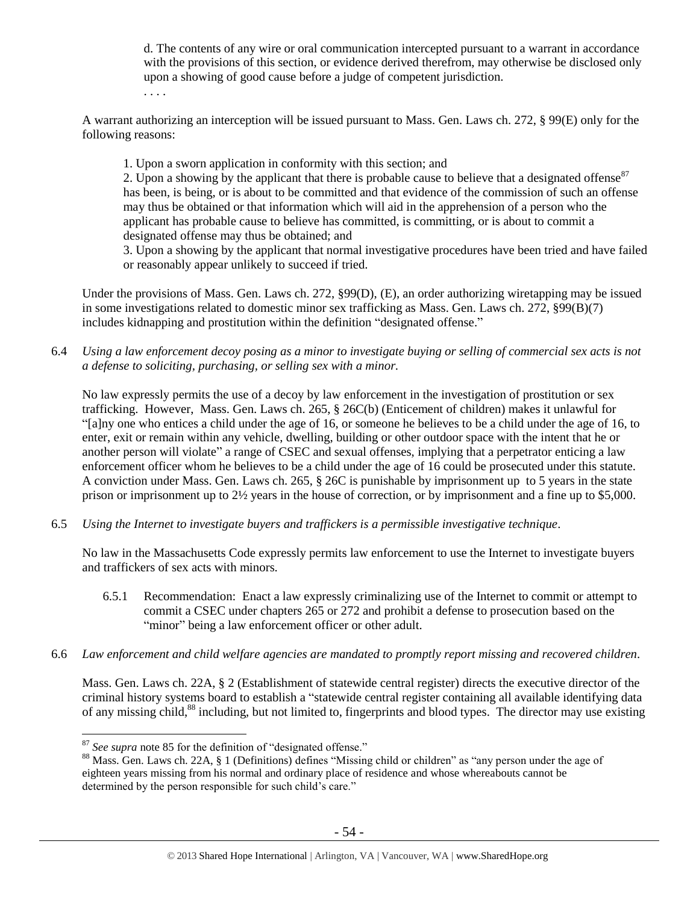d. The contents of any wire or oral communication intercepted pursuant to a warrant in accordance with the provisions of this section, or evidence derived therefrom, may otherwise be disclosed only upon a showing of good cause before a judge of competent jurisdiction.

. . . .

A warrant authorizing an interception will be issued pursuant to Mass. Gen. Laws ch. 272, § 99(E) only for the following reasons:

1. Upon a sworn application in conformity with this section; and
2. Upon a showing by the applicant that there is probable cause to believe that a designated offense[87] has been, is being, or is about to be committed and that evidence of the commission of such an offense may thus be obtained or that information which will aid in the apprehension of a person who the applicant has probable cause to believe has committed, is committing, or is about to commit a designated offense may thus be obtained; and
3. Upon a showing by the applicant that normal investigative procedures have been tried and have failed or reasonably appear unlikely to succeed if tried.

Under the provisions of Mass. Gen. Laws ch. 272, §99(D), (E), an order authorizing wiretapping may be issued in some investigations related to domestic minor sex trafficking as Mass. Gen. Laws ch. 272, §99(B)(7) includes kidnapping and prostitution within the definition "designated offense."

6.4 *Using a law enforcement decoy posing as a minor to investigate buying or selling of commercial sex acts is not a defense to soliciting, purchasing, or selling sex with a minor.*

No law expressly permits the use of a decoy by law enforcement in the investigation of prostitution or sex trafficking. However, Mass. Gen. Laws ch. 265, § 26C(b) (Enticement of children) makes it unlawful for "[a]ny one who entices a child under the age of 16, or someone he believes to be a child under the age of 16, to enter, exit or remain within any vehicle, dwelling, building or other outdoor space with the intent that he or another person will violate" a range of CSEC and sexual offenses, implying that a perpetrator enticing a law enforcement officer whom he believes to be a child under the age of 16 could be prosecuted under this statute. A conviction under Mass. Gen. Laws ch. 265, § 26C is punishable by imprisonment up to 5 years in the state prison or imprisonment up to 2½ years in the house of correction, or by imprisonment and a fine up to $5,000.

6.5 *Using the Internet to investigate buyers and traffickers is a permissible investigative technique*.

No law in the Massachusetts Code expressly permits law enforcement to use the Internet to investigate buyers and traffickers of sex acts with minors.

6.5.1 Recommendation: Enact a law expressly criminalizing use of the Internet to commit or attempt to commit a CSEC under chapters 265 or 272 and prohibit a defense to prosecution based on the "minor" being a law enforcement officer or other adult.

6.6 *Law enforcement and child welfare agencies are mandated to promptly report missing and recovered children*.

Mass. Gen. Laws ch. 22A, § 2 (Establishment of statewide central register) directs the executive director of the criminal history systems board to establish a "statewide central register containing all available identifying data of any missing child,[88] including, but not limited to, fingerprints and blood types. The director may use existing

---

[87] *See supra* note 85 for the definition of "designated offense."

[88] Mass. Gen. Laws ch. 22A, § 1 (Definitions) defines "Missing child or children" as "any person under the age of eighteen years missing from his normal and ordinary place of residence and whose whereabouts cannot be determined by the person responsible for such child's care."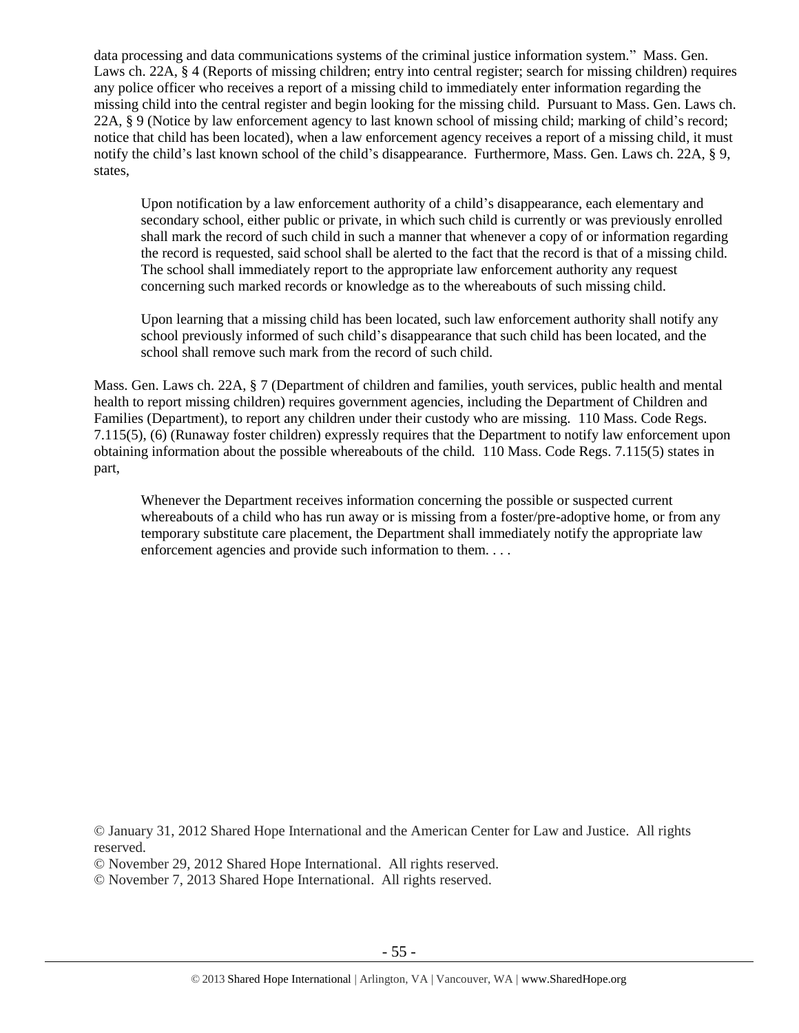data processing and data communications systems of the criminal justice information system." Mass. Gen. Laws ch. 22A, § 4 (Reports of missing children; entry into central register; search for missing children) requires any police officer who receives a report of a missing child to immediately enter information regarding the missing child into the central register and begin looking for the missing child. Pursuant to Mass. Gen. Laws ch. 22A, § 9 (Notice by law enforcement agency to last known school of missing child; marking of child's record; notice that child has been located), when a law enforcement agency receives a report of a missing child, it must notify the child's last known school of the child's disappearance. Furthermore, Mass. Gen. Laws ch. 22A, § 9, states,

> Upon notification by a law enforcement authority of a child's disappearance, each elementary and secondary school, either public or private, in which such child is currently or was previously enrolled shall mark the record of such child in such a manner that whenever a copy of or information regarding the record is requested, said school shall be alerted to the fact that the record is that of a missing child. The school shall immediately report to the appropriate law enforcement authority any request concerning such marked records or knowledge as to the whereabouts of such missing child.
>
> Upon learning that a missing child has been located, such law enforcement authority shall notify any school previously informed of such child's disappearance that such child has been located, and the school shall remove such mark from the record of such child.

Mass. Gen. Laws ch. 22A, § 7 (Department of children and families, youth services, public health and mental health to report missing children) requires government agencies, including the Department of Children and Families (Department), to report any children under their custody who are missing. 110 Mass. Code Regs. 7.115(5), (6) (Runaway foster children) expressly requires that the Department to notify law enforcement upon obtaining information about the possible whereabouts of the child. 110 Mass. Code Regs. 7.115(5) states in part,

> Whenever the Department receives information concerning the possible or suspected current whereabouts of a child who has run away or is missing from a foster/pre-adoptive home, or from any temporary substitute care placement, the Department shall immediately notify the appropriate law enforcement agencies and provide such information to them. . . .

© January 31, 2012 Shared Hope International and the American Center for Law and Justice. All rights reserved.
© November 29, 2012 Shared Hope International. All rights reserved.
© November 7, 2013 Shared Hope International. All rights reserved.